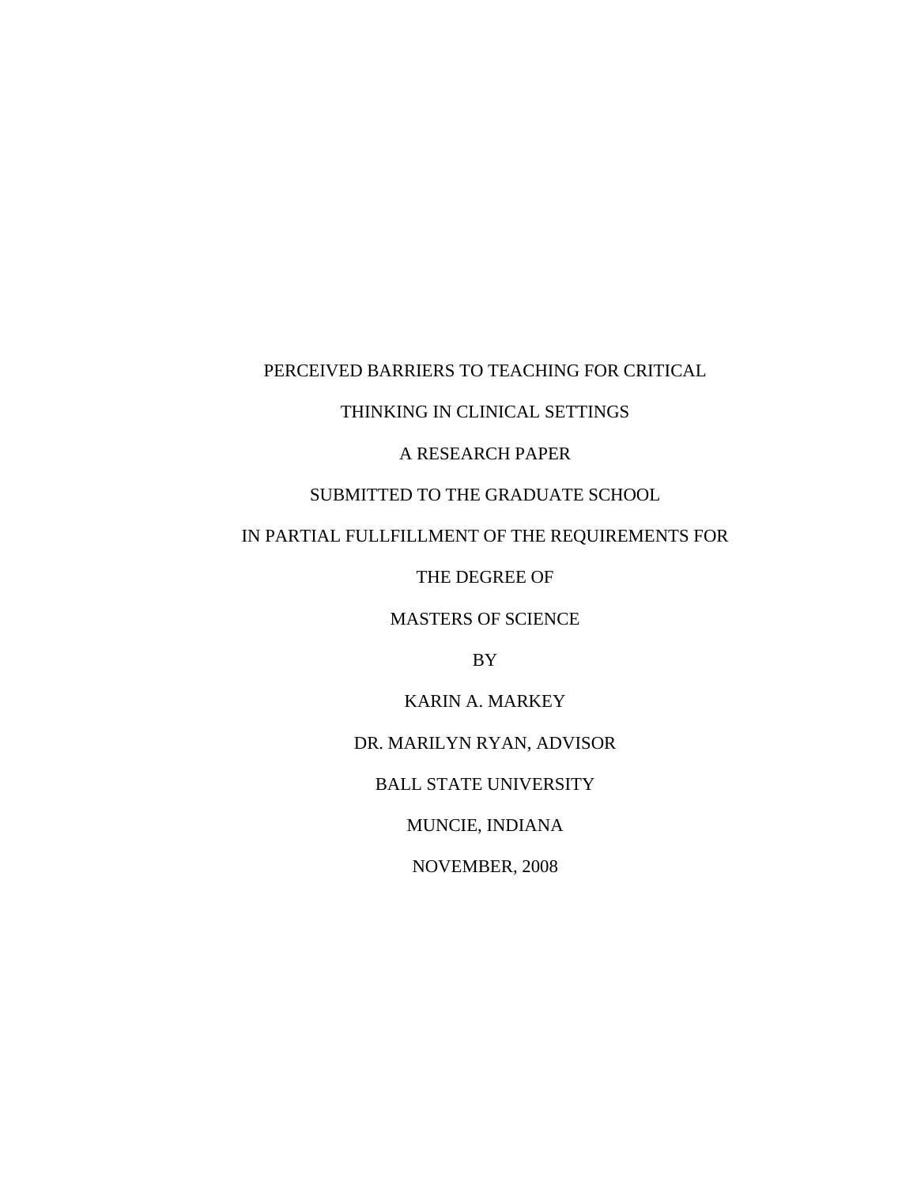# PERCEIVED BARRIERS TO TEACHING FOR CRITICAL THINKING IN CLINICAL SETTINGS

A RESEARCH PAPER

SUBMITTED TO THE GRADUATE SCHOOL

IN PARTIAL FULLFILLMENT OF THE REQUIREMENTS FOR

THE DEGREE OF

MASTERS OF SCIENCE

BY

KARIN A. MARKEY

DR. MARILYN RYAN, ADVISOR

BALL STATE UNIVERSITY

MUNCIE, INDIANA

NOVEMBER, 2008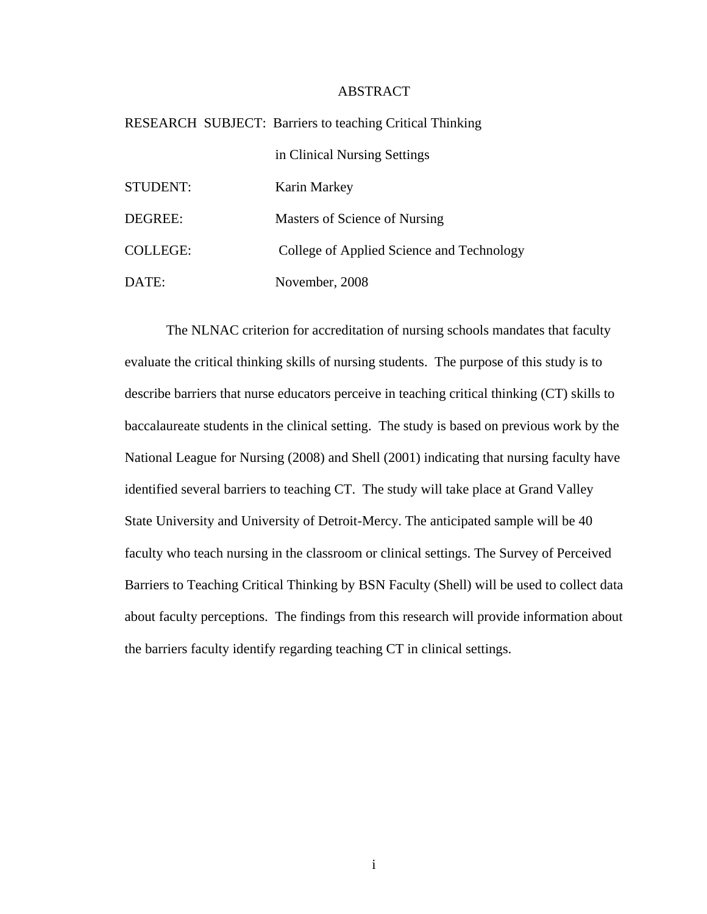# ABSTRACT

RESEARCH SUBJECT: Barriers to teaching Critical Thinking in Clinical Nursing Settings

STUDENT: Karin Markey

DEGREE: Masters of Science of Nursing

COLLEGE: College of Applied Science and Technology

DATE: November, 2008

The NLNAC criterion for accreditation of nursing schools mandates that faculty evaluate the critical thinking skills of nursing students. The purpose of this study is to describe barriers that nurse educators perceive in teaching critical thinking (CT) skills to baccalaureate students in the clinical setting. The study is based on previous work by the National League for Nursing (2008) and Shell (2001) indicating that nursing faculty have identified several barriers to teaching CT. The study will take place at Grand Valley State University and University of Detroit-Mercy. The anticipated sample will be 40 faculty who teach nursing in the classroom or clinical settings. The Survey of Perceived Barriers to Teaching Critical Thinking by BSN Faculty (Shell) will be used to collect data about faculty perceptions. The findings from this research will provide information about the barriers faculty identify regarding teaching CT in clinical settings.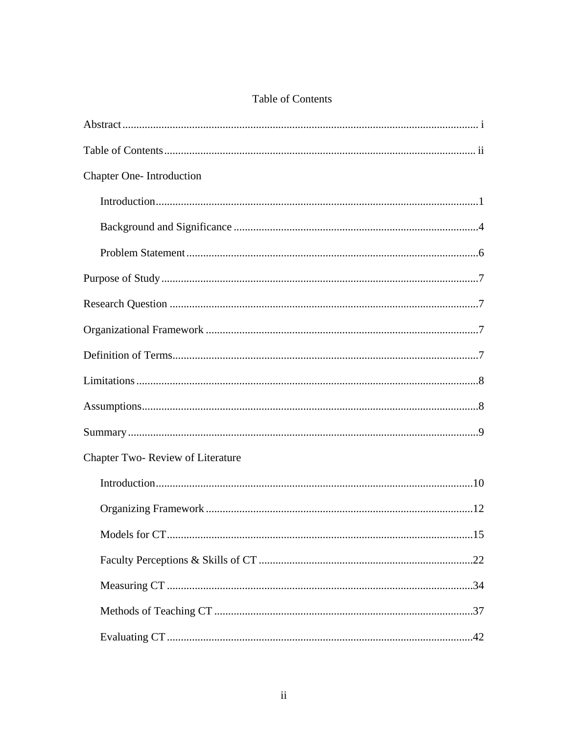# Table of Contents

Abstract .......... i

Table of Contents .......... ii

Chapter One- Introduction

- Introduction .......... 1
- Background and Significance .......... 4
- Problem Statement .......... 6

Purpose of Study .......... 7

Research Question .......... 7

Organizational Framework .......... 7

Definition of Terms .......... 7

Limitations .......... 8

Assumptions .......... 8

Summary .......... 9

Chapter Two- Review of Literature

- Introduction .......... 10
- Organizing Framework .......... 12
- Models for CT .......... 15
- Faculty Perceptions & Skills of CT .......... 22
- Measuring CT .......... 34
- Methods of Teaching CT .......... 37
- Evaluating CT .......... 42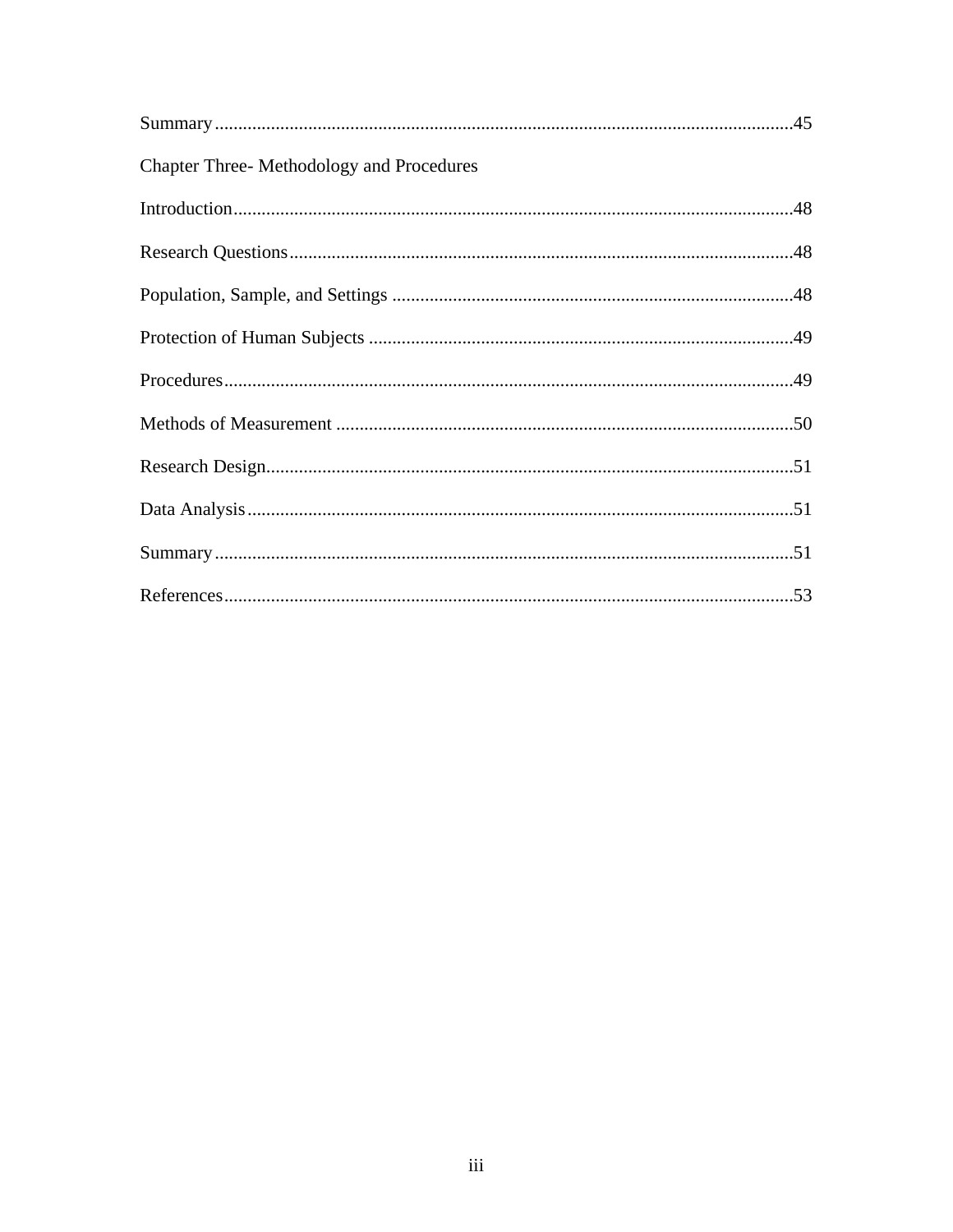Summary....................................................................................................................45

Chapter Three- Methodology and Procedures

Introduction...............................................................................................................48

Research Questions...................................................................................................48

Population, Sample, and Settings .............................................................................48

Protection of Human Subjects ..................................................................................49

Procedures.................................................................................................................49

Methods of Measurement .........................................................................................50

Research Design........................................................................................................51

Data Analysis............................................................................................................51

Summary...................................................................................................................51

References.................................................................................................................53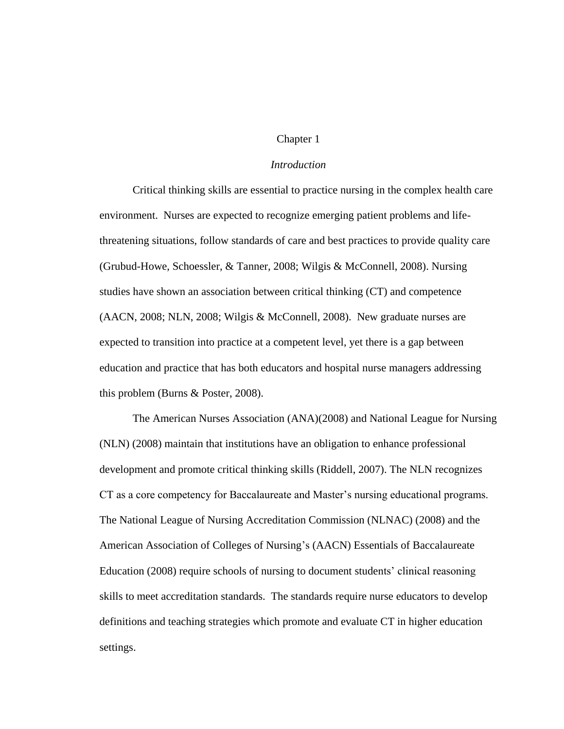# Chapter 1

## *Introduction*

Critical thinking skills are essential to practice nursing in the complex health care environment. Nurses are expected to recognize emerging patient problems and life-threatening situations, follow standards of care and best practices to provide quality care (Grubud-Howe, Schoessler, & Tanner, 2008; Wilgis & McConnell, 2008). Nursing studies have shown an association between critical thinking (CT) and competence (AACN, 2008; NLN, 2008; Wilgis & McConnell, 2008). New graduate nurses are expected to transition into practice at a competent level, yet there is a gap between education and practice that has both educators and hospital nurse managers addressing this problem (Burns & Poster, 2008).

The American Nurses Association (ANA)(2008) and National League for Nursing (NLN) (2008) maintain that institutions have an obligation to enhance professional development and promote critical thinking skills (Riddell, 2007). The NLN recognizes CT as a core competency for Baccalaureate and Master's nursing educational programs. The National League of Nursing Accreditation Commission (NLNAC) (2008) and the American Association of Colleges of Nursing's (AACN) Essentials of Baccalaureate Education (2008) require schools of nursing to document students' clinical reasoning skills to meet accreditation standards. The standards require nurse educators to develop definitions and teaching strategies which promote and evaluate CT in higher education settings.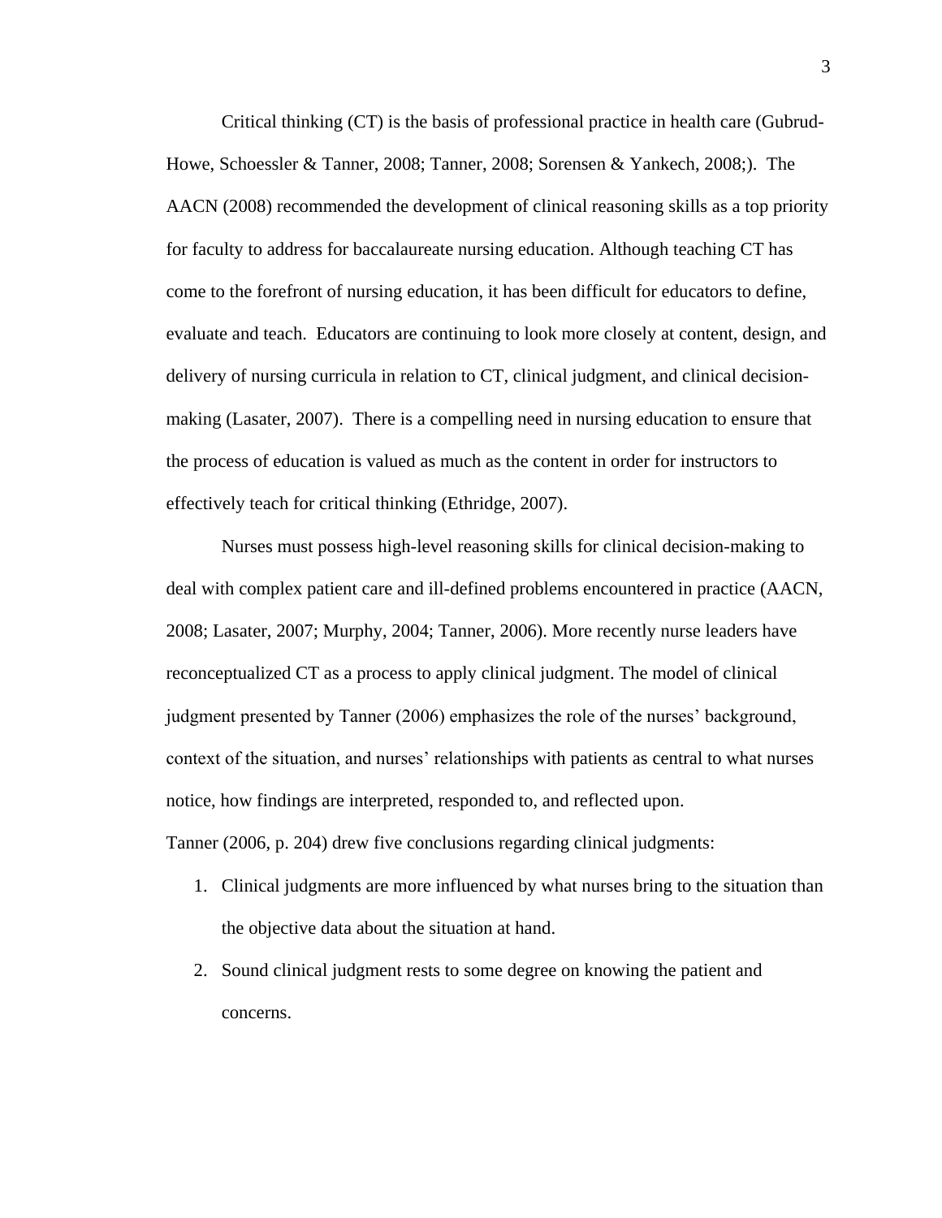Critical thinking (CT) is the basis of professional practice in health care (Gubrud-Howe, Schoessler & Tanner, 2008; Tanner, 2008; Sorensen & Yankech, 2008;). The AACN (2008) recommended the development of clinical reasoning skills as a top priority for faculty to address for baccalaureate nursing education. Although teaching CT has come to the forefront of nursing education, it has been difficult for educators to define, evaluate and teach. Educators are continuing to look more closely at content, design, and delivery of nursing curricula in relation to CT, clinical judgment, and clinical decision-making (Lasater, 2007). There is a compelling need in nursing education to ensure that the process of education is valued as much as the content in order for instructors to effectively teach for critical thinking (Ethridge, 2007).

Nurses must possess high-level reasoning skills for clinical decision-making to deal with complex patient care and ill-defined problems encountered in practice (AACN, 2008; Lasater, 2007; Murphy, 2004; Tanner, 2006). More recently nurse leaders have reconceptualized CT as a process to apply clinical judgment. The model of clinical judgment presented by Tanner (2006) emphasizes the role of the nurses' background, context of the situation, and nurses' relationships with patients as central to what nurses notice, how findings are interpreted, responded to, and reflected upon.

Tanner (2006, p. 204) drew five conclusions regarding clinical judgments:

1. Clinical judgments are more influenced by what nurses bring to the situation than the objective data about the situation at hand.
2. Sound clinical judgment rests to some degree on knowing the patient and concerns.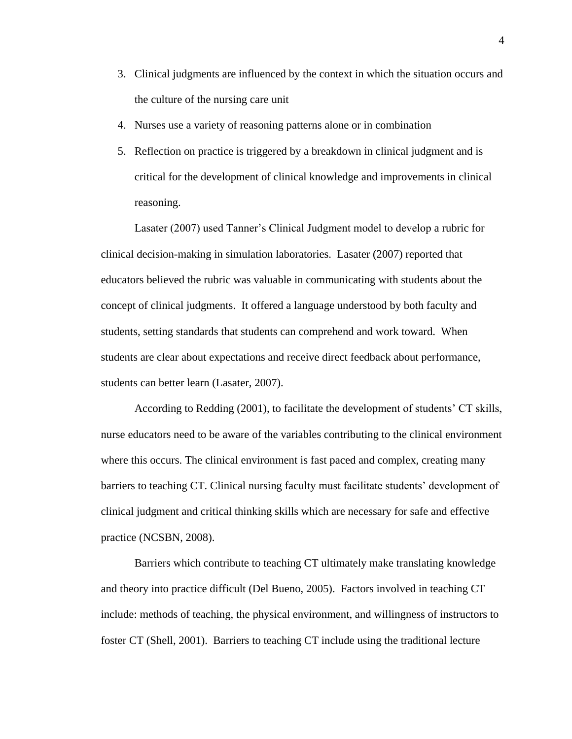3. Clinical judgments are influenced by the context in which the situation occurs and the culture of the nursing care unit
4. Nurses use a variety of reasoning patterns alone or in combination
5. Reflection on practice is triggered by a breakdown in clinical judgment and is critical for the development of clinical knowledge and improvements in clinical reasoning.

Lasater (2007) used Tanner's Clinical Judgment model to develop a rubric for clinical decision-making in simulation laboratories. Lasater (2007) reported that educators believed the rubric was valuable in communicating with students about the concept of clinical judgments. It offered a language understood by both faculty and students, setting standards that students can comprehend and work toward. When students are clear about expectations and receive direct feedback about performance, students can better learn (Lasater, 2007).

According to Redding (2001), to facilitate the development of students' CT skills, nurse educators need to be aware of the variables contributing to the clinical environment where this occurs. The clinical environment is fast paced and complex, creating many barriers to teaching CT. Clinical nursing faculty must facilitate students' development of clinical judgment and critical thinking skills which are necessary for safe and effective practice (NCSBN, 2008).

Barriers which contribute to teaching CT ultimately make translating knowledge and theory into practice difficult (Del Bueno, 2005). Factors involved in teaching CT include: methods of teaching, the physical environment, and willingness of instructors to foster CT (Shell, 2001). Barriers to teaching CT include using the traditional lecture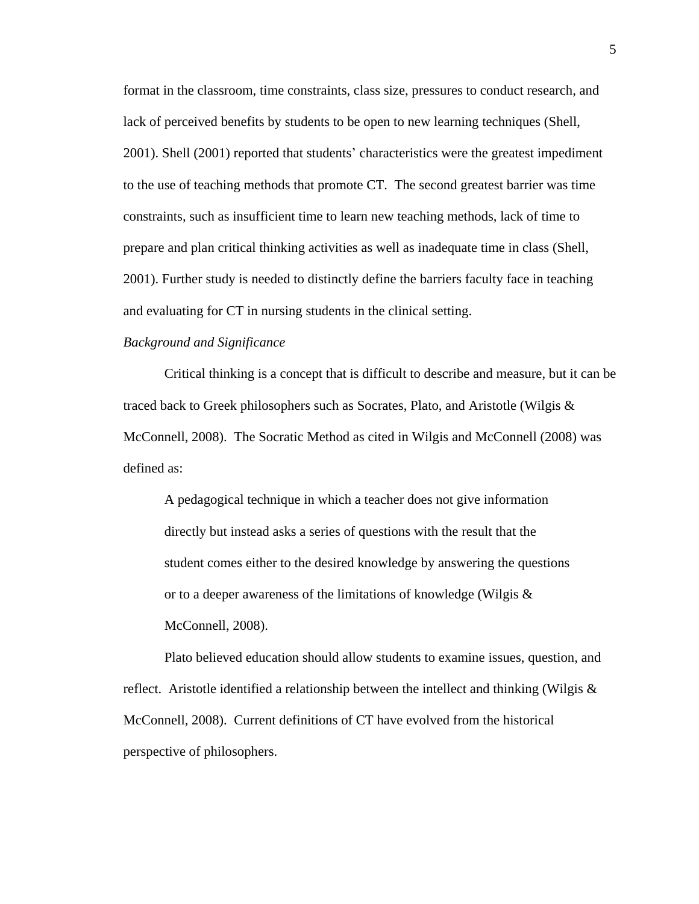format in the classroom, time constraints, class size, pressures to conduct research, and lack of perceived benefits by students to be open to new learning techniques (Shell, 2001). Shell (2001) reported that students' characteristics were the greatest impediment to the use of teaching methods that promote CT. The second greatest barrier was time constraints, such as insufficient time to learn new teaching methods, lack of time to prepare and plan critical thinking activities as well as inadequate time in class (Shell, 2001). Further study is needed to distinctly define the barriers faculty face in teaching and evaluating for CT in nursing students in the clinical setting.

*Background and Significance*

Critical thinking is a concept that is difficult to describe and measure, but it can be traced back to Greek philosophers such as Socrates, Plato, and Aristotle (Wilgis & McConnell, 2008). The Socratic Method as cited in Wilgis and McConnell (2008) was defined as:

> A pedagogical technique in which a teacher does not give information directly but instead asks a series of questions with the result that the student comes either to the desired knowledge by answering the questions or to a deeper awareness of the limitations of knowledge (Wilgis & McConnell, 2008).

Plato believed education should allow students to examine issues, question, and reflect. Aristotle identified a relationship between the intellect and thinking (Wilgis & McConnell, 2008). Current definitions of CT have evolved from the historical perspective of philosophers.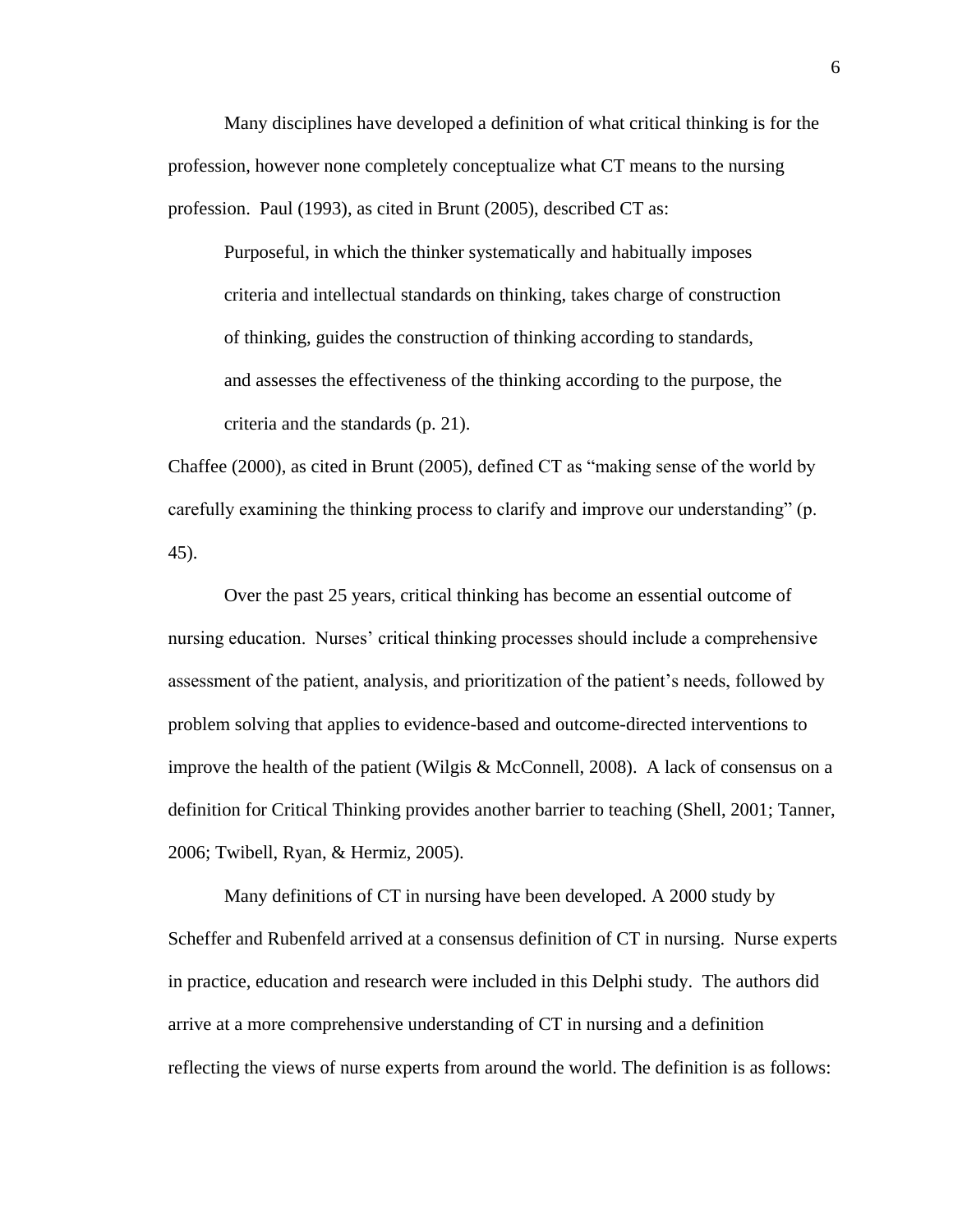Many disciplines have developed a definition of what critical thinking is for the profession, however none completely conceptualize what CT means to the nursing profession. Paul (1993), as cited in Brunt (2005), described CT as:

> Purposeful, in which the thinker systematically and habitually imposes criteria and intellectual standards on thinking, takes charge of construction of thinking, guides the construction of thinking according to standards, and assesses the effectiveness of the thinking according to the purpose, the criteria and the standards (p. 21).

Chaffee (2000), as cited in Brunt (2005), defined CT as "making sense of the world by carefully examining the thinking process to clarify and improve our understanding" (p. 45).

Over the past 25 years, critical thinking has become an essential outcome of nursing education. Nurses' critical thinking processes should include a comprehensive assessment of the patient, analysis, and prioritization of the patient's needs, followed by problem solving that applies to evidence-based and outcome-directed interventions to improve the health of the patient (Wilgis & McConnell, 2008). A lack of consensus on a definition for Critical Thinking provides another barrier to teaching (Shell, 2001; Tanner, 2006; Twibell, Ryan, & Hermiz, 2005).

Many definitions of CT in nursing have been developed. A 2000 study by Scheffer and Rubenfeld arrived at a consensus definition of CT in nursing. Nurse experts in practice, education and research were included in this Delphi study. The authors did arrive at a more comprehensive understanding of CT in nursing and a definition reflecting the views of nurse experts from around the world. The definition is as follows: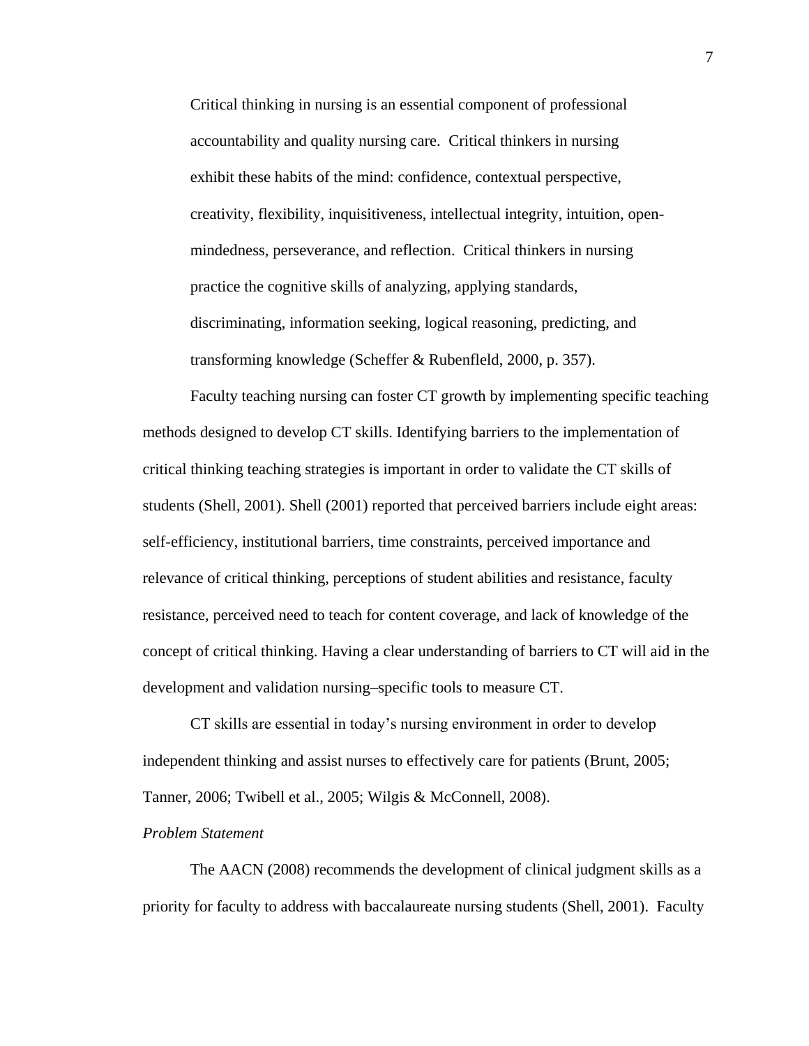> Critical thinking in nursing is an essential component of professional accountability and quality nursing care. Critical thinkers in nursing exhibit these habits of the mind: confidence, contextual perspective, creativity, flexibility, inquisitiveness, intellectual integrity, intuition, open-mindedness, perseverance, and reflection. Critical thinkers in nursing practice the cognitive skills of analyzing, applying standards, discriminating, information seeking, logical reasoning, predicting, and transforming knowledge (Scheffer & Rubenfleld, 2000, p. 357).

Faculty teaching nursing can foster CT growth by implementing specific teaching methods designed to develop CT skills. Identifying barriers to the implementation of critical thinking teaching strategies is important in order to validate the CT skills of students (Shell, 2001). Shell (2001) reported that perceived barriers include eight areas: self-efficiency, institutional barriers, time constraints, perceived importance and relevance of critical thinking, perceptions of student abilities and resistance, faculty resistance, perceived need to teach for content coverage, and lack of knowledge of the concept of critical thinking. Having a clear understanding of barriers to CT will aid in the development and validation nursing–specific tools to measure CT.

CT skills are essential in today's nursing environment in order to develop independent thinking and assist nurses to effectively care for patients (Brunt, 2005; Tanner, 2006; Twibell et al., 2005; Wilgis & McConnell, 2008).

*Problem Statement*

The AACN (2008) recommends the development of clinical judgment skills as a priority for faculty to address with baccalaureate nursing students (Shell, 2001). Faculty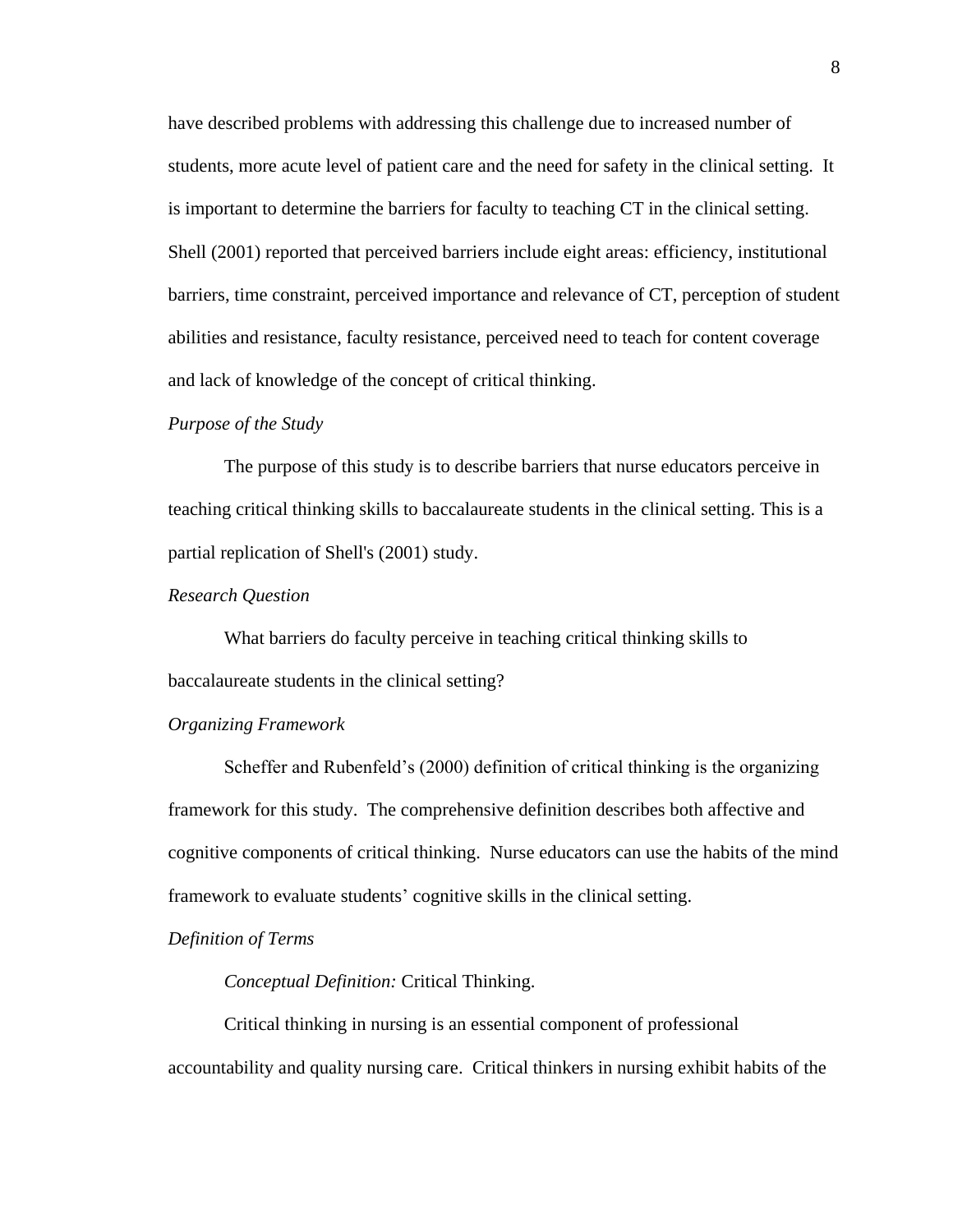have described problems with addressing this challenge due to increased number of students, more acute level of patient care and the need for safety in the clinical setting. It is important to determine the barriers for faculty to teaching CT in the clinical setting. Shell (2001) reported that perceived barriers include eight areas: efficiency, institutional barriers, time constraint, perceived importance and relevance of CT, perception of student abilities and resistance, faculty resistance, perceived need to teach for content coverage and lack of knowledge of the concept of critical thinking.

*Purpose of the Study*

The purpose of this study is to describe barriers that nurse educators perceive in teaching critical thinking skills to baccalaureate students in the clinical setting. This is a partial replication of Shell's (2001) study.

*Research Question*

What barriers do faculty perceive in teaching critical thinking skills to baccalaureate students in the clinical setting?

*Organizing Framework*

Scheffer and Rubenfeld's (2000) definition of critical thinking is the organizing framework for this study. The comprehensive definition describes both affective and cognitive components of critical thinking. Nurse educators can use the habits of the mind framework to evaluate students' cognitive skills in the clinical setting.

*Definition of Terms*

*Conceptual Definition:* Critical Thinking.

Critical thinking in nursing is an essential component of professional accountability and quality nursing care. Critical thinkers in nursing exhibit habits of the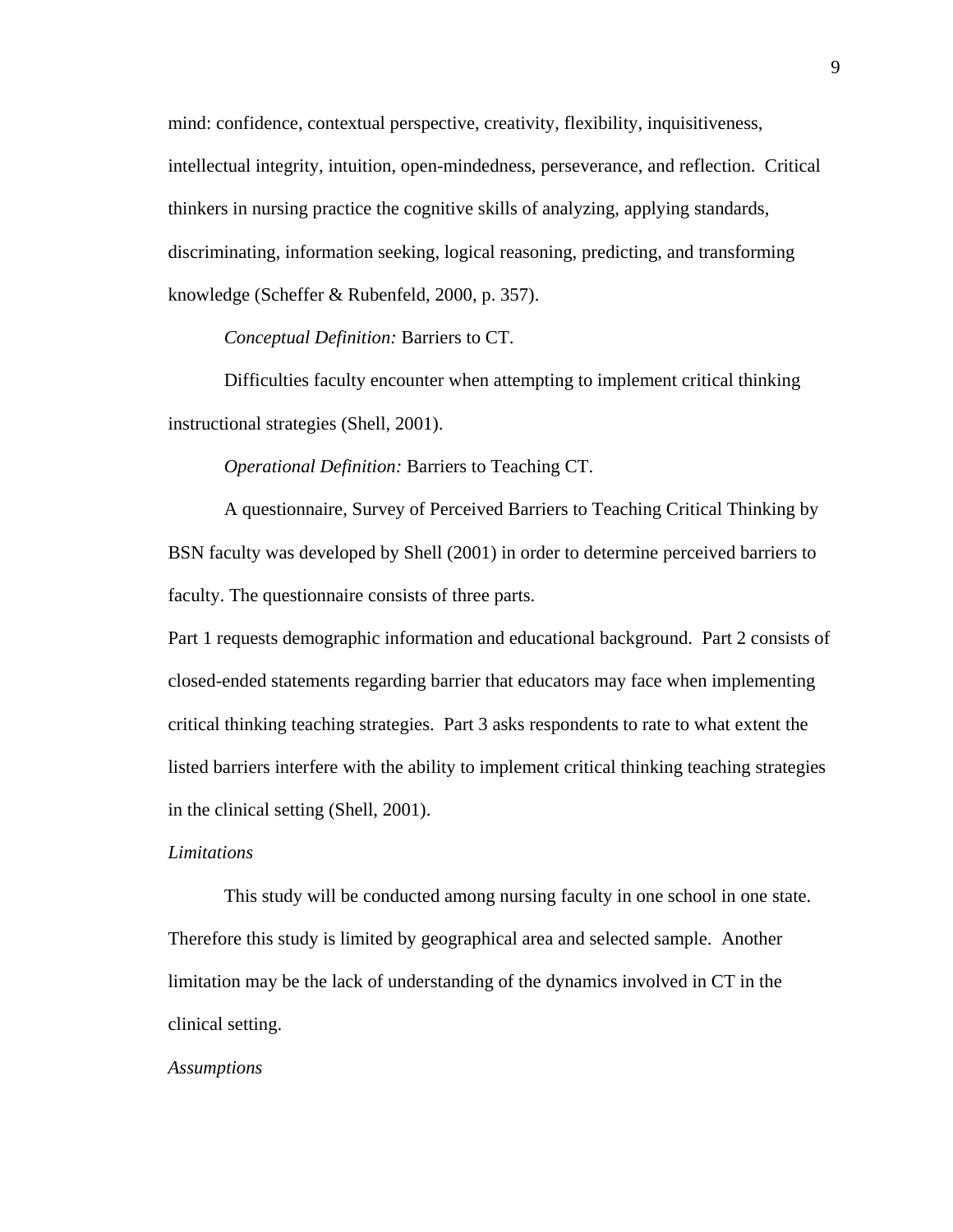mind: confidence, contextual perspective, creativity, flexibility, inquisitiveness, intellectual integrity, intuition, open-mindedness, perseverance, and reflection. Critical thinkers in nursing practice the cognitive skills of analyzing, applying standards, discriminating, information seeking, logical reasoning, predicting, and transforming knowledge (Scheffer & Rubenfeld, 2000, p. 357).

*Conceptual Definition:* Barriers to CT.

Difficulties faculty encounter when attempting to implement critical thinking instructional strategies (Shell, 2001).

*Operational Definition:* Barriers to Teaching CT.

A questionnaire, Survey of Perceived Barriers to Teaching Critical Thinking by BSN faculty was developed by Shell (2001) in order to determine perceived barriers to faculty. The questionnaire consists of three parts.

Part 1 requests demographic information and educational background. Part 2 consists of closed-ended statements regarding barrier that educators may face when implementing critical thinking teaching strategies. Part 3 asks respondents to rate to what extent the listed barriers interfere with the ability to implement critical thinking teaching strategies in the clinical setting (Shell, 2001).

*Limitations*

This study will be conducted among nursing faculty in one school in one state. Therefore this study is limited by geographical area and selected sample. Another limitation may be the lack of understanding of the dynamics involved in CT in the clinical setting.

*Assumptions*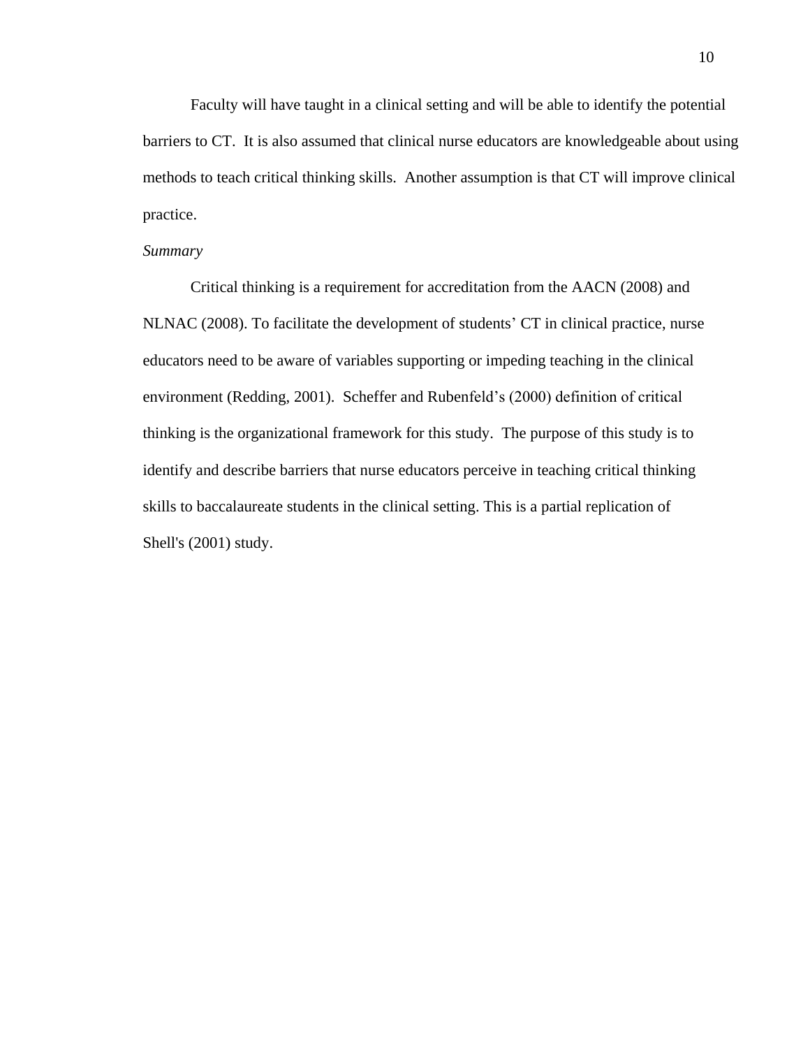Faculty will have taught in a clinical setting and will be able to identify the potential barriers to CT. It is also assumed that clinical nurse educators are knowledgeable about using methods to teach critical thinking skills. Another assumption is that CT will improve clinical practice.

### *Summary*

Critical thinking is a requirement for accreditation from the AACN (2008) and NLNAC (2008). To facilitate the development of students' CT in clinical practice, nurse educators need to be aware of variables supporting or impeding teaching in the clinical environment (Redding, 2001). Scheffer and Rubenfeld's (2000) definition of critical thinking is the organizational framework for this study. The purpose of this study is to identify and describe barriers that nurse educators perceive in teaching critical thinking skills to baccalaureate students in the clinical setting. This is a partial replication of Shell's (2001) study.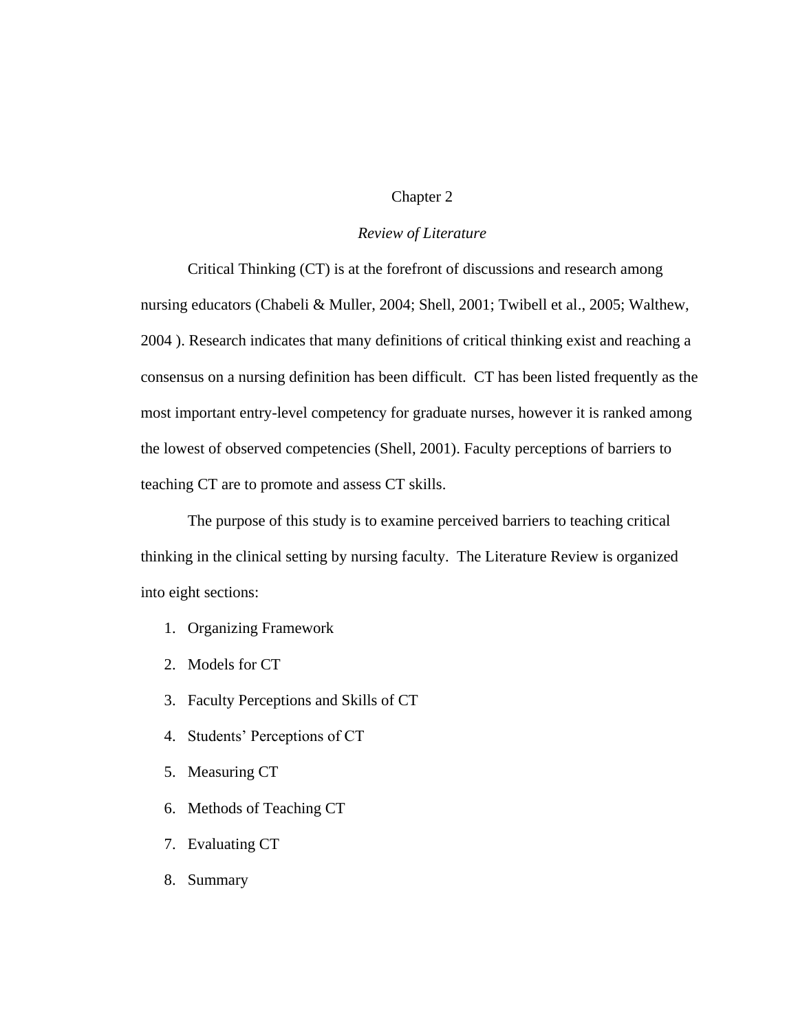# Chapter 2

## *Review of Literature*

Critical Thinking (CT) is at the forefront of discussions and research among nursing educators (Chabeli & Muller, 2004; Shell, 2001; Twibell et al., 2005; Walthew, 2004 ). Research indicates that many definitions of critical thinking exist and reaching a consensus on a nursing definition has been difficult. CT has been listed frequently as the most important entry-level competency for graduate nurses, however it is ranked among the lowest of observed competencies (Shell, 2001). Faculty perceptions of barriers to teaching CT are to promote and assess CT skills.

The purpose of this study is to examine perceived barriers to teaching critical thinking in the clinical setting by nursing faculty. The Literature Review is organized into eight sections:

1. Organizing Framework
2. Models for CT
3. Faculty Perceptions and Skills of CT
4. Students' Perceptions of CT
5. Measuring CT
6. Methods of Teaching CT
7. Evaluating CT
8. Summary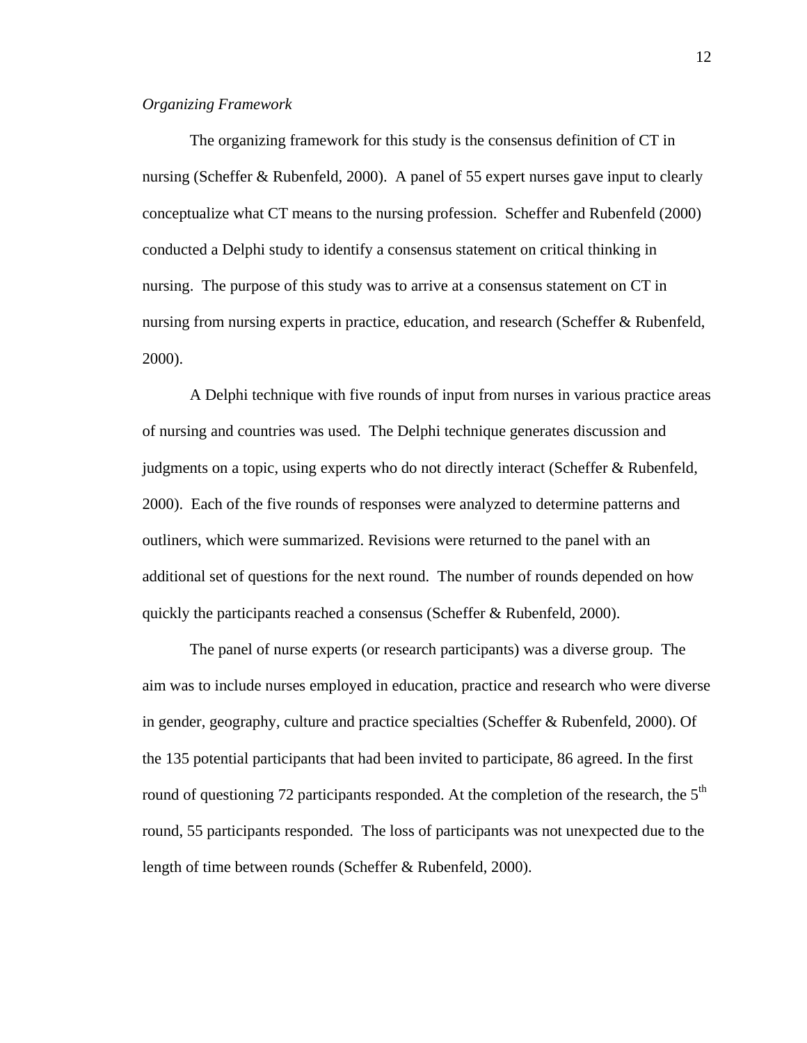*Organizing Framework*

The organizing framework for this study is the consensus definition of CT in nursing (Scheffer & Rubenfeld, 2000). A panel of 55 expert nurses gave input to clearly conceptualize what CT means to the nursing profession. Scheffer and Rubenfeld (2000) conducted a Delphi study to identify a consensus statement on critical thinking in nursing. The purpose of this study was to arrive at a consensus statement on CT in nursing from nursing experts in practice, education, and research (Scheffer & Rubenfeld, 2000).

A Delphi technique with five rounds of input from nurses in various practice areas of nursing and countries was used. The Delphi technique generates discussion and judgments on a topic, using experts who do not directly interact (Scheffer & Rubenfeld, 2000). Each of the five rounds of responses were analyzed to determine patterns and outliners, which were summarized. Revisions were returned to the panel with an additional set of questions for the next round. The number of rounds depended on how quickly the participants reached a consensus (Scheffer & Rubenfeld, 2000).

The panel of nurse experts (or research participants) was a diverse group. The aim was to include nurses employed in education, practice and research who were diverse in gender, geography, culture and practice specialties (Scheffer & Rubenfeld, 2000). Of the 135 potential participants that had been invited to participate, 86 agreed. In the first round of questioning 72 participants responded. At the completion of the research, the 5th round, 55 participants responded. The loss of participants was not unexpected due to the length of time between rounds (Scheffer & Rubenfeld, 2000).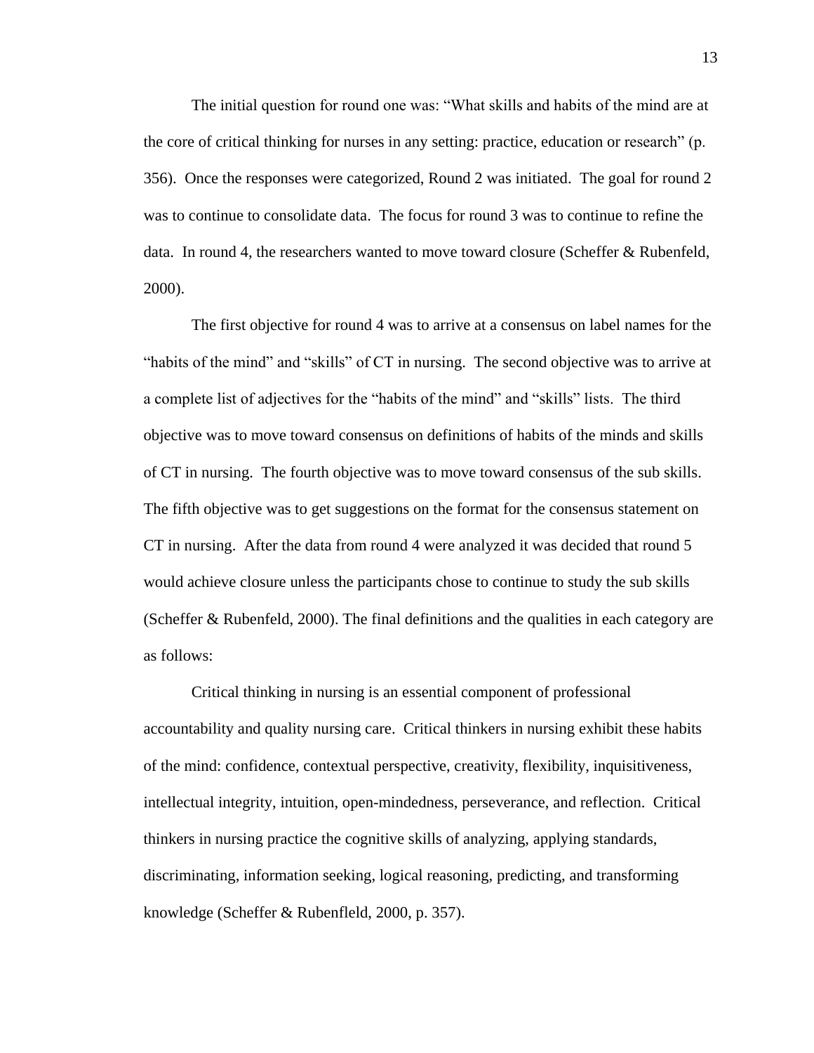The initial question for round one was: "What skills and habits of the mind are at the core of critical thinking for nurses in any setting: practice, education or research" (p. 356). Once the responses were categorized, Round 2 was initiated. The goal for round 2 was to continue to consolidate data. The focus for round 3 was to continue to refine the data. In round 4, the researchers wanted to move toward closure (Scheffer & Rubenfeld, 2000).

The first objective for round 4 was to arrive at a consensus on label names for the "habits of the mind" and "skills" of CT in nursing. The second objective was to arrive at a complete list of adjectives for the "habits of the mind" and "skills" lists. The third objective was to move toward consensus on definitions of habits of the minds and skills of CT in nursing. The fourth objective was to move toward consensus of the sub skills. The fifth objective was to get suggestions on the format for the consensus statement on CT in nursing. After the data from round 4 were analyzed it was decided that round 5 would achieve closure unless the participants chose to continue to study the sub skills (Scheffer & Rubenfeld, 2000). The final definitions and the qualities in each category are as follows:

Critical thinking in nursing is an essential component of professional accountability and quality nursing care. Critical thinkers in nursing exhibit these habits of the mind: confidence, contextual perspective, creativity, flexibility, inquisitiveness, intellectual integrity, intuition, open-mindedness, perseverance, and reflection. Critical thinkers in nursing practice the cognitive skills of analyzing, applying standards, discriminating, information seeking, logical reasoning, predicting, and transforming knowledge (Scheffer & Rubenfleld, 2000, p. 357).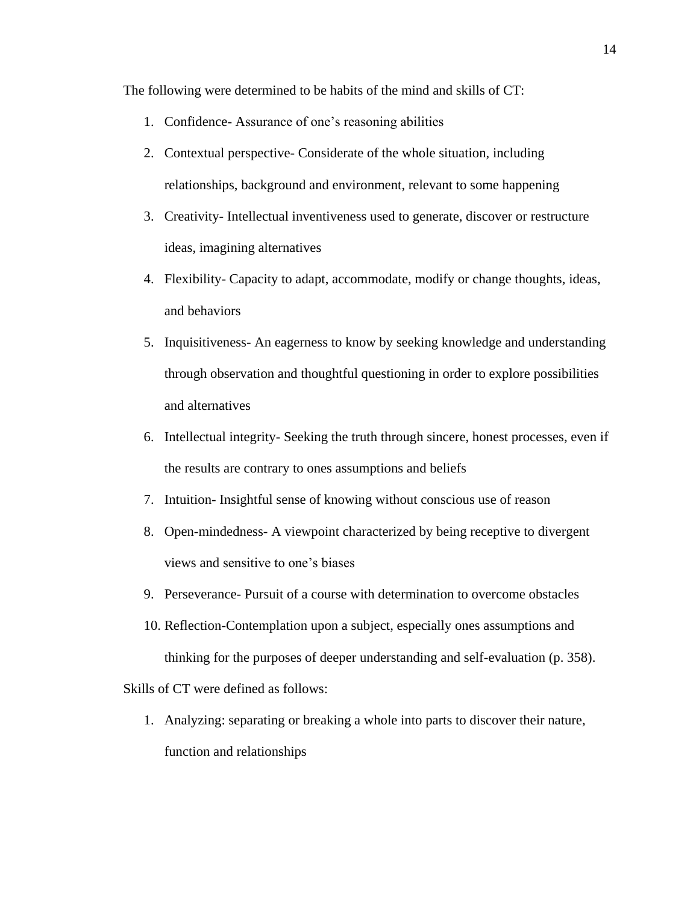The following were determined to be habits of the mind and skills of CT:

1. Confidence- Assurance of one's reasoning abilities
2. Contextual perspective- Considerate of the whole situation, including relationships, background and environment, relevant to some happening
3. Creativity- Intellectual inventiveness used to generate, discover or restructure ideas, imagining alternatives
4. Flexibility- Capacity to adapt, accommodate, modify or change thoughts, ideas, and behaviors
5. Inquisitiveness- An eagerness to know by seeking knowledge and understanding through observation and thoughtful questioning in order to explore possibilities and alternatives
6. Intellectual integrity- Seeking the truth through sincere, honest processes, even if the results are contrary to ones assumptions and beliefs
7. Intuition- Insightful sense of knowing without conscious use of reason
8. Open-mindedness- A viewpoint characterized by being receptive to divergent views and sensitive to one's biases
9. Perseverance- Pursuit of a course with determination to overcome obstacles
10. Reflection-Contemplation upon a subject, especially ones assumptions and thinking for the purposes of deeper understanding and self-evaluation (p. 358).

Skills of CT were defined as follows:

1. Analyzing: separating or breaking a whole into parts to discover their nature, function and relationships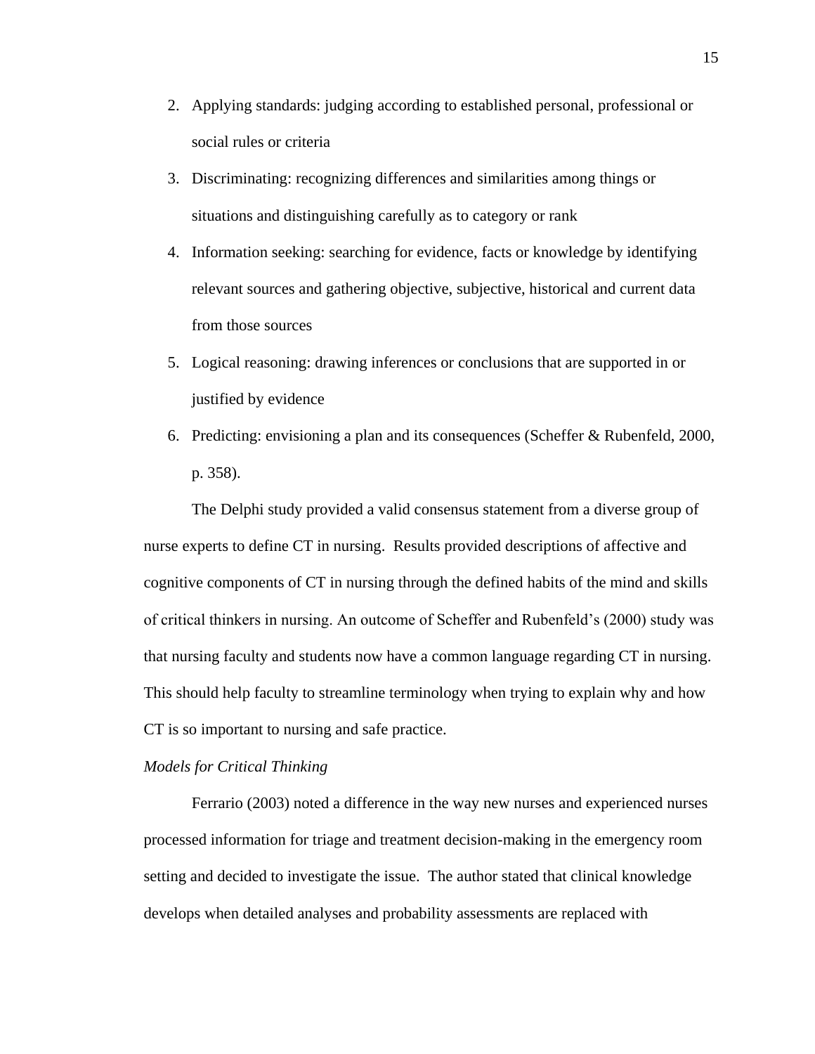2. Applying standards: judging according to established personal, professional or social rules or criteria
3. Discriminating: recognizing differences and similarities among things or situations and distinguishing carefully as to category or rank
4. Information seeking: searching for evidence, facts or knowledge by identifying relevant sources and gathering objective, subjective, historical and current data from those sources
5. Logical reasoning: drawing inferences or conclusions that are supported in or justified by evidence
6. Predicting: envisioning a plan and its consequences (Scheffer & Rubenfeld, 2000, p. 358).

The Delphi study provided a valid consensus statement from a diverse group of nurse experts to define CT in nursing. Results provided descriptions of affective and cognitive components of CT in nursing through the defined habits of the mind and skills of critical thinkers in nursing. An outcome of Scheffer and Rubenfeld's (2000) study was that nursing faculty and students now have a common language regarding CT in nursing. This should help faculty to streamline terminology when trying to explain why and how CT is so important to nursing and safe practice.

*Models for Critical Thinking*

Ferrario (2003) noted a difference in the way new nurses and experienced nurses processed information for triage and treatment decision-making in the emergency room setting and decided to investigate the issue. The author stated that clinical knowledge develops when detailed analyses and probability assessments are replaced with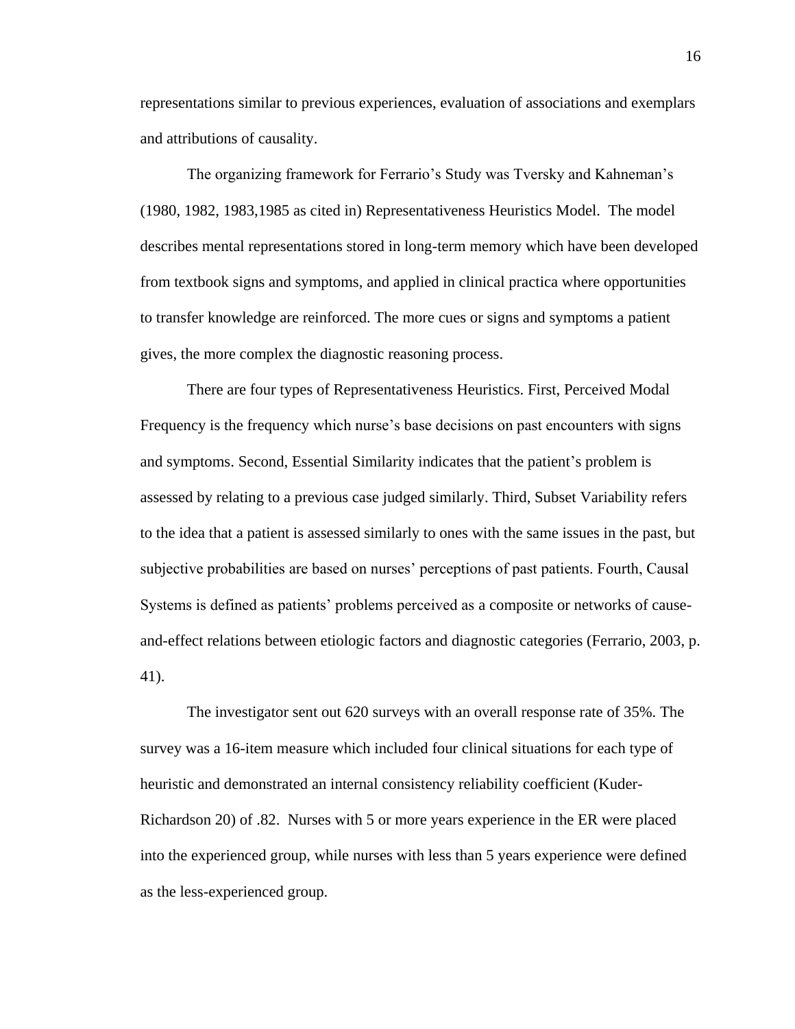representations similar to previous experiences, evaluation of associations and exemplars and attributions of causality.

The organizing framework for Ferrario's Study was Tversky and Kahneman's (1980, 1982, 1983,1985 as cited in) Representativeness Heuristics Model. The model describes mental representations stored in long-term memory which have been developed from textbook signs and symptoms, and applied in clinical practica where opportunities to transfer knowledge are reinforced. The more cues or signs and symptoms a patient gives, the more complex the diagnostic reasoning process.

There are four types of Representativeness Heuristics. First, Perceived Modal Frequency is the frequency which nurse's base decisions on past encounters with signs and symptoms. Second, Essential Similarity indicates that the patient's problem is assessed by relating to a previous case judged similarly. Third, Subset Variability refers to the idea that a patient is assessed similarly to ones with the same issues in the past, but subjective probabilities are based on nurses' perceptions of past patients. Fourth, Causal Systems is defined as patients' problems perceived as a composite or networks of cause-and-effect relations between etiologic factors and diagnostic categories (Ferrario, 2003, p. 41).

The investigator sent out 620 surveys with an overall response rate of 35%. The survey was a 16-item measure which included four clinical situations for each type of heuristic and demonstrated an internal consistency reliability coefficient (Kuder-Richardson 20) of .82. Nurses with 5 or more years experience in the ER were placed into the experienced group, while nurses with less than 5 years experience were defined as the less-experienced group.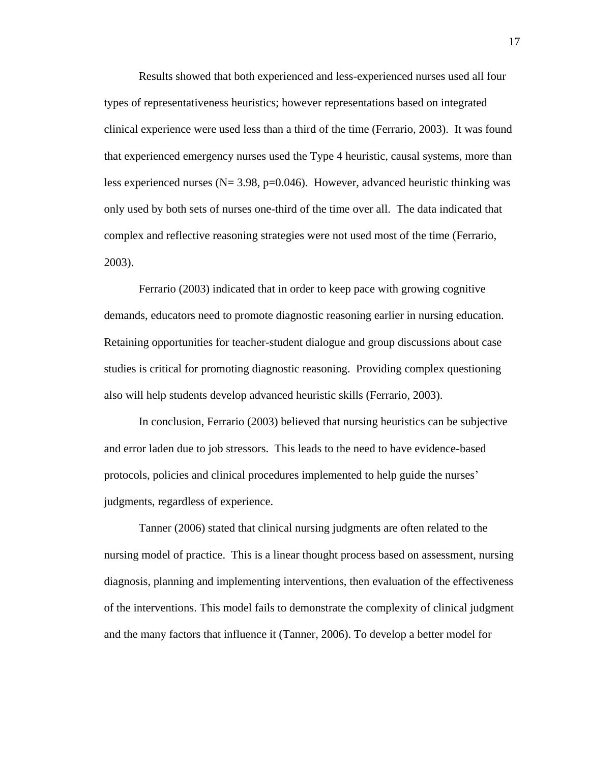Results showed that both experienced and less-experienced nurses used all four types of representativeness heuristics; however representations based on integrated clinical experience were used less than a third of the time (Ferrario, 2003). It was found that experienced emergency nurses used the Type 4 heuristic, causal systems, more than less experienced nurses ($N= 3.98$, $p=0.046$). However, advanced heuristic thinking was only used by both sets of nurses one-third of the time over all. The data indicated that complex and reflective reasoning strategies were not used most of the time (Ferrario, 2003).

Ferrario (2003) indicated that in order to keep pace with growing cognitive demands, educators need to promote diagnostic reasoning earlier in nursing education. Retaining opportunities for teacher-student dialogue and group discussions about case studies is critical for promoting diagnostic reasoning. Providing complex questioning also will help students develop advanced heuristic skills (Ferrario, 2003).

In conclusion, Ferrario (2003) believed that nursing heuristics can be subjective and error laden due to job stressors. This leads to the need to have evidence-based protocols, policies and clinical procedures implemented to help guide the nurses' judgments, regardless of experience.

Tanner (2006) stated that clinical nursing judgments are often related to the nursing model of practice. This is a linear thought process based on assessment, nursing diagnosis, planning and implementing interventions, then evaluation of the effectiveness of the interventions. This model fails to demonstrate the complexity of clinical judgment and the many factors that influence it (Tanner, 2006). To develop a better model for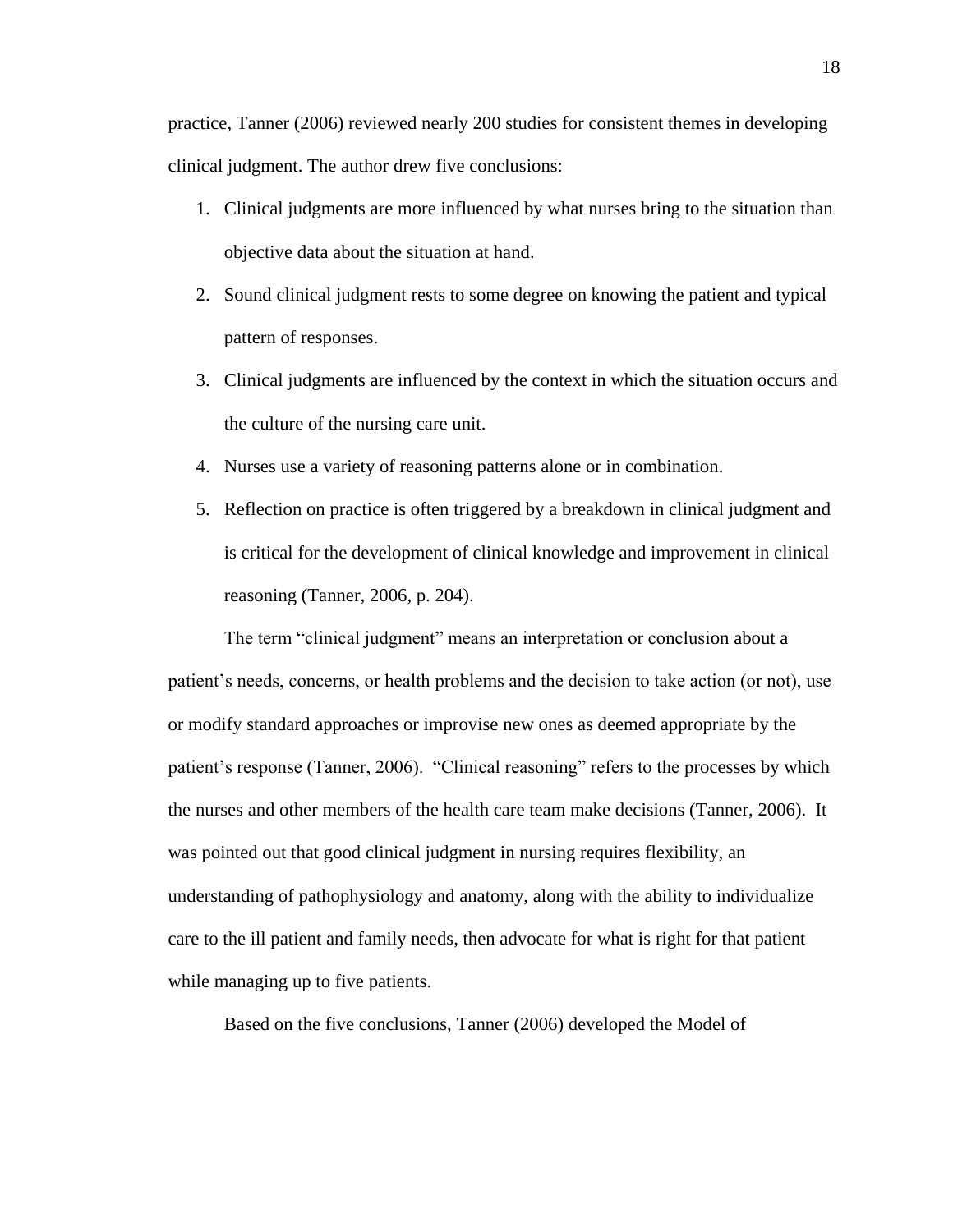practice, Tanner (2006) reviewed nearly 200 studies for consistent themes in developing clinical judgment. The author drew five conclusions:

1. Clinical judgments are more influenced by what nurses bring to the situation than objective data about the situation at hand.
2. Sound clinical judgment rests to some degree on knowing the patient and typical pattern of responses.
3. Clinical judgments are influenced by the context in which the situation occurs and the culture of the nursing care unit.
4. Nurses use a variety of reasoning patterns alone or in combination.
5. Reflection on practice is often triggered by a breakdown in clinical judgment and is critical for the development of clinical knowledge and improvement in clinical reasoning (Tanner, 2006, p. 204).

The term “clinical judgment” means an interpretation or conclusion about a patient’s needs, concerns, or health problems and the decision to take action (or not), use or modify standard approaches or improvise new ones as deemed appropriate by the patient’s response (Tanner, 2006). “Clinical reasoning” refers to the processes by which the nurses and other members of the health care team make decisions (Tanner, 2006). It was pointed out that good clinical judgment in nursing requires flexibility, an understanding of pathophysiology and anatomy, along with the ability to individualize care to the ill patient and family needs, then advocate for what is right for that patient while managing up to five patients.

Based on the five conclusions, Tanner (2006) developed the Model of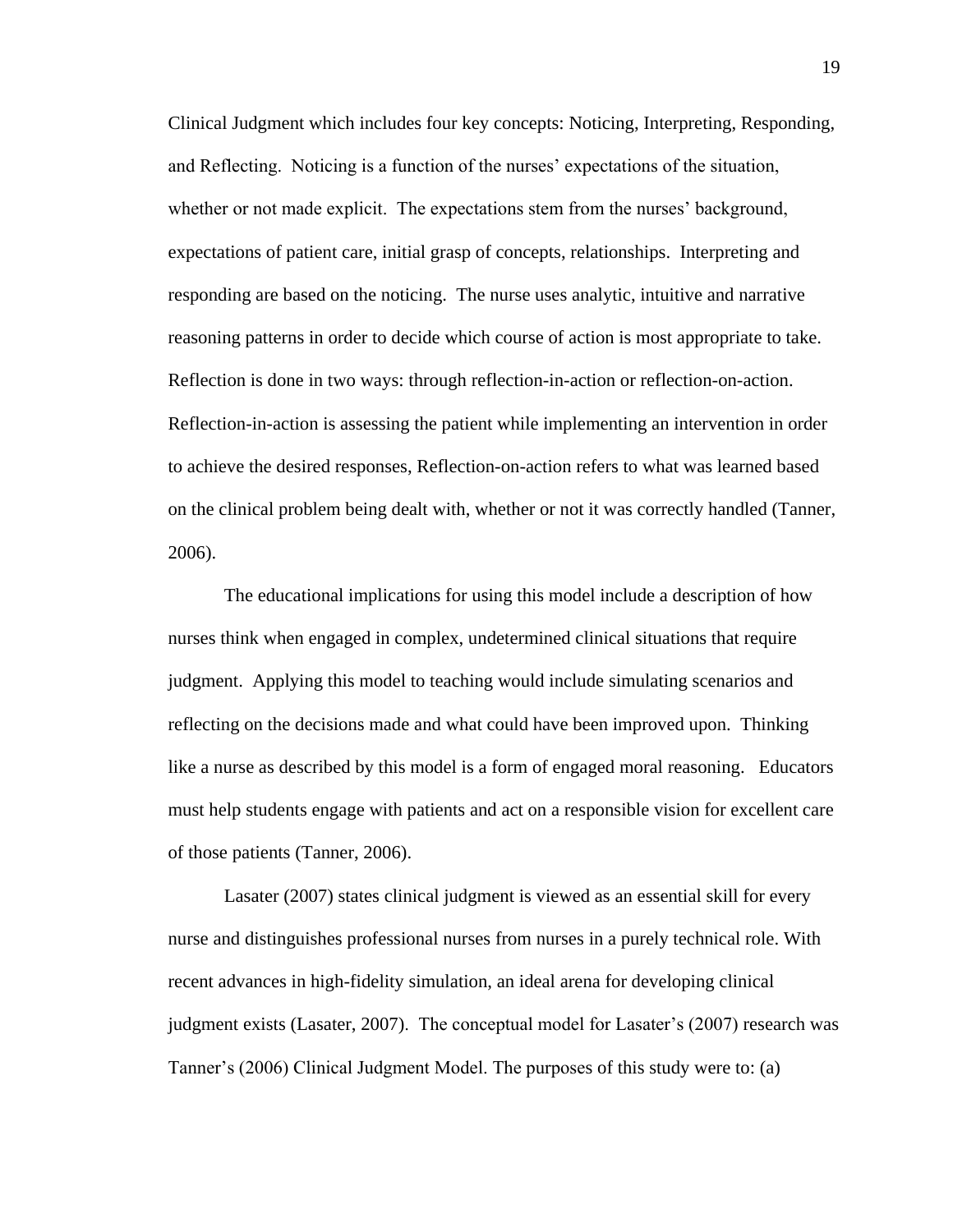Clinical Judgment which includes four key concepts: Noticing, Interpreting, Responding, and Reflecting. Noticing is a function of the nurses' expectations of the situation, whether or not made explicit. The expectations stem from the nurses' background, expectations of patient care, initial grasp of concepts, relationships. Interpreting and responding are based on the noticing. The nurse uses analytic, intuitive and narrative reasoning patterns in order to decide which course of action is most appropriate to take. Reflection is done in two ways: through reflection-in-action or reflection-on-action. Reflection-in-action is assessing the patient while implementing an intervention in order to achieve the desired responses, Reflection-on-action refers to what was learned based on the clinical problem being dealt with, whether or not it was correctly handled (Tanner, 2006).

The educational implications for using this model include a description of how nurses think when engaged in complex, undetermined clinical situations that require judgment. Applying this model to teaching would include simulating scenarios and reflecting on the decisions made and what could have been improved upon. Thinking like a nurse as described by this model is a form of engaged moral reasoning. Educators must help students engage with patients and act on a responsible vision for excellent care of those patients (Tanner, 2006).

Lasater (2007) states clinical judgment is viewed as an essential skill for every nurse and distinguishes professional nurses from nurses in a purely technical role. With recent advances in high-fidelity simulation, an ideal arena for developing clinical judgment exists (Lasater, 2007). The conceptual model for Lasater's (2007) research was Tanner's (2006) Clinical Judgment Model. The purposes of this study were to: (a)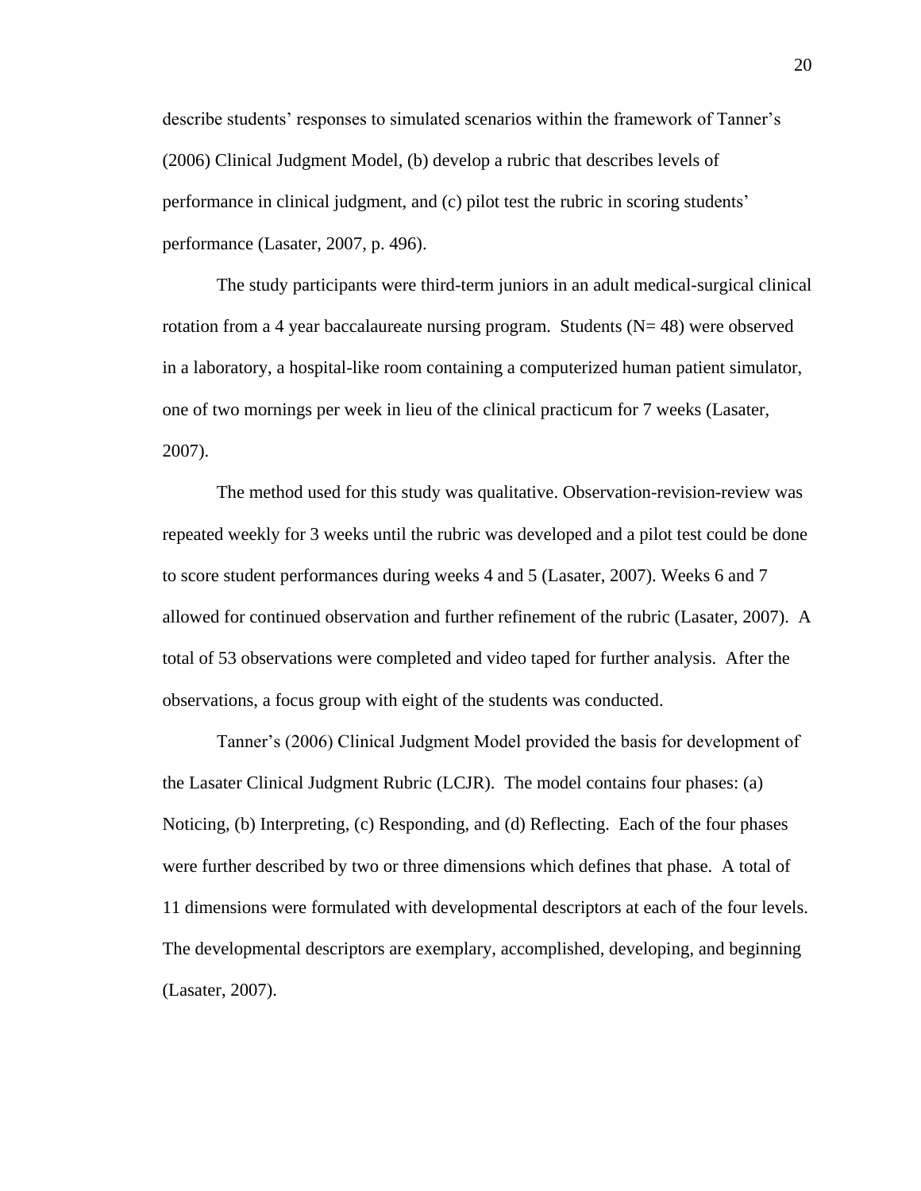describe students' responses to simulated scenarios within the framework of Tanner's (2006) Clinical Judgment Model, (b) develop a rubric that describes levels of performance in clinical judgment, and (c) pilot test the rubric in scoring students' performance (Lasater, 2007, p. 496).

The study participants were third-term juniors in an adult medical-surgical clinical rotation from a 4 year baccalaureate nursing program. Students (N= 48) were observed in a laboratory, a hospital-like room containing a computerized human patient simulator, one of two mornings per week in lieu of the clinical practicum for 7 weeks (Lasater, 2007).

The method used for this study was qualitative. Observation-revision-review was repeated weekly for 3 weeks until the rubric was developed and a pilot test could be done to score student performances during weeks 4 and 5 (Lasater, 2007). Weeks 6 and 7 allowed for continued observation and further refinement of the rubric (Lasater, 2007). A total of 53 observations were completed and video taped for further analysis. After the observations, a focus group with eight of the students was conducted.

Tanner's (2006) Clinical Judgment Model provided the basis for development of the Lasater Clinical Judgment Rubric (LCJR). The model contains four phases: (a) Noticing, (b) Interpreting, (c) Responding, and (d) Reflecting. Each of the four phases were further described by two or three dimensions which defines that phase. A total of 11 dimensions were formulated with developmental descriptors at each of the four levels. The developmental descriptors are exemplary, accomplished, developing, and beginning (Lasater, 2007).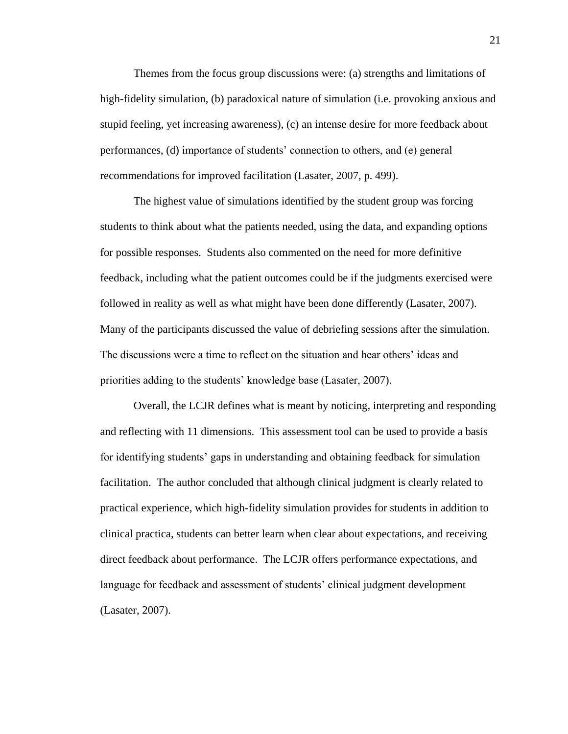Themes from the focus group discussions were: (a) strengths and limitations of high-fidelity simulation, (b) paradoxical nature of simulation (i.e. provoking anxious and stupid feeling, yet increasing awareness), (c) an intense desire for more feedback about performances, (d) importance of students' connection to others, and (e) general recommendations for improved facilitation (Lasater, 2007, p. 499).

The highest value of simulations identified by the student group was forcing students to think about what the patients needed, using the data, and expanding options for possible responses. Students also commented on the need for more definitive feedback, including what the patient outcomes could be if the judgments exercised were followed in reality as well as what might have been done differently (Lasater, 2007). Many of the participants discussed the value of debriefing sessions after the simulation. The discussions were a time to reflect on the situation and hear others' ideas and priorities adding to the students' knowledge base (Lasater, 2007).

Overall, the LCJR defines what is meant by noticing, interpreting and responding and reflecting with 11 dimensions. This assessment tool can be used to provide a basis for identifying students' gaps in understanding and obtaining feedback for simulation facilitation. The author concluded that although clinical judgment is clearly related to practical experience, which high-fidelity simulation provides for students in addition to clinical practica, students can better learn when clear about expectations, and receiving direct feedback about performance. The LCJR offers performance expectations, and language for feedback and assessment of students' clinical judgment development (Lasater, 2007).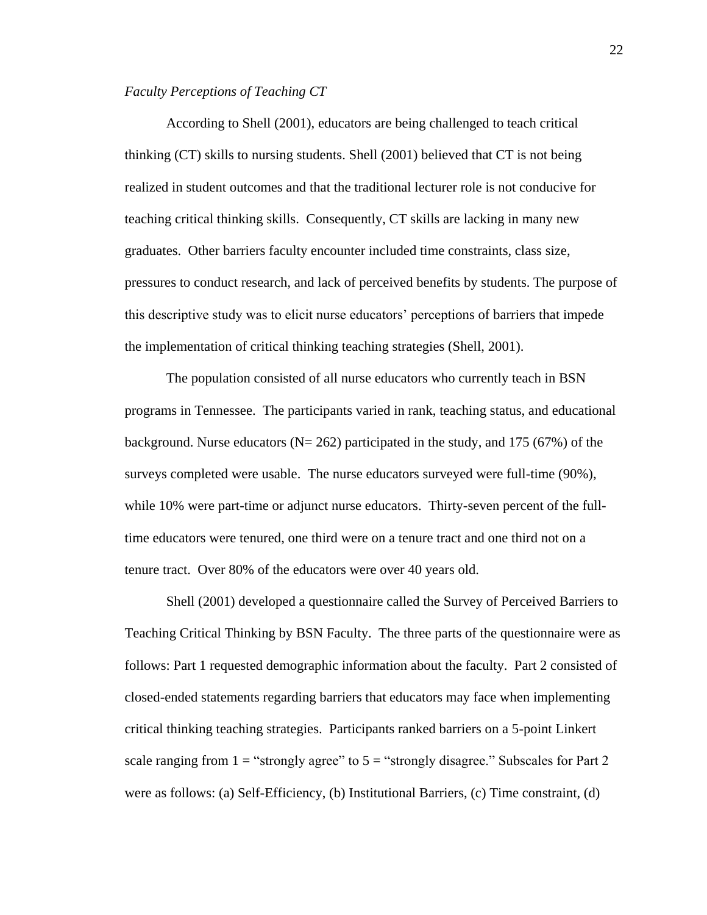*Faculty Perceptions of Teaching CT*

According to Shell (2001), educators are being challenged to teach critical thinking (CT) skills to nursing students. Shell (2001) believed that CT is not being realized in student outcomes and that the traditional lecturer role is not conducive for teaching critical thinking skills. Consequently, CT skills are lacking in many new graduates. Other barriers faculty encounter included time constraints, class size, pressures to conduct research, and lack of perceived benefits by students. The purpose of this descriptive study was to elicit nurse educators' perceptions of barriers that impede the implementation of critical thinking teaching strategies (Shell, 2001).

The population consisted of all nurse educators who currently teach in BSN programs in Tennessee. The participants varied in rank, teaching status, and educational background. Nurse educators (N= 262) participated in the study, and 175 (67%) of the surveys completed were usable. The nurse educators surveyed were full-time (90%), while 10% were part-time or adjunct nurse educators. Thirty-seven percent of the full-time educators were tenured, one third were on a tenure tract and one third not on a tenure tract. Over 80% of the educators were over 40 years old.

Shell (2001) developed a questionnaire called the Survey of Perceived Barriers to Teaching Critical Thinking by BSN Faculty. The three parts of the questionnaire were as follows: Part 1 requested demographic information about the faculty. Part 2 consisted of closed-ended statements regarding barriers that educators may face when implementing critical thinking teaching strategies. Participants ranked barriers on a 5-point Linkert scale ranging from 1 = "strongly agree" to 5 = "strongly disagree." Subscales for Part 2 were as follows: (a) Self-Efficiency, (b) Institutional Barriers, (c) Time constraint, (d)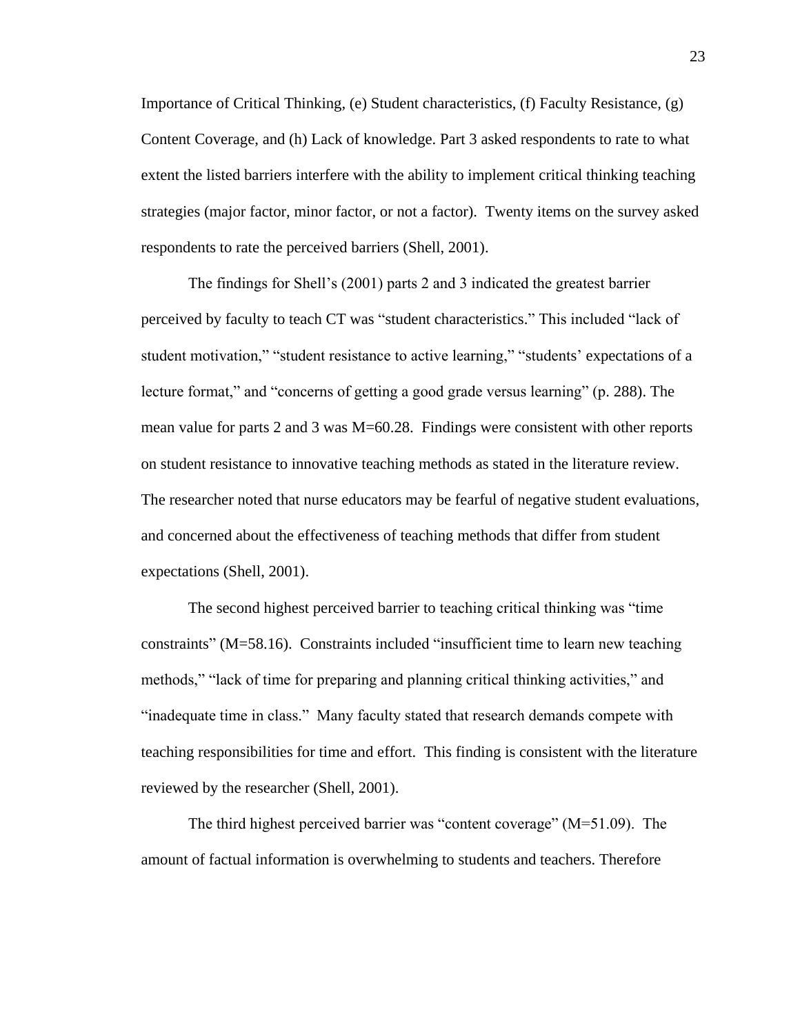Importance of Critical Thinking, (e) Student characteristics, (f) Faculty Resistance, (g) Content Coverage, and (h) Lack of knowledge. Part 3 asked respondents to rate to what extent the listed barriers interfere with the ability to implement critical thinking teaching strategies (major factor, minor factor, or not a factor). Twenty items on the survey asked respondents to rate the perceived barriers (Shell, 2001).

The findings for Shell's (2001) parts 2 and 3 indicated the greatest barrier perceived by faculty to teach CT was "student characteristics." This included "lack of student motivation," "student resistance to active learning," "students' expectations of a lecture format," and "concerns of getting a good grade versus learning" (p. 288). The mean value for parts 2 and 3 was M=60.28. Findings were consistent with other reports on student resistance to innovative teaching methods as stated in the literature review. The researcher noted that nurse educators may be fearful of negative student evaluations, and concerned about the effectiveness of teaching methods that differ from student expectations (Shell, 2001).

The second highest perceived barrier to teaching critical thinking was "time constraints" (M=58.16). Constraints included "insufficient time to learn new teaching methods," "lack of time for preparing and planning critical thinking activities," and "inadequate time in class." Many faculty stated that research demands compete with teaching responsibilities for time and effort. This finding is consistent with the literature reviewed by the researcher (Shell, 2001).

The third highest perceived barrier was "content coverage" (M=51.09). The amount of factual information is overwhelming to students and teachers. Therefore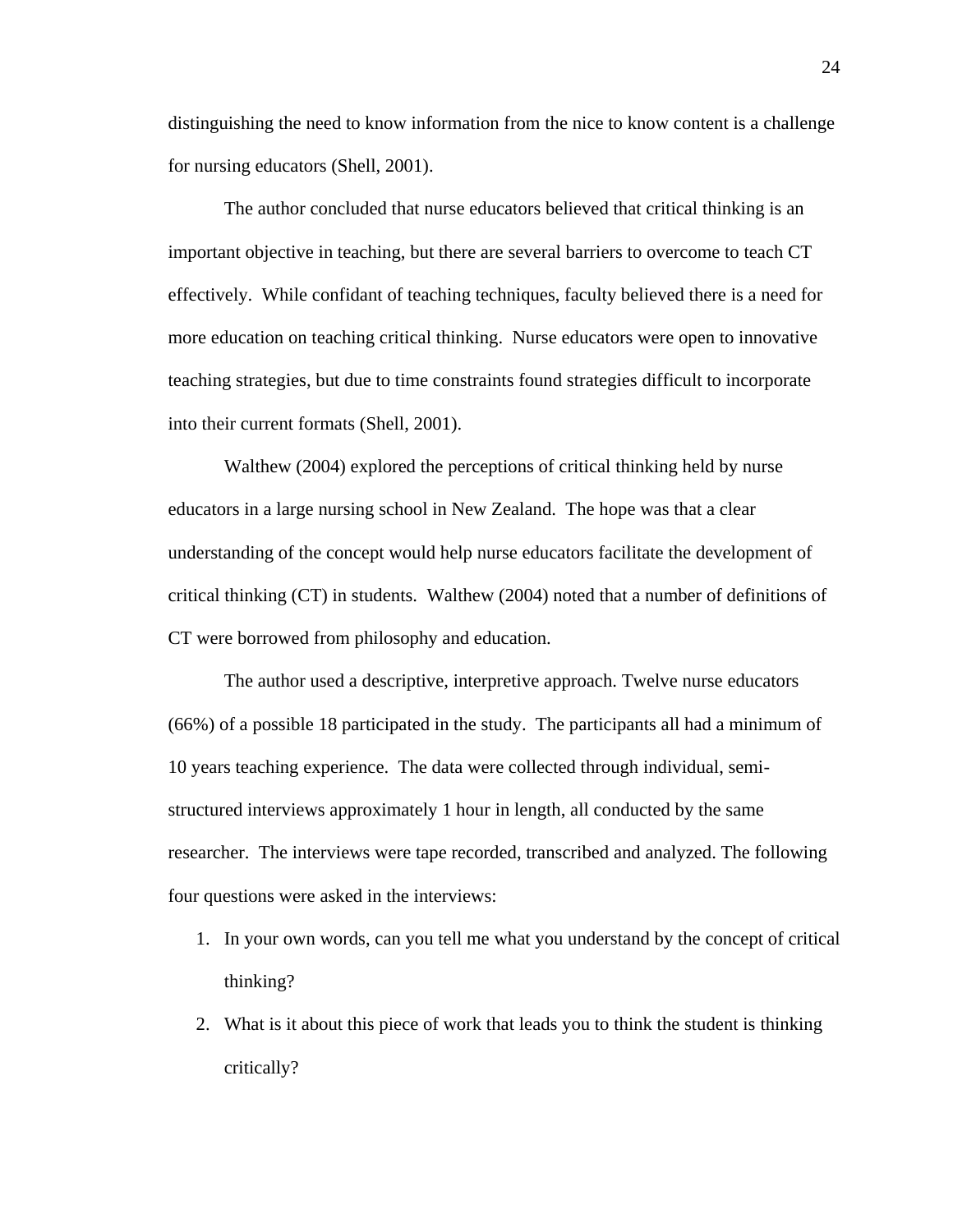distinguishing the need to know information from the nice to know content is a challenge for nursing educators (Shell, 2001).

The author concluded that nurse educators believed that critical thinking is an important objective in teaching, but there are several barriers to overcome to teach CT effectively. While confidant of teaching techniques, faculty believed there is a need for more education on teaching critical thinking. Nurse educators were open to innovative teaching strategies, but due to time constraints found strategies difficult to incorporate into their current formats (Shell, 2001).

Walthew (2004) explored the perceptions of critical thinking held by nurse educators in a large nursing school in New Zealand. The hope was that a clear understanding of the concept would help nurse educators facilitate the development of critical thinking (CT) in students. Walthew (2004) noted that a number of definitions of CT were borrowed from philosophy and education.

The author used a descriptive, interpretive approach. Twelve nurse educators (66%) of a possible 18 participated in the study. The participants all had a minimum of 10 years teaching experience. The data were collected through individual, semi-structured interviews approximately 1 hour in length, all conducted by the same researcher. The interviews were tape recorded, transcribed and analyzed. The following four questions were asked in the interviews:

1. In your own words, can you tell me what you understand by the concept of critical thinking?
2. What is it about this piece of work that leads you to think the student is thinking critically?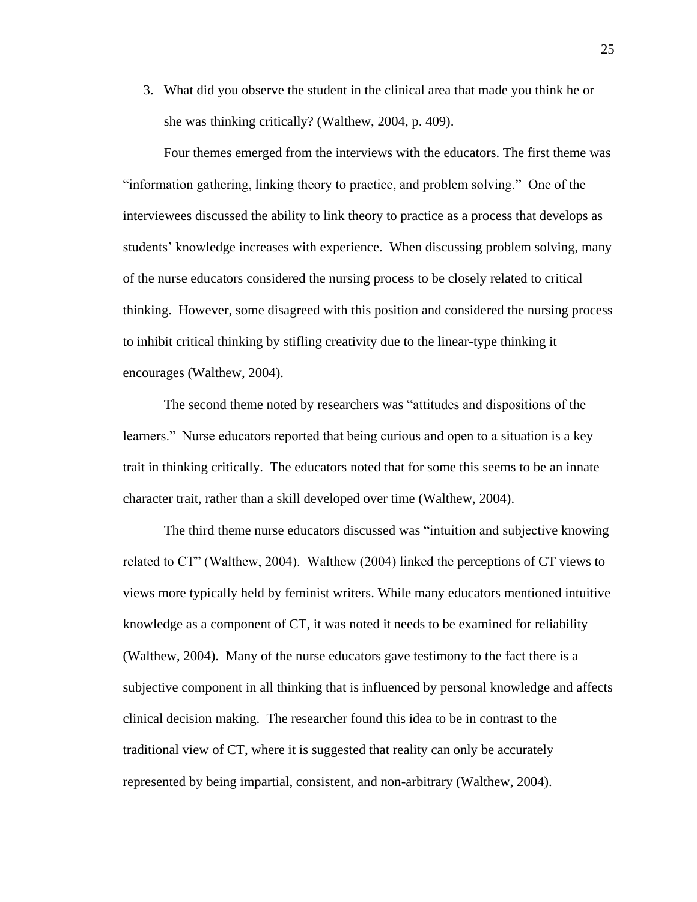3. What did you observe the student in the clinical area that made you think he or she was thinking critically? (Walthew, 2004, p. 409).

Four themes emerged from the interviews with the educators. The first theme was "information gathering, linking theory to practice, and problem solving." One of the interviewees discussed the ability to link theory to practice as a process that develops as students' knowledge increases with experience. When discussing problem solving, many of the nurse educators considered the nursing process to be closely related to critical thinking. However, some disagreed with this position and considered the nursing process to inhibit critical thinking by stifling creativity due to the linear-type thinking it encourages (Walthew, 2004).

The second theme noted by researchers was "attitudes and dispositions of the learners." Nurse educators reported that being curious and open to a situation is a key trait in thinking critically. The educators noted that for some this seems to be an innate character trait, rather than a skill developed over time (Walthew, 2004).

The third theme nurse educators discussed was "intuition and subjective knowing related to CT" (Walthew, 2004). Walthew (2004) linked the perceptions of CT views to views more typically held by feminist writers. While many educators mentioned intuitive knowledge as a component of CT, it was noted it needs to be examined for reliability (Walthew, 2004). Many of the nurse educators gave testimony to the fact there is a subjective component in all thinking that is influenced by personal knowledge and affects clinical decision making. The researcher found this idea to be in contrast to the traditional view of CT, where it is suggested that reality can only be accurately represented by being impartial, consistent, and non-arbitrary (Walthew, 2004).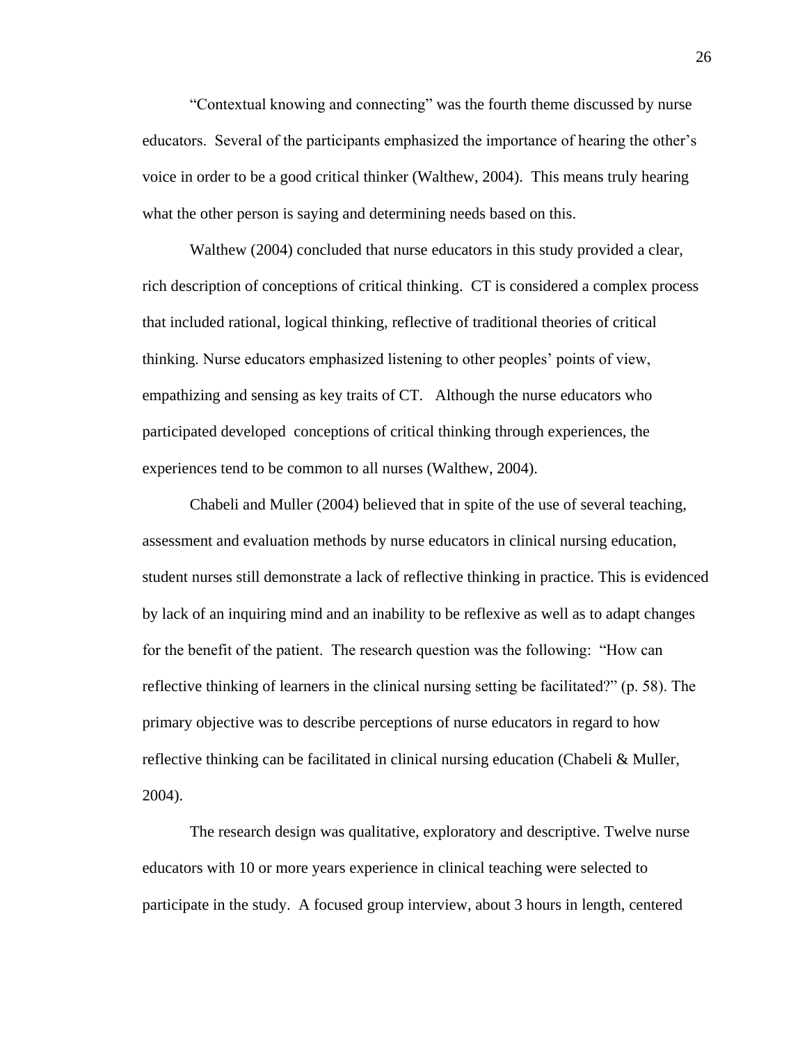“Contextual knowing and connecting” was the fourth theme discussed by nurse educators. Several of the participants emphasized the importance of hearing the other’s voice in order to be a good critical thinker (Walthew, 2004). This means truly hearing what the other person is saying and determining needs based on this.

Walthew (2004) concluded that nurse educators in this study provided a clear, rich description of conceptions of critical thinking. CT is considered a complex process that included rational, logical thinking, reflective of traditional theories of critical thinking. Nurse educators emphasized listening to other peoples’ points of view, empathizing and sensing as key traits of CT. Although the nurse educators who participated developed conceptions of critical thinking through experiences, the experiences tend to be common to all nurses (Walthew, 2004).

Chabeli and Muller (2004) believed that in spite of the use of several teaching, assessment and evaluation methods by nurse educators in clinical nursing education, student nurses still demonstrate a lack of reflective thinking in practice. This is evidenced by lack of an inquiring mind and an inability to be reflexive as well as to adapt changes for the benefit of the patient. The research question was the following: “How can reflective thinking of learners in the clinical nursing setting be facilitated?” (p. 58). The primary objective was to describe perceptions of nurse educators in regard to how reflective thinking can be facilitated in clinical nursing education (Chabeli & Muller, 2004).

The research design was qualitative, exploratory and descriptive. Twelve nurse educators with 10 or more years experience in clinical teaching were selected to participate in the study. A focused group interview, about 3 hours in length, centered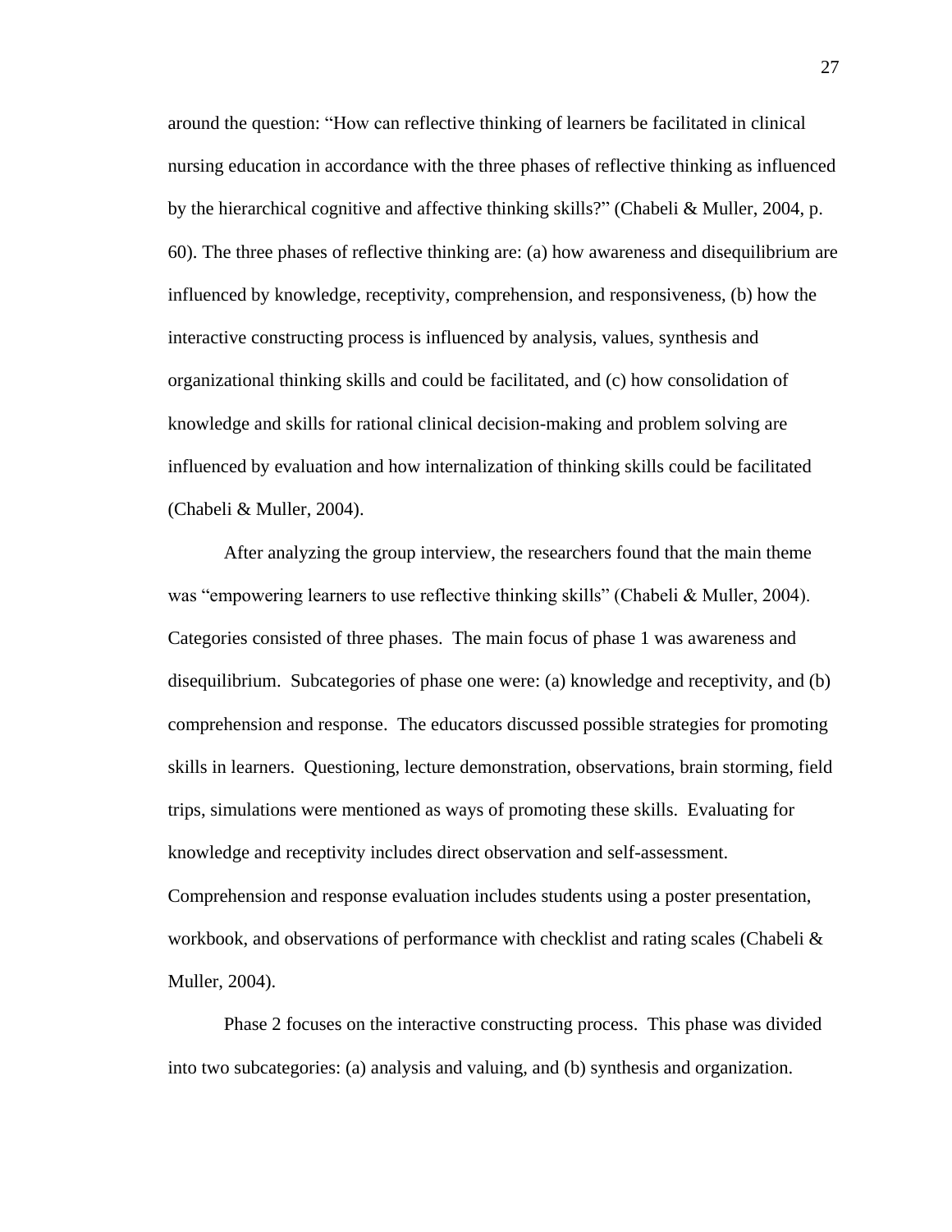around the question: "How can reflective thinking of learners be facilitated in clinical nursing education in accordance with the three phases of reflective thinking as influenced by the hierarchical cognitive and affective thinking skills?" (Chabeli & Muller, 2004, p. 60). The three phases of reflective thinking are: (a) how awareness and disequilibrium are influenced by knowledge, receptivity, comprehension, and responsiveness, (b) how the interactive constructing process is influenced by analysis, values, synthesis and organizational thinking skills and could be facilitated, and (c) how consolidation of knowledge and skills for rational clinical decision-making and problem solving are influenced by evaluation and how internalization of thinking skills could be facilitated (Chabeli & Muller, 2004).

After analyzing the group interview, the researchers found that the main theme was "empowering learners to use reflective thinking skills" (Chabeli & Muller, 2004). Categories consisted of three phases. The main focus of phase 1 was awareness and disequilibrium. Subcategories of phase one were: (a) knowledge and receptivity, and (b) comprehension and response. The educators discussed possible strategies for promoting skills in learners. Questioning, lecture demonstration, observations, brain storming, field trips, simulations were mentioned as ways of promoting these skills. Evaluating for knowledge and receptivity includes direct observation and self-assessment. Comprehension and response evaluation includes students using a poster presentation, workbook, and observations of performance with checklist and rating scales (Chabeli & Muller, 2004).

Phase 2 focuses on the interactive constructing process. This phase was divided into two subcategories: (a) analysis and valuing, and (b) synthesis and organization.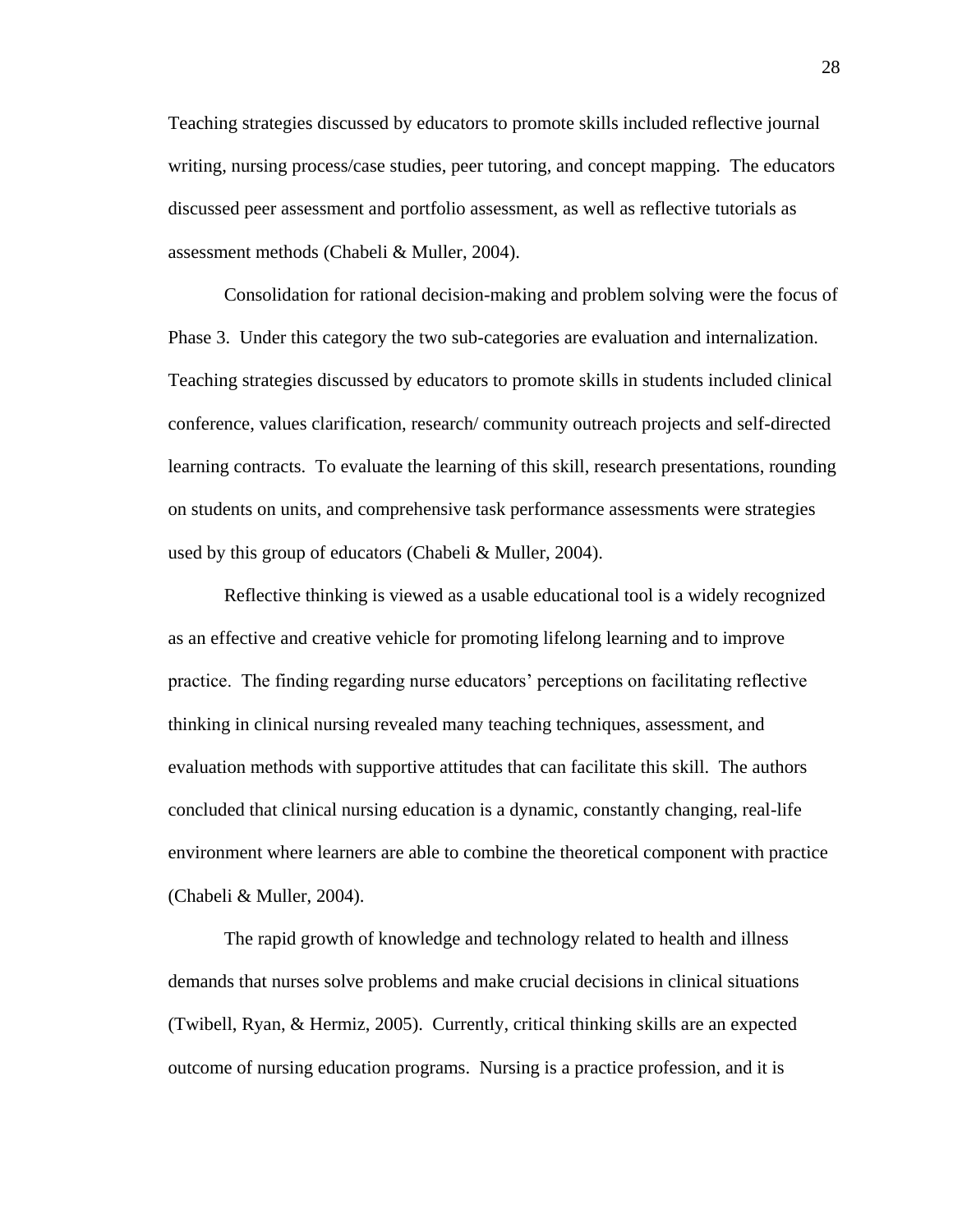Teaching strategies discussed by educators to promote skills included reflective journal writing, nursing process/case studies, peer tutoring, and concept mapping. The educators discussed peer assessment and portfolio assessment, as well as reflective tutorials as assessment methods (Chabeli & Muller, 2004).

Consolidation for rational decision-making and problem solving were the focus of Phase 3. Under this category the two sub-categories are evaluation and internalization. Teaching strategies discussed by educators to promote skills in students included clinical conference, values clarification, research/ community outreach projects and self-directed learning contracts. To evaluate the learning of this skill, research presentations, rounding on students on units, and comprehensive task performance assessments were strategies used by this group of educators (Chabeli & Muller, 2004).

Reflective thinking is viewed as a usable educational tool is a widely recognized as an effective and creative vehicle for promoting lifelong learning and to improve practice. The finding regarding nurse educators' perceptions on facilitating reflective thinking in clinical nursing revealed many teaching techniques, assessment, and evaluation methods with supportive attitudes that can facilitate this skill. The authors concluded that clinical nursing education is a dynamic, constantly changing, real-life environment where learners are able to combine the theoretical component with practice (Chabeli & Muller, 2004).

The rapid growth of knowledge and technology related to health and illness demands that nurses solve problems and make crucial decisions in clinical situations (Twibell, Ryan, & Hermiz, 2005). Currently, critical thinking skills are an expected outcome of nursing education programs. Nursing is a practice profession, and it is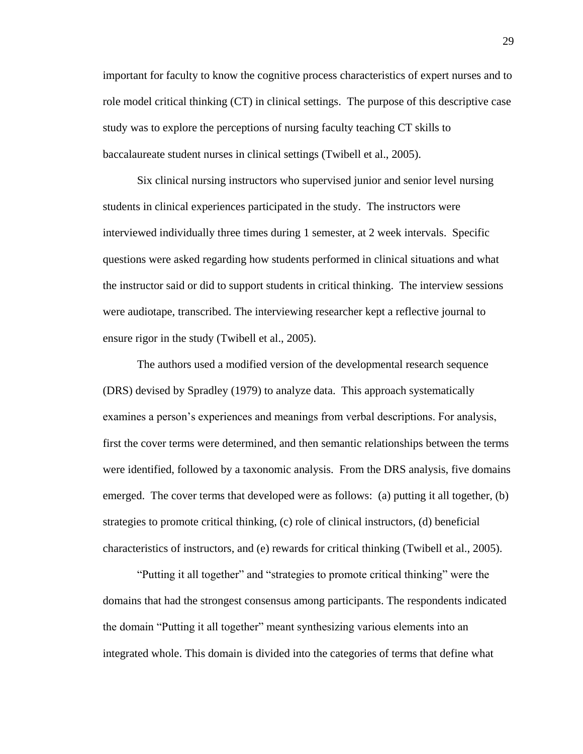important for faculty to know the cognitive process characteristics of expert nurses and to role model critical thinking (CT) in clinical settings. The purpose of this descriptive case study was to explore the perceptions of nursing faculty teaching CT skills to baccalaureate student nurses in clinical settings (Twibell et al., 2005).

Six clinical nursing instructors who supervised junior and senior level nursing students in clinical experiences participated in the study. The instructors were interviewed individually three times during 1 semester, at 2 week intervals. Specific questions were asked regarding how students performed in clinical situations and what the instructor said or did to support students in critical thinking. The interview sessions were audiotape, transcribed. The interviewing researcher kept a reflective journal to ensure rigor in the study (Twibell et al., 2005).

The authors used a modified version of the developmental research sequence (DRS) devised by Spradley (1979) to analyze data. This approach systematically examines a person's experiences and meanings from verbal descriptions. For analysis, first the cover terms were determined, and then semantic relationships between the terms were identified, followed by a taxonomic analysis. From the DRS analysis, five domains emerged. The cover terms that developed were as follows: (a) putting it all together, (b) strategies to promote critical thinking, (c) role of clinical instructors, (d) beneficial characteristics of instructors, and (e) rewards for critical thinking (Twibell et al., 2005).

"Putting it all together" and "strategies to promote critical thinking" were the domains that had the strongest consensus among participants. The respondents indicated the domain "Putting it all together" meant synthesizing various elements into an integrated whole. This domain is divided into the categories of terms that define what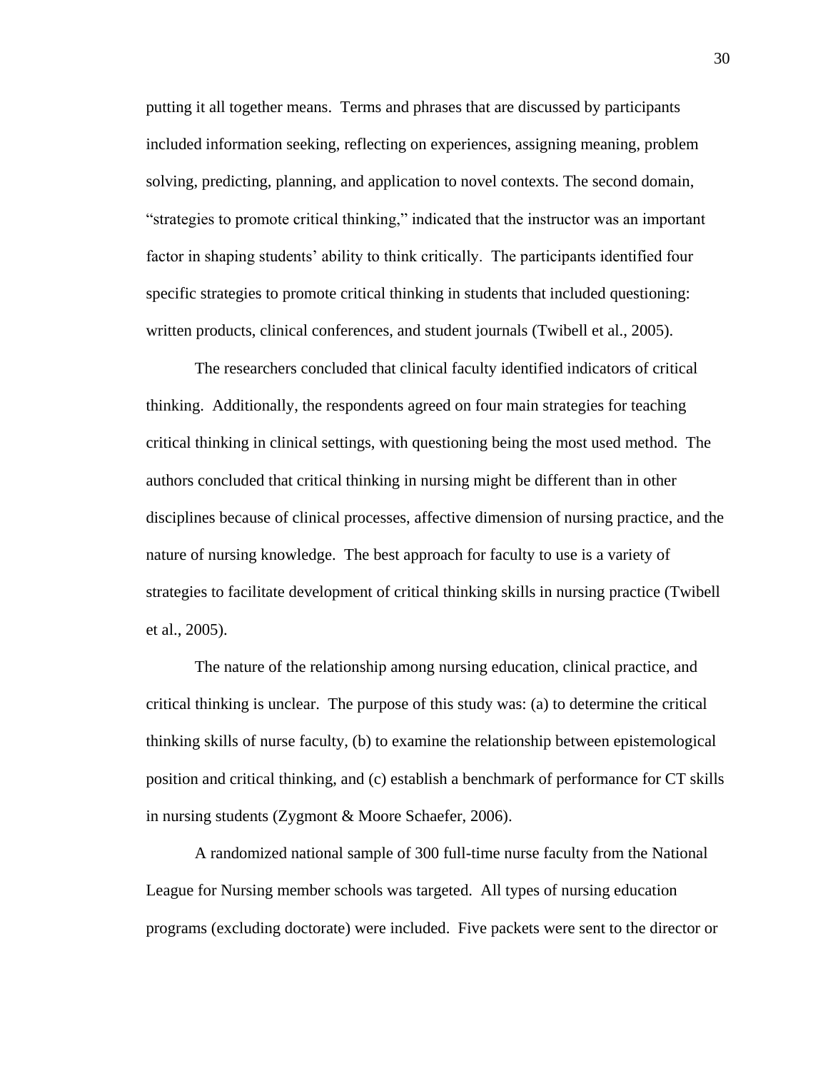putting it all together means. Terms and phrases that are discussed by participants included information seeking, reflecting on experiences, assigning meaning, problem solving, predicting, planning, and application to novel contexts. The second domain, "strategies to promote critical thinking," indicated that the instructor was an important factor in shaping students' ability to think critically. The participants identified four specific strategies to promote critical thinking in students that included questioning: written products, clinical conferences, and student journals (Twibell et al., 2005).

The researchers concluded that clinical faculty identified indicators of critical thinking. Additionally, the respondents agreed on four main strategies for teaching critical thinking in clinical settings, with questioning being the most used method. The authors concluded that critical thinking in nursing might be different than in other disciplines because of clinical processes, affective dimension of nursing practice, and the nature of nursing knowledge. The best approach for faculty to use is a variety of strategies to facilitate development of critical thinking skills in nursing practice (Twibell et al., 2005).

The nature of the relationship among nursing education, clinical practice, and critical thinking is unclear. The purpose of this study was: (a) to determine the critical thinking skills of nurse faculty, (b) to examine the relationship between epistemological position and critical thinking, and (c) establish a benchmark of performance for CT skills in nursing students (Zygmont & Moore Schaefer, 2006).

A randomized national sample of 300 full-time nurse faculty from the National League for Nursing member schools was targeted. All types of nursing education programs (excluding doctorate) were included. Five packets were sent to the director or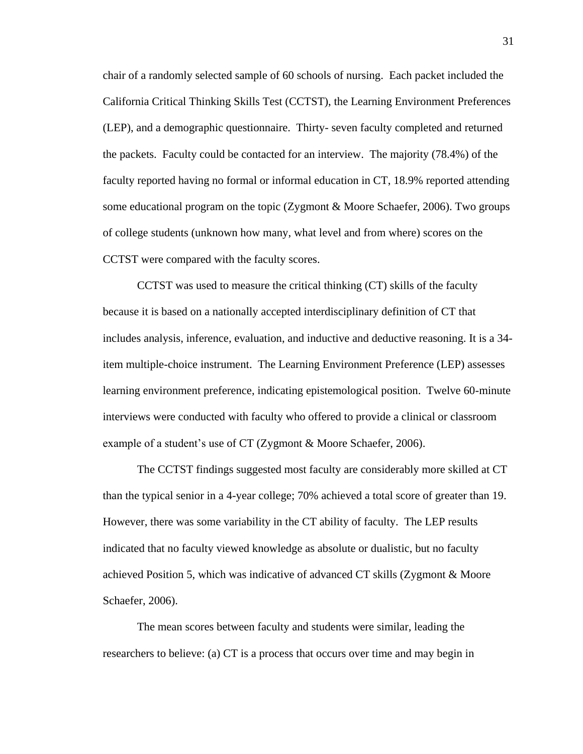chair of a randomly selected sample of 60 schools of nursing. Each packet included the California Critical Thinking Skills Test (CCTST), the Learning Environment Preferences (LEP), and a demographic questionnaire. Thirty- seven faculty completed and returned the packets. Faculty could be contacted for an interview. The majority (78.4%) of the faculty reported having no formal or informal education in CT, 18.9% reported attending some educational program on the topic (Zygmont & Moore Schaefer, 2006). Two groups of college students (unknown how many, what level and from where) scores on the CCTST were compared with the faculty scores.

CCTST was used to measure the critical thinking (CT) skills of the faculty because it is based on a nationally accepted interdisciplinary definition of CT that includes analysis, inference, evaluation, and inductive and deductive reasoning. It is a 34-item multiple-choice instrument. The Learning Environment Preference (LEP) assesses learning environment preference, indicating epistemological position. Twelve 60-minute interviews were conducted with faculty who offered to provide a clinical or classroom example of a student's use of CT (Zygmont & Moore Schaefer, 2006).

The CCTST findings suggested most faculty are considerably more skilled at CT than the typical senior in a 4-year college; 70% achieved a total score of greater than 19. However, there was some variability in the CT ability of faculty. The LEP results indicated that no faculty viewed knowledge as absolute or dualistic, but no faculty achieved Position 5, which was indicative of advanced CT skills (Zygmont & Moore Schaefer, 2006).

The mean scores between faculty and students were similar, leading the researchers to believe: (a) CT is a process that occurs over time and may begin in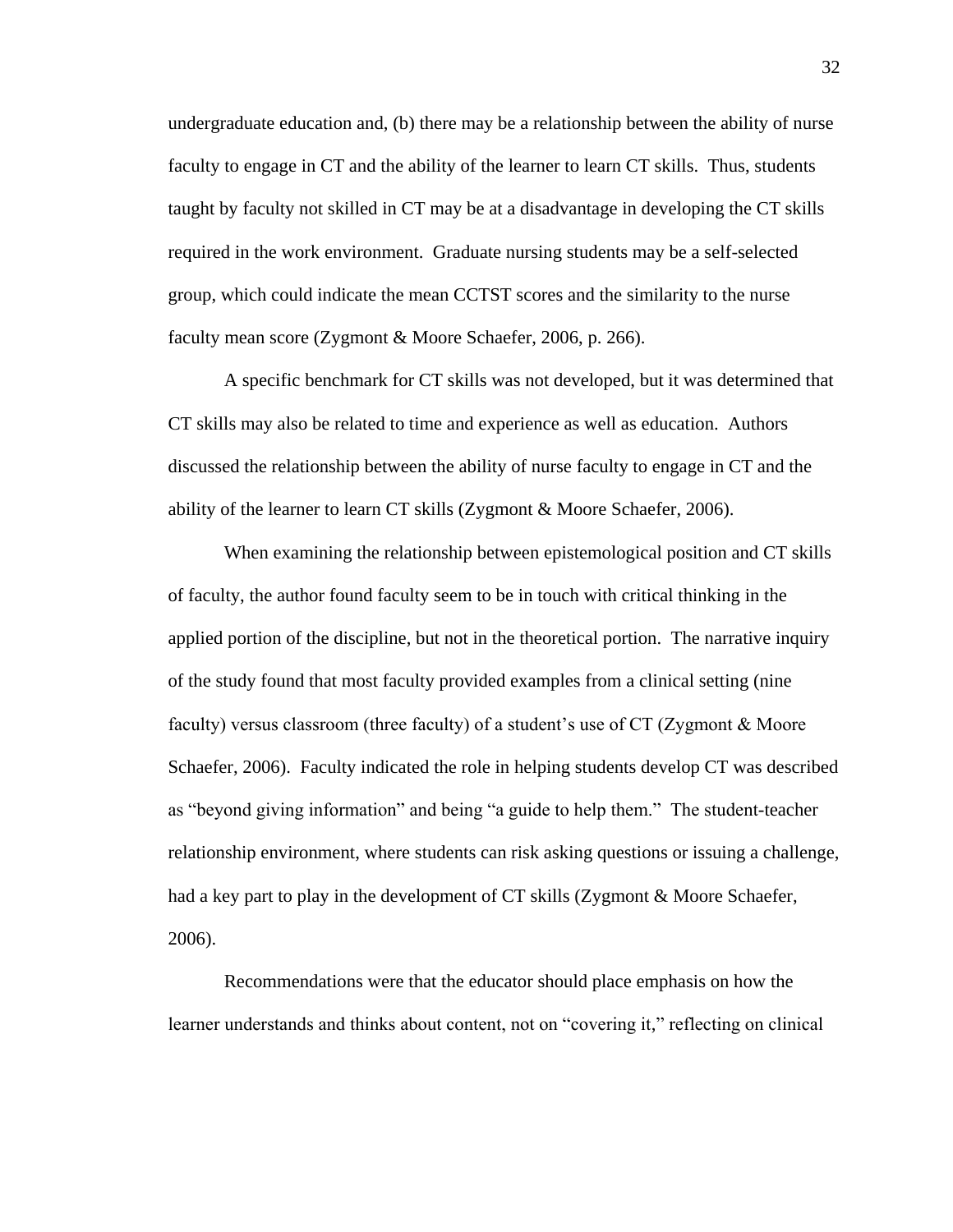undergraduate education and, (b) there may be a relationship between the ability of nurse faculty to engage in CT and the ability of the learner to learn CT skills. Thus, students taught by faculty not skilled in CT may be at a disadvantage in developing the CT skills required in the work environment. Graduate nursing students may be a self-selected group, which could indicate the mean CCTST scores and the similarity to the nurse faculty mean score (Zygmont & Moore Schaefer, 2006, p. 266).

A specific benchmark for CT skills was not developed, but it was determined that CT skills may also be related to time and experience as well as education. Authors discussed the relationship between the ability of nurse faculty to engage in CT and the ability of the learner to learn CT skills (Zygmont & Moore Schaefer, 2006).

When examining the relationship between epistemological position and CT skills of faculty, the author found faculty seem to be in touch with critical thinking in the applied portion of the discipline, but not in the theoretical portion. The narrative inquiry of the study found that most faculty provided examples from a clinical setting (nine faculty) versus classroom (three faculty) of a student's use of CT (Zygmont & Moore Schaefer, 2006). Faculty indicated the role in helping students develop CT was described as "beyond giving information" and being "a guide to help them." The student-teacher relationship environment, where students can risk asking questions or issuing a challenge, had a key part to play in the development of CT skills (Zygmont & Moore Schaefer, 2006).

Recommendations were that the educator should place emphasis on how the learner understands and thinks about content, not on "covering it," reflecting on clinical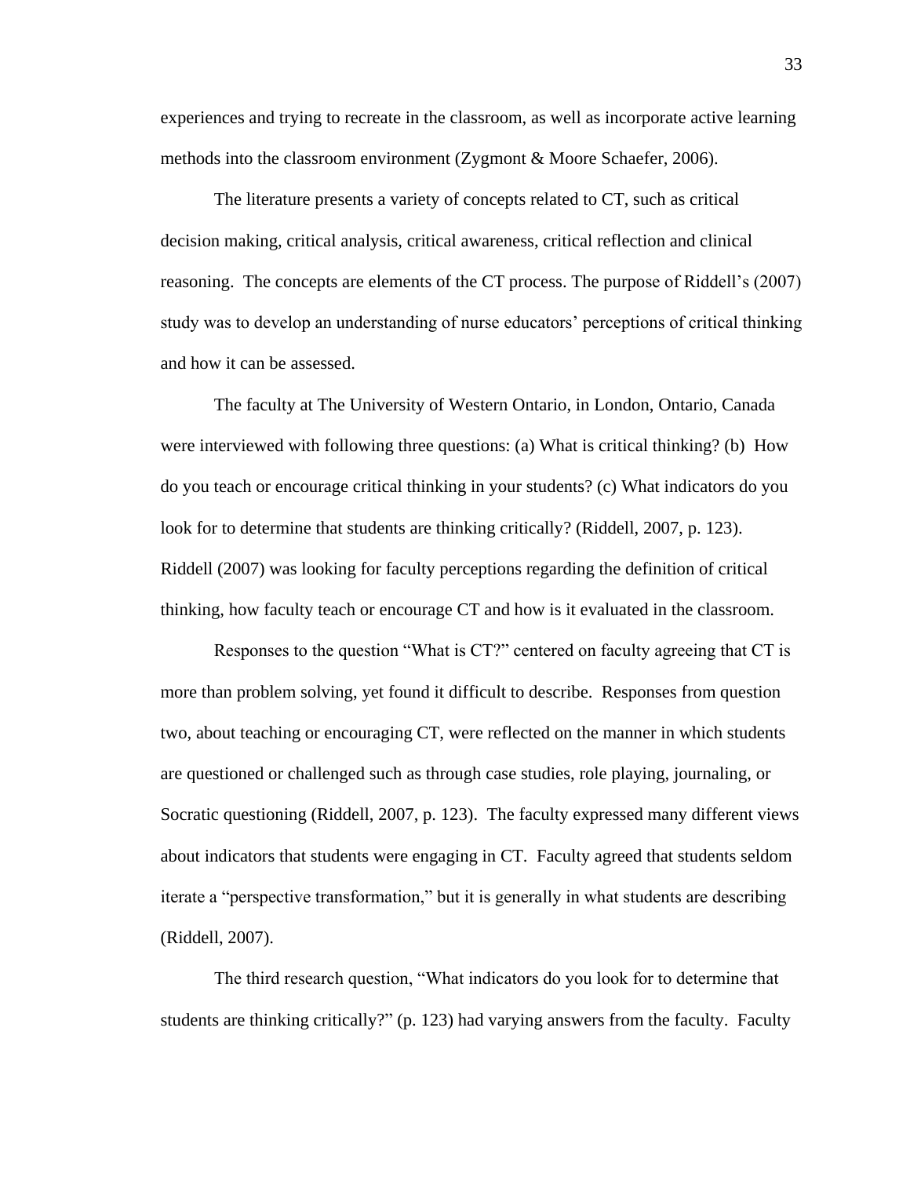experiences and trying to recreate in the classroom, as well as incorporate active learning methods into the classroom environment (Zygmont & Moore Schaefer, 2006).

The literature presents a variety of concepts related to CT, such as critical decision making, critical analysis, critical awareness, critical reflection and clinical reasoning. The concepts are elements of the CT process. The purpose of Riddell's (2007) study was to develop an understanding of nurse educators' perceptions of critical thinking and how it can be assessed.

The faculty at The University of Western Ontario, in London, Ontario, Canada were interviewed with following three questions: (a) What is critical thinking? (b) How do you teach or encourage critical thinking in your students? (c) What indicators do you look for to determine that students are thinking critically? (Riddell, 2007, p. 123). Riddell (2007) was looking for faculty perceptions regarding the definition of critical thinking, how faculty teach or encourage CT and how is it evaluated in the classroom.

Responses to the question "What is CT?" centered on faculty agreeing that CT is more than problem solving, yet found it difficult to describe. Responses from question two, about teaching or encouraging CT, were reflected on the manner in which students are questioned or challenged such as through case studies, role playing, journaling, or Socratic questioning (Riddell, 2007, p. 123). The faculty expressed many different views about indicators that students were engaging in CT. Faculty agreed that students seldom iterate a "perspective transformation," but it is generally in what students are describing (Riddell, 2007).

The third research question, "What indicators do you look for to determine that students are thinking critically?" (p. 123) had varying answers from the faculty. Faculty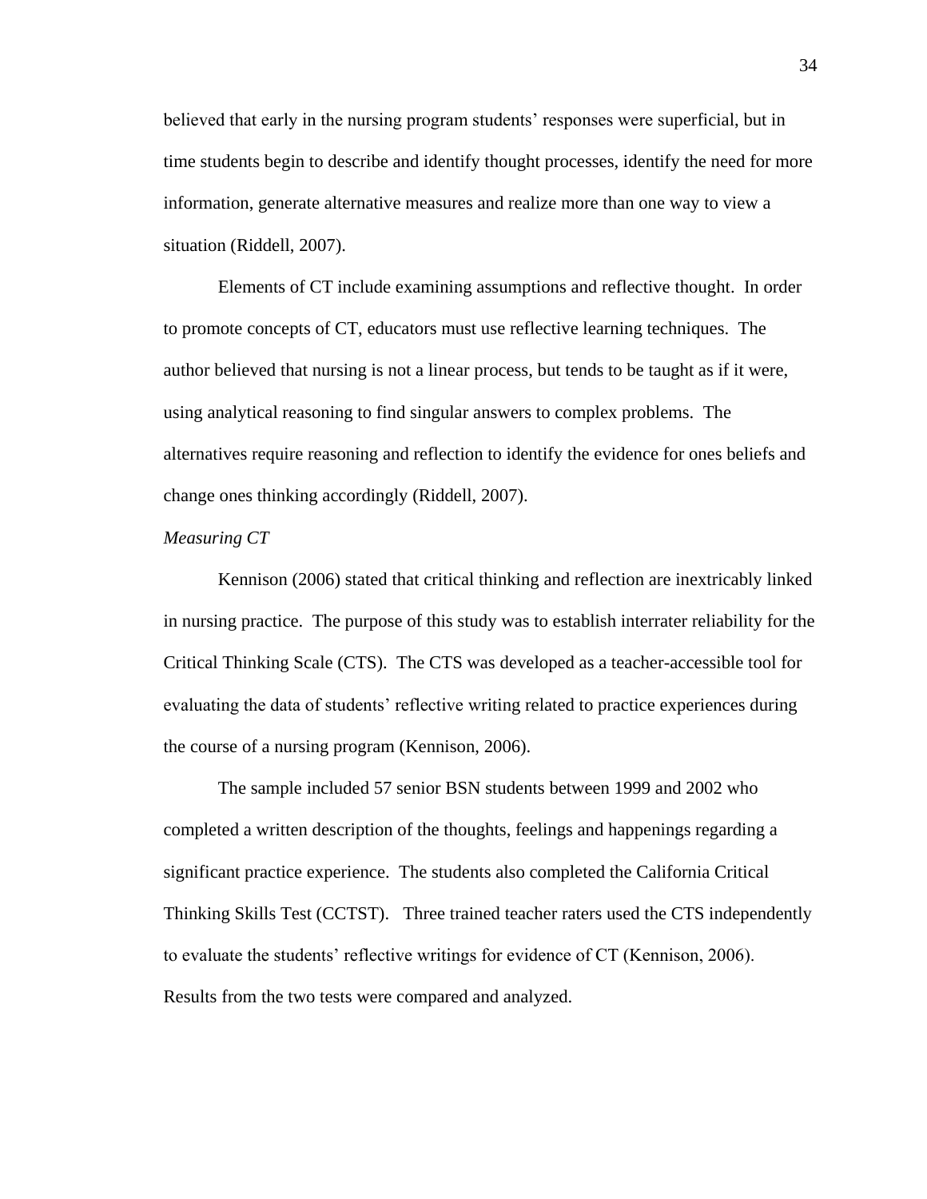believed that early in the nursing program students' responses were superficial, but in time students begin to describe and identify thought processes, identify the need for more information, generate alternative measures and realize more than one way to view a situation (Riddell, 2007).

Elements of CT include examining assumptions and reflective thought. In order to promote concepts of CT, educators must use reflective learning techniques. The author believed that nursing is not a linear process, but tends to be taught as if it were, using analytical reasoning to find singular answers to complex problems. The alternatives require reasoning and reflection to identify the evidence for ones beliefs and change ones thinking accordingly (Riddell, 2007).

*Measuring CT*

Kennison (2006) stated that critical thinking and reflection are inextricably linked in nursing practice. The purpose of this study was to establish interrater reliability for the Critical Thinking Scale (CTS). The CTS was developed as a teacher-accessible tool for evaluating the data of students' reflective writing related to practice experiences during the course of a nursing program (Kennison, 2006).

The sample included 57 senior BSN students between 1999 and 2002 who completed a written description of the thoughts, feelings and happenings regarding a significant practice experience. The students also completed the California Critical Thinking Skills Test (CCTST). Three trained teacher raters used the CTS independently to evaluate the students' reflective writings for evidence of CT (Kennison, 2006). Results from the two tests were compared and analyzed.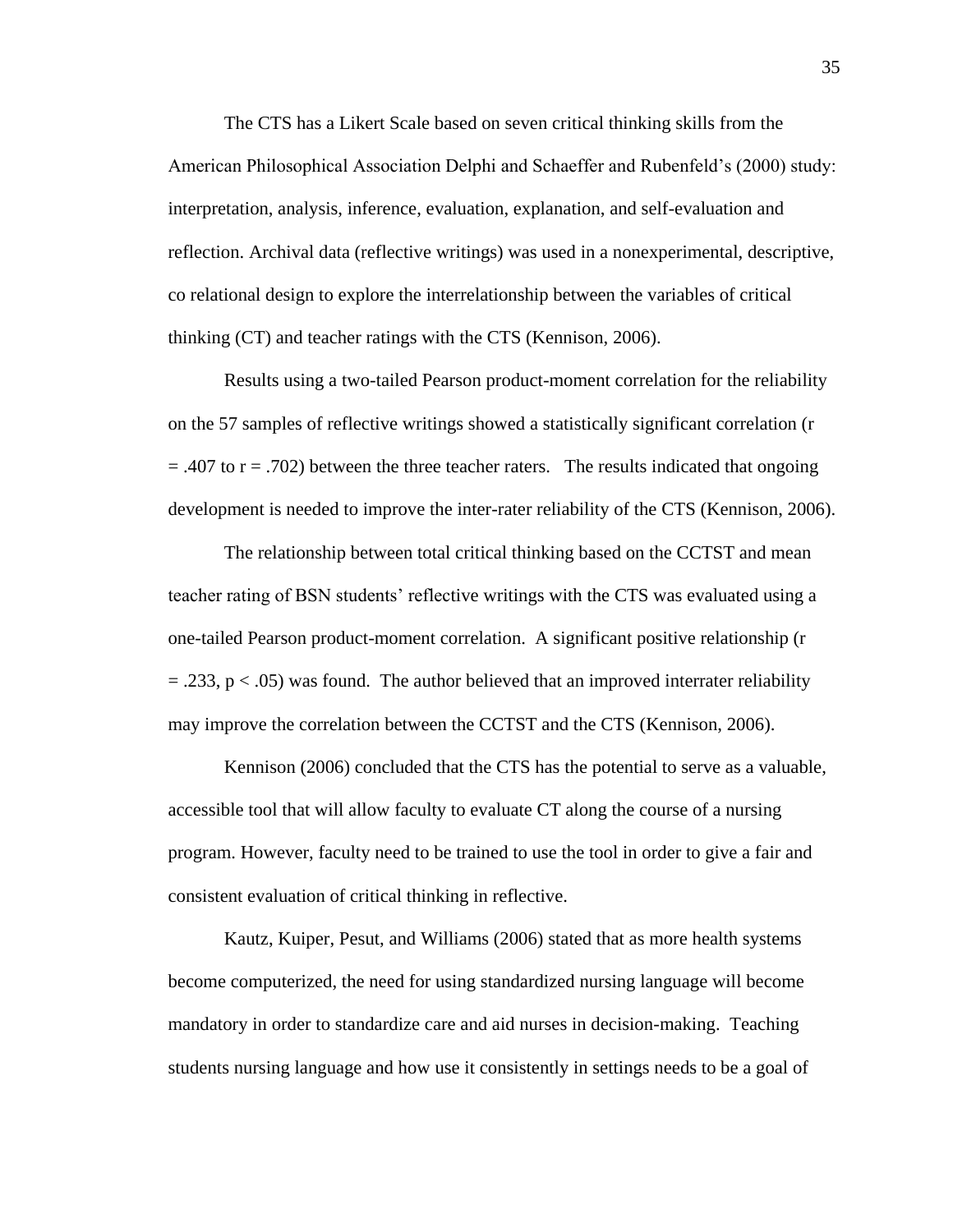The CTS has a Likert Scale based on seven critical thinking skills from the American Philosophical Association Delphi and Schaeffer and Rubenfeld's (2000) study: interpretation, analysis, inference, evaluation, explanation, and self-evaluation and reflection. Archival data (reflective writings) was used in a nonexperimental, descriptive, co relational design to explore the interrelationship between the variables of critical thinking (CT) and teacher ratings with the CTS (Kennison, 2006).

Results using a two-tailed Pearson product-moment correlation for the reliability on the 57 samples of reflective writings showed a statistically significant correlation ($r = .407$ to $r = .702$) between the three teacher raters. The results indicated that ongoing development is needed to improve the inter-rater reliability of the CTS (Kennison, 2006).

The relationship between total critical thinking based on the CCTST and mean teacher rating of BSN students' reflective writings with the CTS was evaluated using a one-tailed Pearson product-moment correlation. A significant positive relationship ($r = .233$, $p < .05$) was found. The author believed that an improved interrater reliability may improve the correlation between the CCTST and the CTS (Kennison, 2006).

Kennison (2006) concluded that the CTS has the potential to serve as a valuable, accessible tool that will allow faculty to evaluate CT along the course of a nursing program. However, faculty need to be trained to use the tool in order to give a fair and consistent evaluation of critical thinking in reflective.

Kautz, Kuiper, Pesut, and Williams (2006) stated that as more health systems become computerized, the need for using standardized nursing language will become mandatory in order to standardize care and aid nurses in decision-making. Teaching students nursing language and how use it consistently in settings needs to be a goal of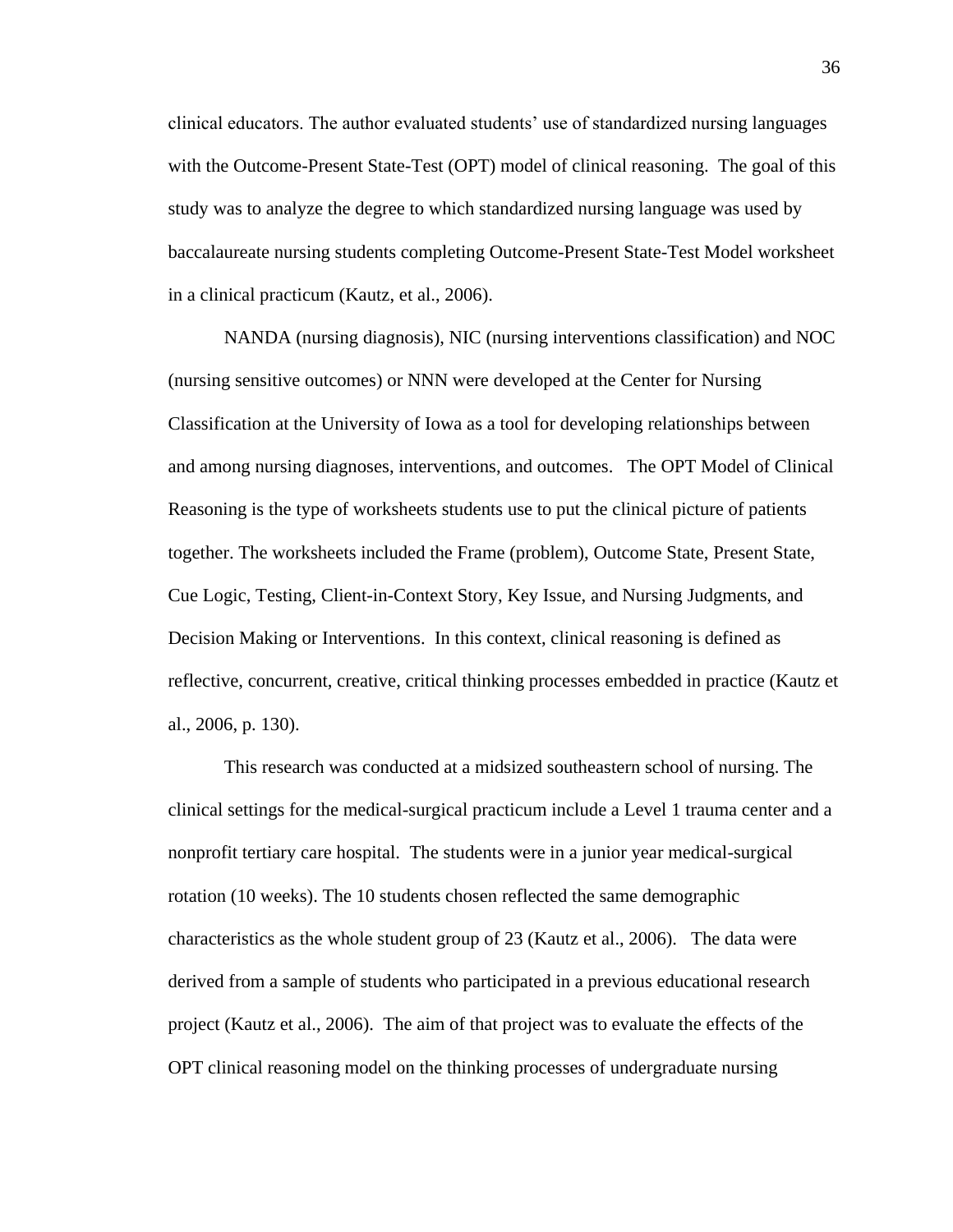clinical educators. The author evaluated students' use of standardized nursing languages with the Outcome-Present State-Test (OPT) model of clinical reasoning. The goal of this study was to analyze the degree to which standardized nursing language was used by baccalaureate nursing students completing Outcome-Present State-Test Model worksheet in a clinical practicum (Kautz, et al., 2006).

NANDA (nursing diagnosis), NIC (nursing interventions classification) and NOC (nursing sensitive outcomes) or NNN were developed at the Center for Nursing Classification at the University of Iowa as a tool for developing relationships between and among nursing diagnoses, interventions, and outcomes. The OPT Model of Clinical Reasoning is the type of worksheets students use to put the clinical picture of patients together. The worksheets included the Frame (problem), Outcome State, Present State, Cue Logic, Testing, Client-in-Context Story, Key Issue, and Nursing Judgments, and Decision Making or Interventions. In this context, clinical reasoning is defined as reflective, concurrent, creative, critical thinking processes embedded in practice (Kautz et al., 2006, p. 130).

This research was conducted at a midsized southeastern school of nursing. The clinical settings for the medical-surgical practicum include a Level 1 trauma center and a nonprofit tertiary care hospital. The students were in a junior year medical-surgical rotation (10 weeks). The 10 students chosen reflected the same demographic characteristics as the whole student group of 23 (Kautz et al., 2006). The data were derived from a sample of students who participated in a previous educational research project (Kautz et al., 2006). The aim of that project was to evaluate the effects of the OPT clinical reasoning model on the thinking processes of undergraduate nursing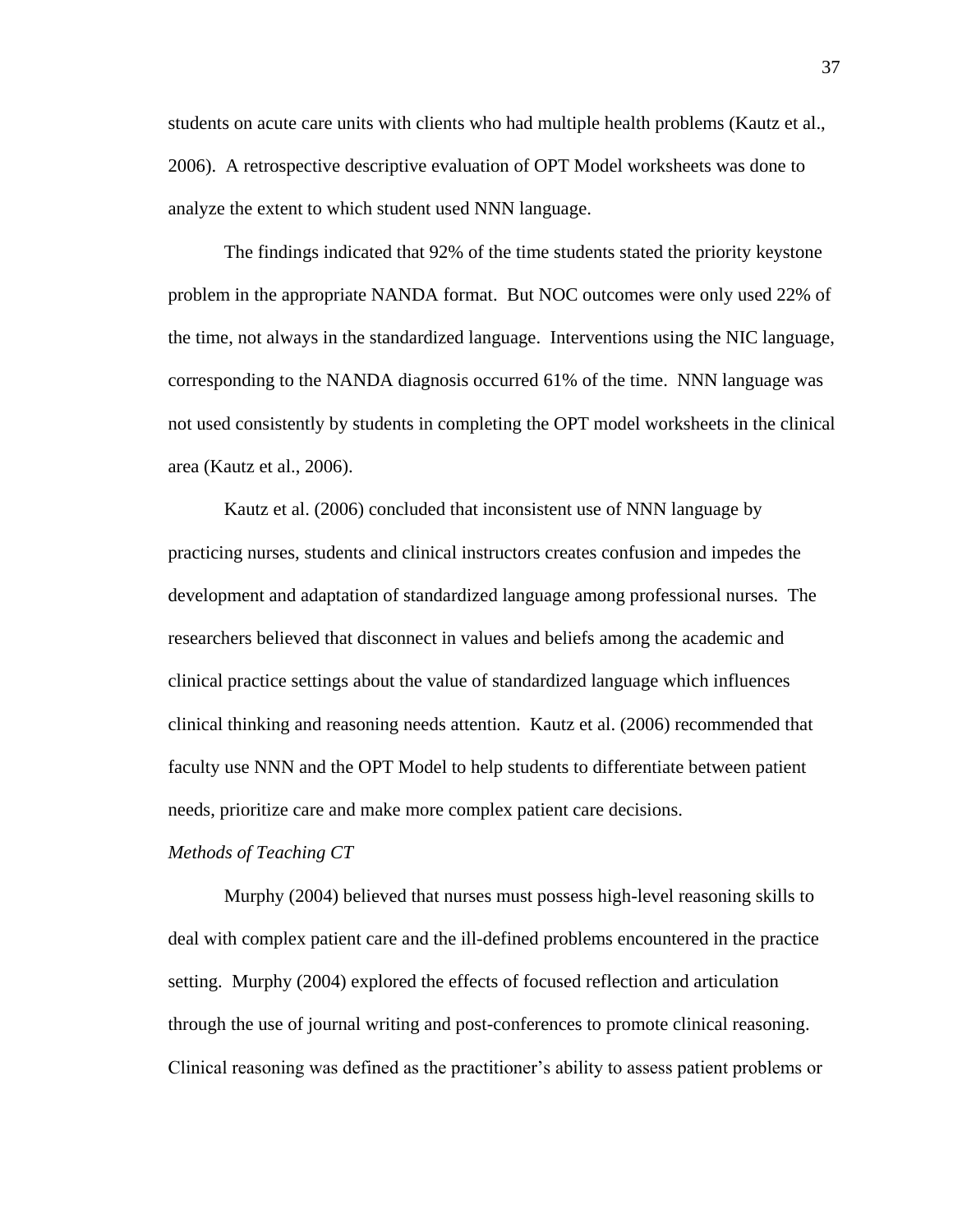students on acute care units with clients who had multiple health problems (Kautz et al., 2006). A retrospective descriptive evaluation of OPT Model worksheets was done to analyze the extent to which student used NNN language.

The findings indicated that 92% of the time students stated the priority keystone problem in the appropriate NANDA format. But NOC outcomes were only used 22% of the time, not always in the standardized language. Interventions using the NIC language, corresponding to the NANDA diagnosis occurred 61% of the time. NNN language was not used consistently by students in completing the OPT model worksheets in the clinical area (Kautz et al., 2006).

Kautz et al. (2006) concluded that inconsistent use of NNN language by practicing nurses, students and clinical instructors creates confusion and impedes the development and adaptation of standardized language among professional nurses. The researchers believed that disconnect in values and beliefs among the academic and clinical practice settings about the value of standardized language which influences clinical thinking and reasoning needs attention. Kautz et al. (2006) recommended that faculty use NNN and the OPT Model to help students to differentiate between patient needs, prioritize care and make more complex patient care decisions.

*Methods of Teaching CT*

Murphy (2004) believed that nurses must possess high-level reasoning skills to deal with complex patient care and the ill-defined problems encountered in the practice setting. Murphy (2004) explored the effects of focused reflection and articulation through the use of journal writing and post-conferences to promote clinical reasoning. Clinical reasoning was defined as the practitioner's ability to assess patient problems or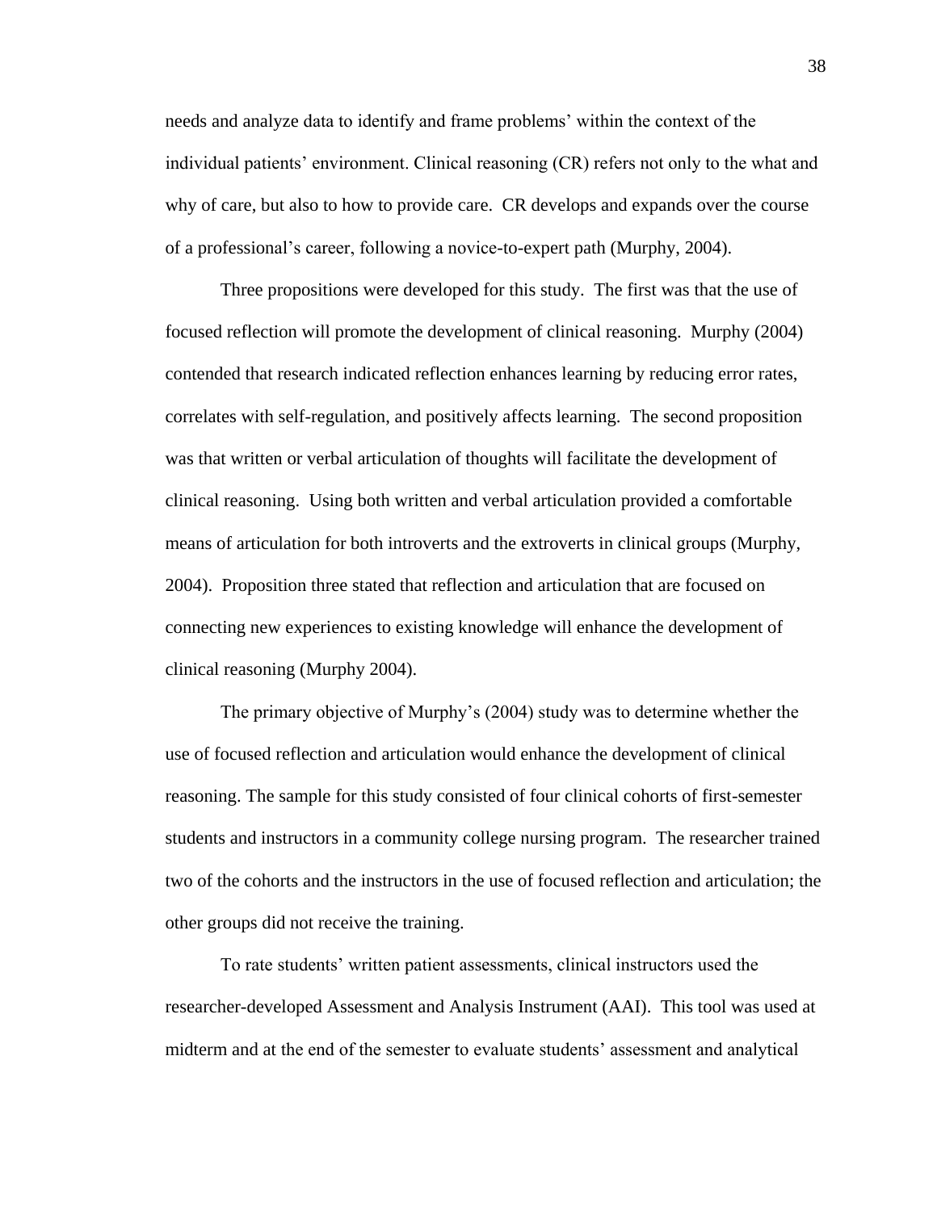needs and analyze data to identify and frame problems' within the context of the individual patients' environment. Clinical reasoning (CR) refers not only to the what and why of care, but also to how to provide care. CR develops and expands over the course of a professional's career, following a novice-to-expert path (Murphy, 2004).

Three propositions were developed for this study. The first was that the use of focused reflection will promote the development of clinical reasoning. Murphy (2004) contended that research indicated reflection enhances learning by reducing error rates, correlates with self-regulation, and positively affects learning. The second proposition was that written or verbal articulation of thoughts will facilitate the development of clinical reasoning. Using both written and verbal articulation provided a comfortable means of articulation for both introverts and the extroverts in clinical groups (Murphy, 2004). Proposition three stated that reflection and articulation that are focused on connecting new experiences to existing knowledge will enhance the development of clinical reasoning (Murphy 2004).

The primary objective of Murphy's (2004) study was to determine whether the use of focused reflection and articulation would enhance the development of clinical reasoning. The sample for this study consisted of four clinical cohorts of first-semester students and instructors in a community college nursing program. The researcher trained two of the cohorts and the instructors in the use of focused reflection and articulation; the other groups did not receive the training.

To rate students' written patient assessments, clinical instructors used the researcher-developed Assessment and Analysis Instrument (AAI). This tool was used at midterm and at the end of the semester to evaluate students' assessment and analytical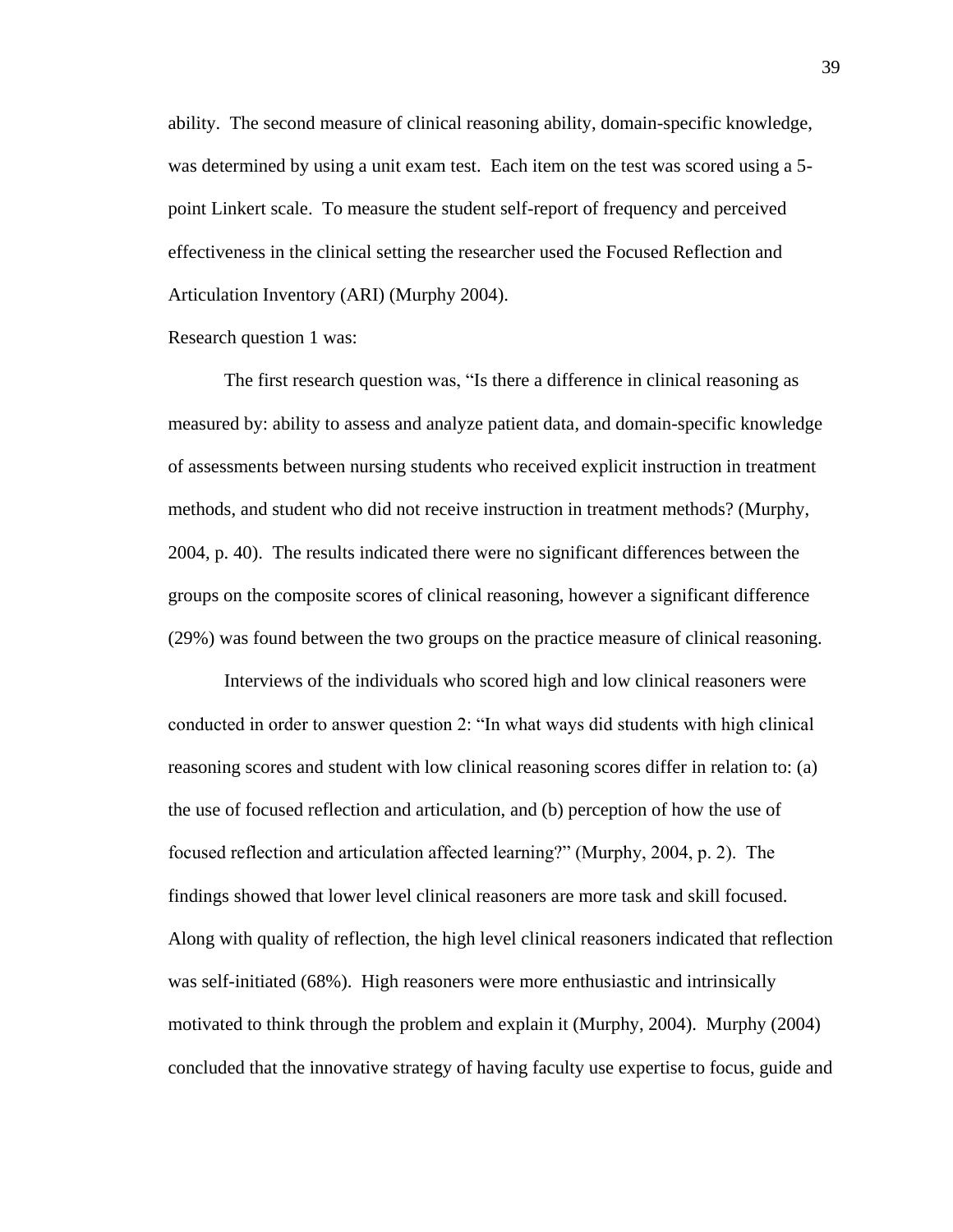ability. The second measure of clinical reasoning ability, domain-specific knowledge, was determined by using a unit exam test. Each item on the test was scored using a 5-point Linkert scale. To measure the student self-report of frequency and perceived effectiveness in the clinical setting the researcher used the Focused Reflection and Articulation Inventory (ARI) (Murphy 2004).

Research question 1 was:

The first research question was, "Is there a difference in clinical reasoning as measured by: ability to assess and analyze patient data, and domain-specific knowledge of assessments between nursing students who received explicit instruction in treatment methods, and student who did not receive instruction in treatment methods? (Murphy, 2004, p. 40). The results indicated there were no significant differences between the groups on the composite scores of clinical reasoning, however a significant difference (29%) was found between the two groups on the practice measure of clinical reasoning.

Interviews of the individuals who scored high and low clinical reasoners were conducted in order to answer question 2: "In what ways did students with high clinical reasoning scores and student with low clinical reasoning scores differ in relation to: (a) the use of focused reflection and articulation, and (b) perception of how the use of focused reflection and articulation affected learning?" (Murphy, 2004, p. 2). The findings showed that lower level clinical reasoners are more task and skill focused. Along with quality of reflection, the high level clinical reasoners indicated that reflection was self-initiated (68%). High reasoners were more enthusiastic and intrinsically motivated to think through the problem and explain it (Murphy, 2004). Murphy (2004) concluded that the innovative strategy of having faculty use expertise to focus, guide and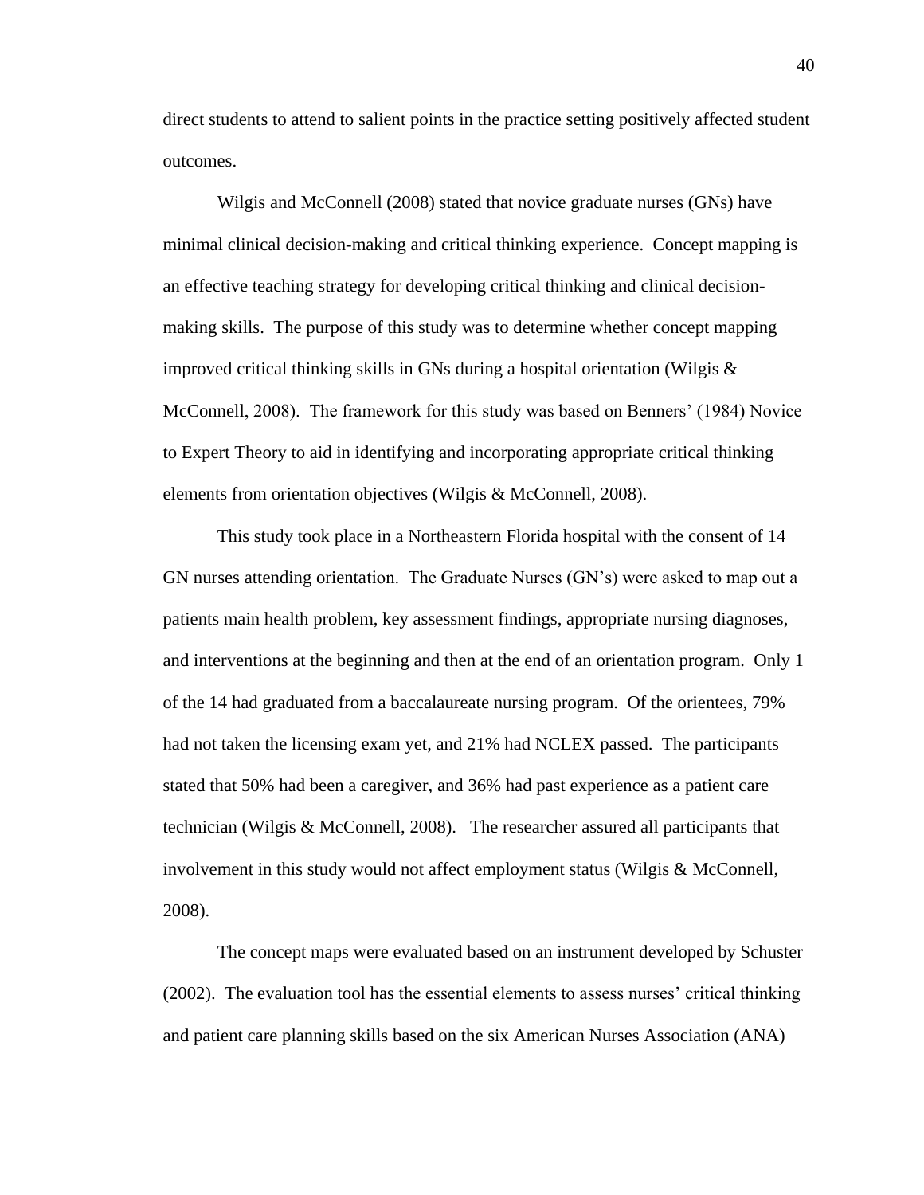direct students to attend to salient points in the practice setting positively affected student outcomes.

Wilgis and McConnell (2008) stated that novice graduate nurses (GNs) have minimal clinical decision-making and critical thinking experience. Concept mapping is an effective teaching strategy for developing critical thinking and clinical decision-making skills. The purpose of this study was to determine whether concept mapping improved critical thinking skills in GNs during a hospital orientation (Wilgis & McConnell, 2008). The framework for this study was based on Benners' (1984) Novice to Expert Theory to aid in identifying and incorporating appropriate critical thinking elements from orientation objectives (Wilgis & McConnell, 2008).

This study took place in a Northeastern Florida hospital with the consent of 14 GN nurses attending orientation. The Graduate Nurses (GN's) were asked to map out a patients main health problem, key assessment findings, appropriate nursing diagnoses, and interventions at the beginning and then at the end of an orientation program. Only 1 of the 14 had graduated from a baccalaureate nursing program. Of the orientees, 79% had not taken the licensing exam yet, and 21% had NCLEX passed. The participants stated that 50% had been a caregiver, and 36% had past experience as a patient care technician (Wilgis & McConnell, 2008). The researcher assured all participants that involvement in this study would not affect employment status (Wilgis & McConnell, 2008).

The concept maps were evaluated based on an instrument developed by Schuster (2002). The evaluation tool has the essential elements to assess nurses' critical thinking and patient care planning skills based on the six American Nurses Association (ANA)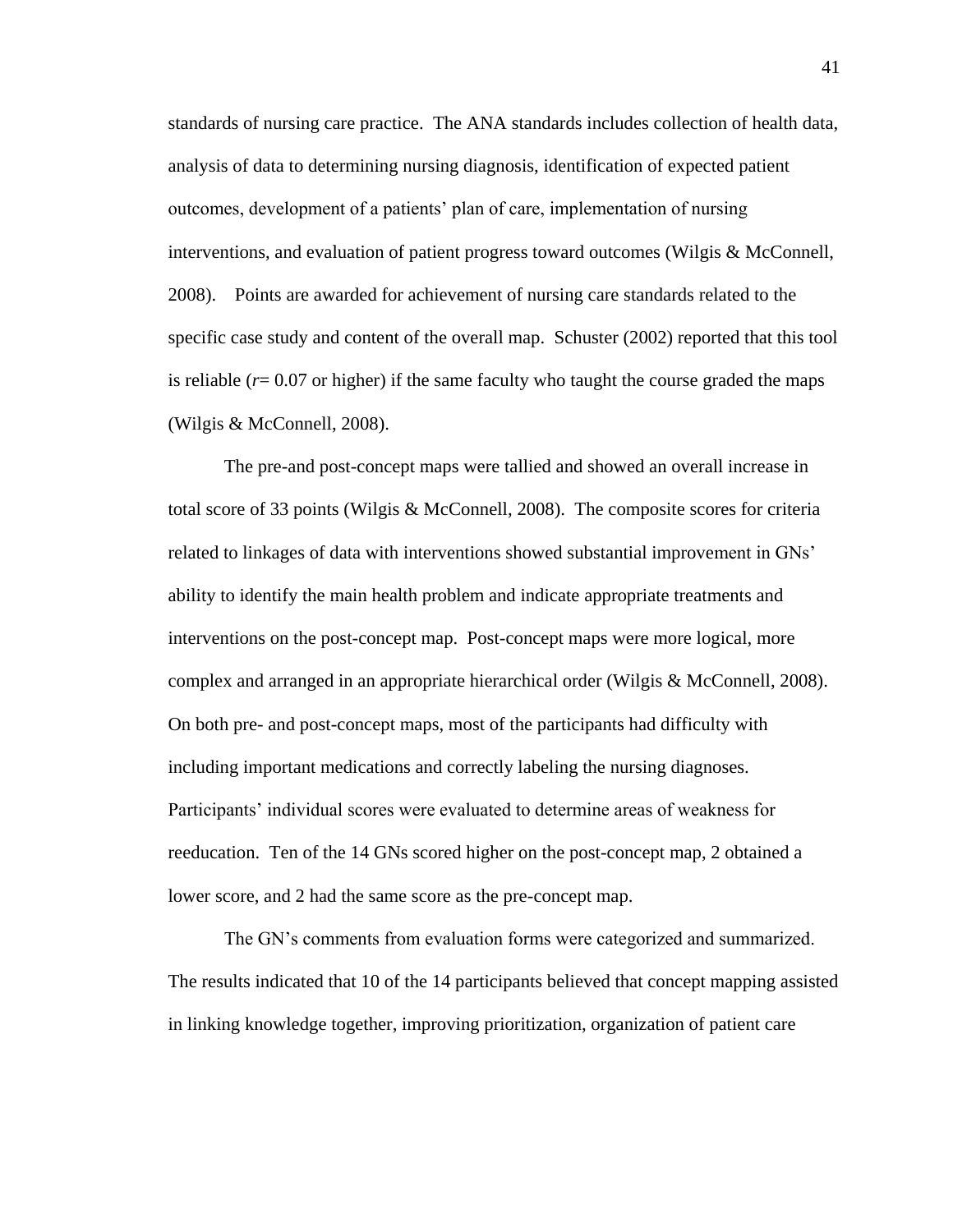standards of nursing care practice. The ANA standards includes collection of health data, analysis of data to determining nursing diagnosis, identification of expected patient outcomes, development of a patients' plan of care, implementation of nursing interventions, and evaluation of patient progress toward outcomes (Wilgis & McConnell, 2008). Points are awarded for achievement of nursing care standards related to the specific case study and content of the overall map. Schuster (2002) reported that this tool is reliable ($r$= 0.07 or higher) if the same faculty who taught the course graded the maps (Wilgis & McConnell, 2008).

The pre-and post-concept maps were tallied and showed an overall increase in total score of 33 points (Wilgis & McConnell, 2008). The composite scores for criteria related to linkages of data with interventions showed substantial improvement in GNs' ability to identify the main health problem and indicate appropriate treatments and interventions on the post-concept map. Post-concept maps were more logical, more complex and arranged in an appropriate hierarchical order (Wilgis & McConnell, 2008). On both pre- and post-concept maps, most of the participants had difficulty with including important medications and correctly labeling the nursing diagnoses. Participants' individual scores were evaluated to determine areas of weakness for reeducation. Ten of the 14 GNs scored higher on the post-concept map, 2 obtained a lower score, and 2 had the same score as the pre-concept map.

The GN's comments from evaluation forms were categorized and summarized. The results indicated that 10 of the 14 participants believed that concept mapping assisted in linking knowledge together, improving prioritization, organization of patient care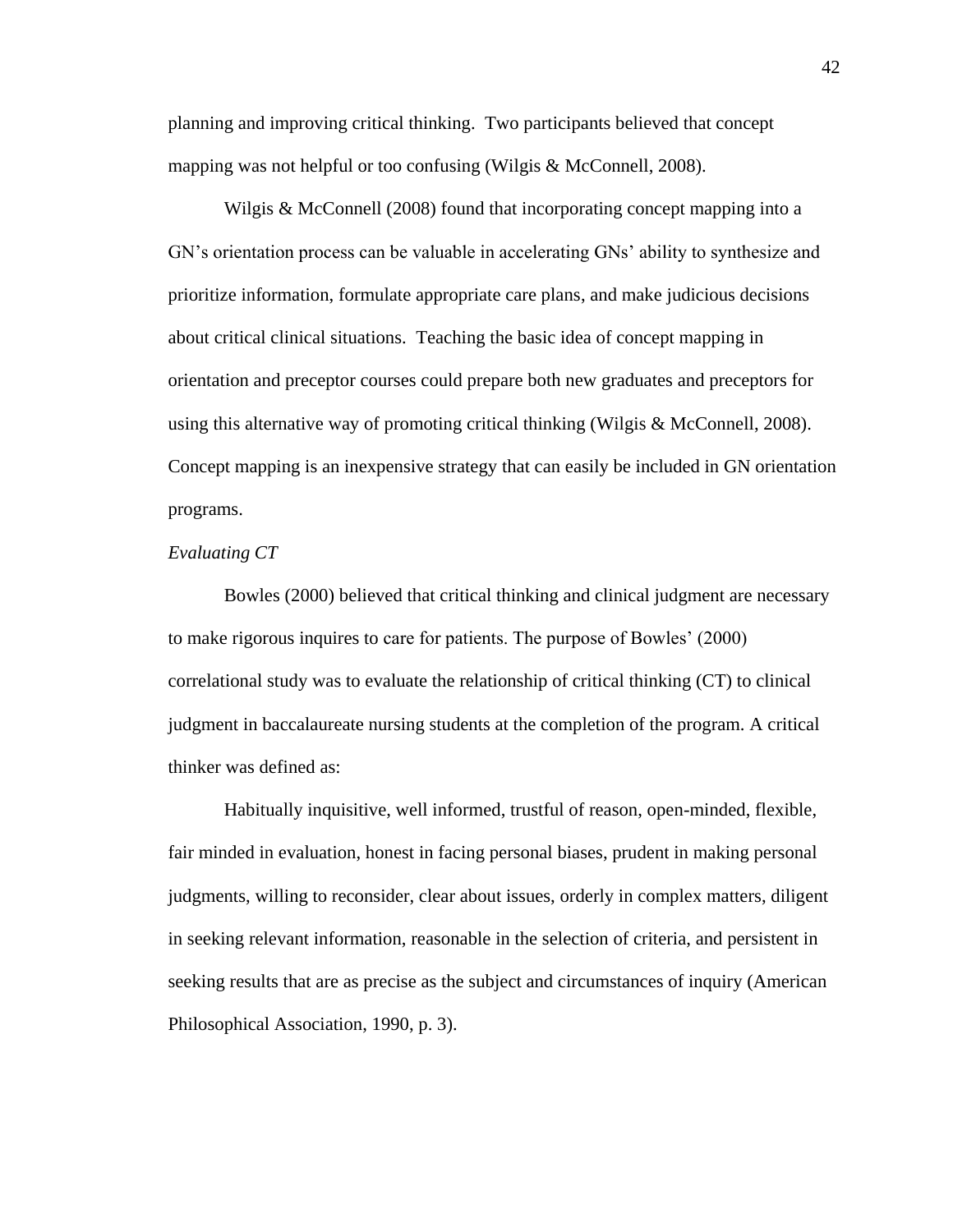planning and improving critical thinking. Two participants believed that concept mapping was not helpful or too confusing (Wilgis & McConnell, 2008).

Wilgis & McConnell (2008) found that incorporating concept mapping into a GN's orientation process can be valuable in accelerating GNs' ability to synthesize and prioritize information, formulate appropriate care plans, and make judicious decisions about critical clinical situations. Teaching the basic idea of concept mapping in orientation and preceptor courses could prepare both new graduates and preceptors for using this alternative way of promoting critical thinking (Wilgis & McConnell, 2008). Concept mapping is an inexpensive strategy that can easily be included in GN orientation programs.

*Evaluating CT*

Bowles (2000) believed that critical thinking and clinical judgment are necessary to make rigorous inquires to care for patients. The purpose of Bowles' (2000) correlational study was to evaluate the relationship of critical thinking (CT) to clinical judgment in baccalaureate nursing students at the completion of the program. A critical thinker was defined as:

> Habitually inquisitive, well informed, trustful of reason, open-minded, flexible, fair minded in evaluation, honest in facing personal biases, prudent in making personal judgments, willing to reconsider, clear about issues, orderly in complex matters, diligent in seeking relevant information, reasonable in the selection of criteria, and persistent in seeking results that are as precise as the subject and circumstances of inquiry (American Philosophical Association, 1990, p. 3).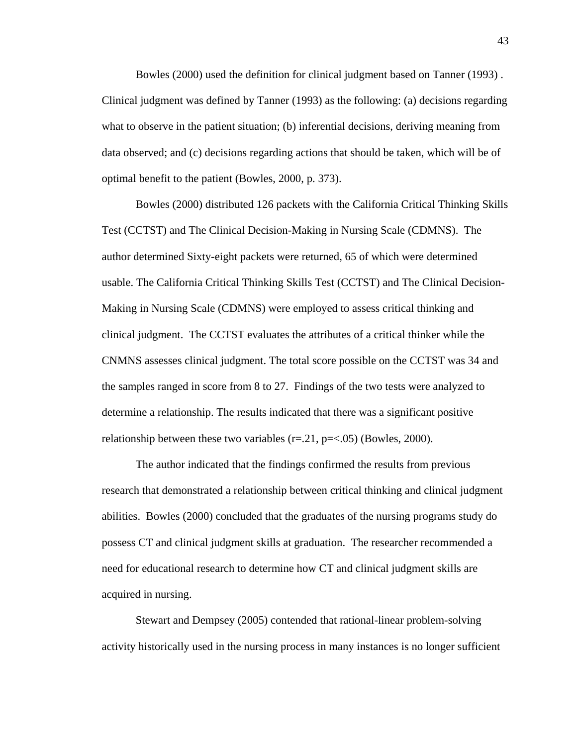Bowles (2000) used the definition for clinical judgment based on Tanner (1993) . Clinical judgment was defined by Tanner (1993) as the following: (a) decisions regarding what to observe in the patient situation; (b) inferential decisions, deriving meaning from data observed; and (c) decisions regarding actions that should be taken, which will be of optimal benefit to the patient (Bowles, 2000, p. 373).

Bowles (2000) distributed 126 packets with the California Critical Thinking Skills Test (CCTST) and The Clinical Decision-Making in Nursing Scale (CDMNS). The author determined Sixty-eight packets were returned, 65 of which were determined usable. The California Critical Thinking Skills Test (CCTST) and The Clinical Decision-Making in Nursing Scale (CDMNS) were employed to assess critical thinking and clinical judgment. The CCTST evaluates the attributes of a critical thinker while the CNMNS assesses clinical judgment. The total score possible on the CCTST was 34 and the samples ranged in score from 8 to 27. Findings of the two tests were analyzed to determine a relationship. The results indicated that there was a significant positive relationship between these two variables ($r=.21$, $p=<.05$) (Bowles, 2000).

The author indicated that the findings confirmed the results from previous research that demonstrated a relationship between critical thinking and clinical judgment abilities. Bowles (2000) concluded that the graduates of the nursing programs study do possess CT and clinical judgment skills at graduation. The researcher recommended a need for educational research to determine how CT and clinical judgment skills are acquired in nursing.

Stewart and Dempsey (2005) contended that rational-linear problem-solving activity historically used in the nursing process in many instances is no longer sufficient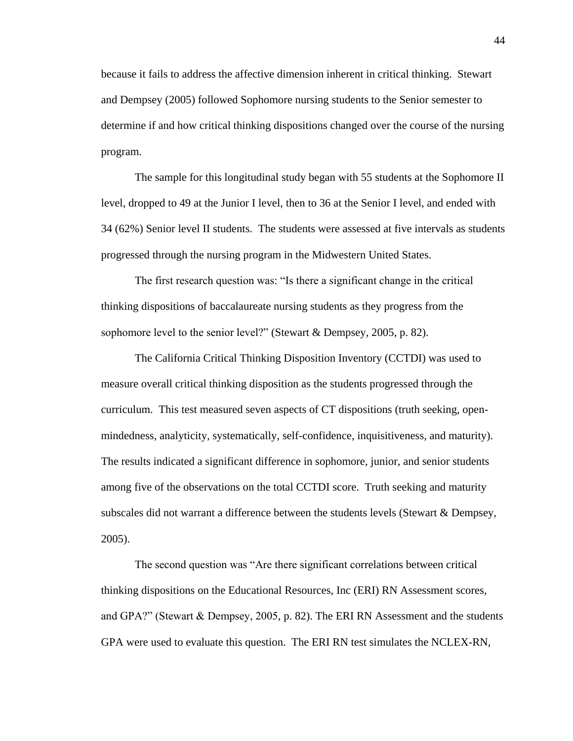because it fails to address the affective dimension inherent in critical thinking. Stewart and Dempsey (2005) followed Sophomore nursing students to the Senior semester to determine if and how critical thinking dispositions changed over the course of the nursing program.

The sample for this longitudinal study began with 55 students at the Sophomore II level, dropped to 49 at the Junior I level, then to 36 at the Senior I level, and ended with 34 (62%) Senior level II students. The students were assessed at five intervals as students progressed through the nursing program in the Midwestern United States.

The first research question was: "Is there a significant change in the critical thinking dispositions of baccalaureate nursing students as they progress from the sophomore level to the senior level?" (Stewart & Dempsey, 2005, p. 82).

The California Critical Thinking Disposition Inventory (CCTDI) was used to measure overall critical thinking disposition as the students progressed through the curriculum. This test measured seven aspects of CT dispositions (truth seeking, open-mindedness, analyticity, systematically, self-confidence, inquisitiveness, and maturity). The results indicated a significant difference in sophomore, junior, and senior students among five of the observations on the total CCTDI score. Truth seeking and maturity subscales did not warrant a difference between the students levels (Stewart & Dempsey, 2005).

The second question was "Are there significant correlations between critical thinking dispositions on the Educational Resources, Inc (ERI) RN Assessment scores, and GPA?" (Stewart & Dempsey, 2005, p. 82). The ERI RN Assessment and the students GPA were used to evaluate this question. The ERI RN test simulates the NCLEX-RN,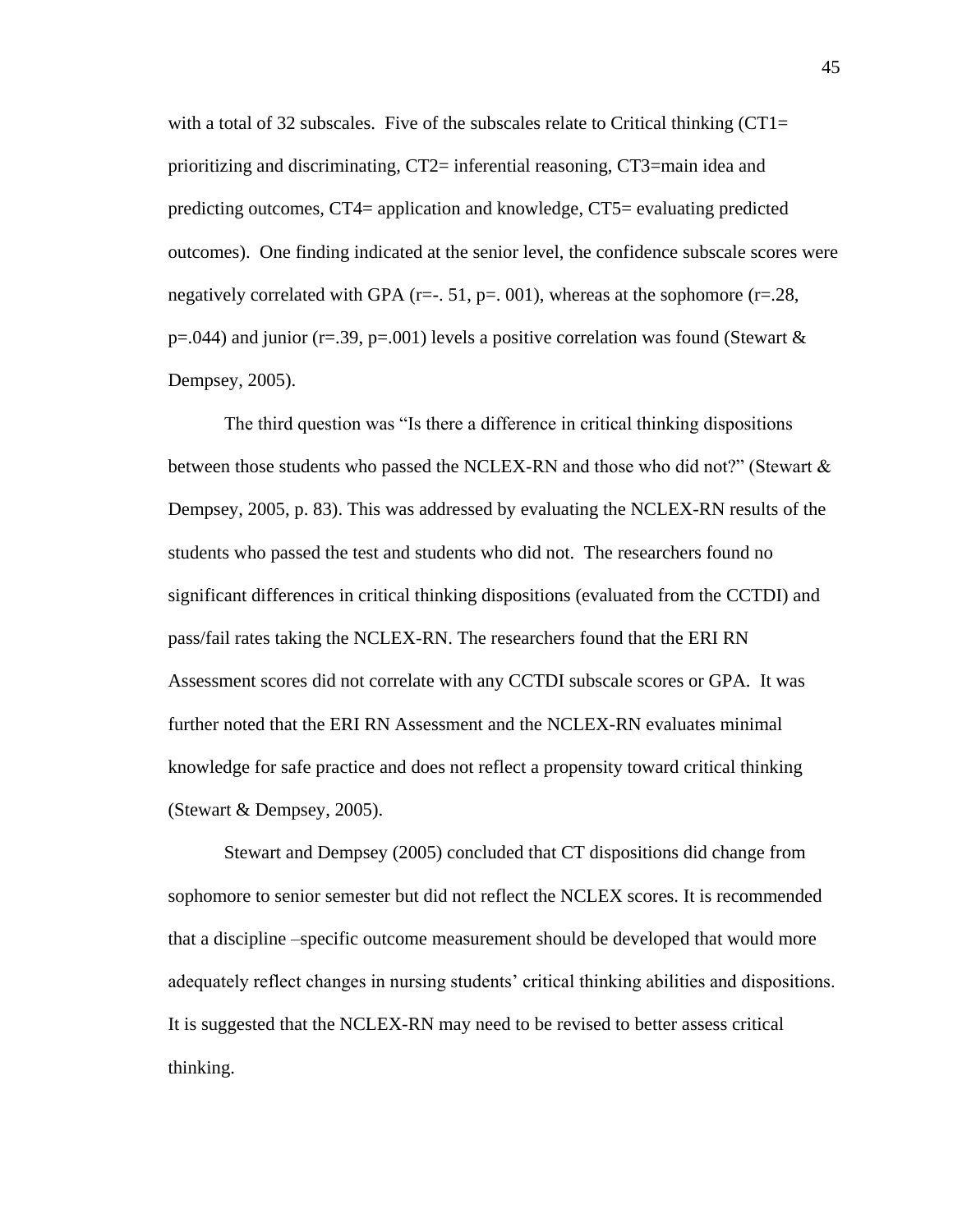with a total of 32 subscales. Five of the subscales relate to Critical thinking (CT1= prioritizing and discriminating, CT2= inferential reasoning, CT3=main idea and predicting outcomes, CT4= application and knowledge, CT5= evaluating predicted outcomes). One finding indicated at the senior level, the confidence subscale scores were negatively correlated with GPA ($r=-.51$, $p=.001$), whereas at the sophomore ($r=.28$, $p=.044$) and junior ($r=.39$, $p=.001$) levels a positive correlation was found (Stewart & Dempsey, 2005).

The third question was "Is there a difference in critical thinking dispositions between those students who passed the NCLEX-RN and those who did not?" (Stewart & Dempsey, 2005, p. 83). This was addressed by evaluating the NCLEX-RN results of the students who passed the test and students who did not. The researchers found no significant differences in critical thinking dispositions (evaluated from the CCTDI) and pass/fail rates taking the NCLEX-RN. The researchers found that the ERI RN Assessment scores did not correlate with any CCTDI subscale scores or GPA. It was further noted that the ERI RN Assessment and the NCLEX-RN evaluates minimal knowledge for safe practice and does not reflect a propensity toward critical thinking (Stewart & Dempsey, 2005).

Stewart and Dempsey (2005) concluded that CT dispositions did change from sophomore to senior semester but did not reflect the NCLEX scores. It is recommended that a discipline –specific outcome measurement should be developed that would more adequately reflect changes in nursing students' critical thinking abilities and dispositions. It is suggested that the NCLEX-RN may need to be revised to better assess critical thinking.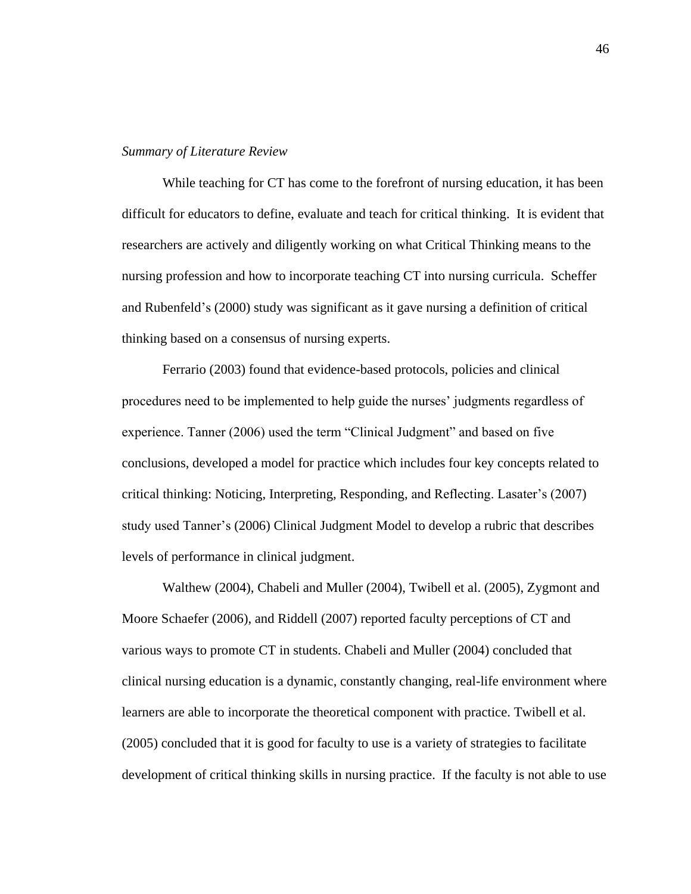*Summary of Literature Review*

While teaching for CT has come to the forefront of nursing education, it has been difficult for educators to define, evaluate and teach for critical thinking. It is evident that researchers are actively and diligently working on what Critical Thinking means to the nursing profession and how to incorporate teaching CT into nursing curricula. Scheffer and Rubenfeld's (2000) study was significant as it gave nursing a definition of critical thinking based on a consensus of nursing experts.

Ferrario (2003) found that evidence-based protocols, policies and clinical procedures need to be implemented to help guide the nurses' judgments regardless of experience. Tanner (2006) used the term "Clinical Judgment" and based on five conclusions, developed a model for practice which includes four key concepts related to critical thinking: Noticing, Interpreting, Responding, and Reflecting. Lasater's (2007) study used Tanner's (2006) Clinical Judgment Model to develop a rubric that describes levels of performance in clinical judgment.

Walthew (2004), Chabeli and Muller (2004), Twibell et al. (2005), Zygmont and Moore Schaefer (2006), and Riddell (2007) reported faculty perceptions of CT and various ways to promote CT in students. Chabeli and Muller (2004) concluded that clinical nursing education is a dynamic, constantly changing, real-life environment where learners are able to incorporate the theoretical component with practice. Twibell et al. (2005) concluded that it is good for faculty to use is a variety of strategies to facilitate development of critical thinking skills in nursing practice. If the faculty is not able to use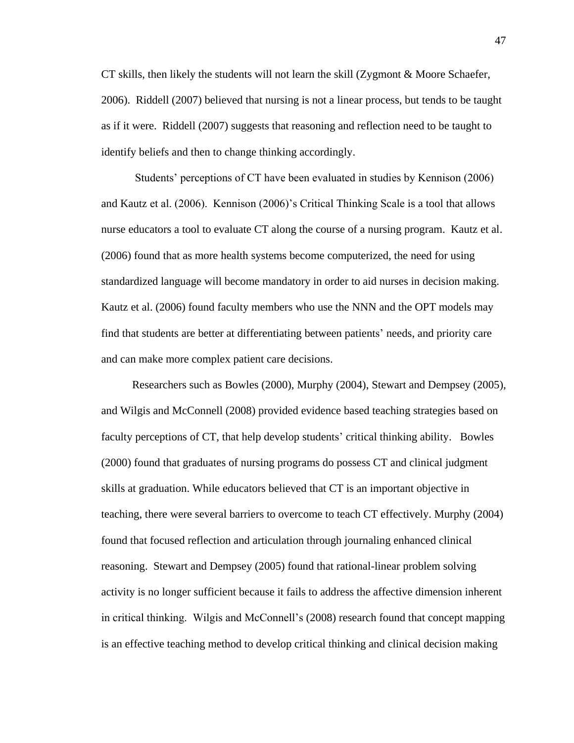CT skills, then likely the students will not learn the skill (Zygmont & Moore Schaefer, 2006). Riddell (2007) believed that nursing is not a linear process, but tends to be taught as if it were. Riddell (2007) suggests that reasoning and reflection need to be taught to identify beliefs and then to change thinking accordingly.

Students' perceptions of CT have been evaluated in studies by Kennison (2006) and Kautz et al. (2006). Kennison (2006)'s Critical Thinking Scale is a tool that allows nurse educators a tool to evaluate CT along the course of a nursing program. Kautz et al. (2006) found that as more health systems become computerized, the need for using standardized language will become mandatory in order to aid nurses in decision making. Kautz et al. (2006) found faculty members who use the NNN and the OPT models may find that students are better at differentiating between patients' needs, and priority care and can make more complex patient care decisions.

Researchers such as Bowles (2000), Murphy (2004), Stewart and Dempsey (2005), and Wilgis and McConnell (2008) provided evidence based teaching strategies based on faculty perceptions of CT, that help develop students' critical thinking ability. Bowles (2000) found that graduates of nursing programs do possess CT and clinical judgment skills at graduation. While educators believed that CT is an important objective in teaching, there were several barriers to overcome to teach CT effectively. Murphy (2004) found that focused reflection and articulation through journaling enhanced clinical reasoning. Stewart and Dempsey (2005) found that rational-linear problem solving activity is no longer sufficient because it fails to address the affective dimension inherent in critical thinking. Wilgis and McConnell's (2008) research found that concept mapping is an effective teaching method to develop critical thinking and clinical decision making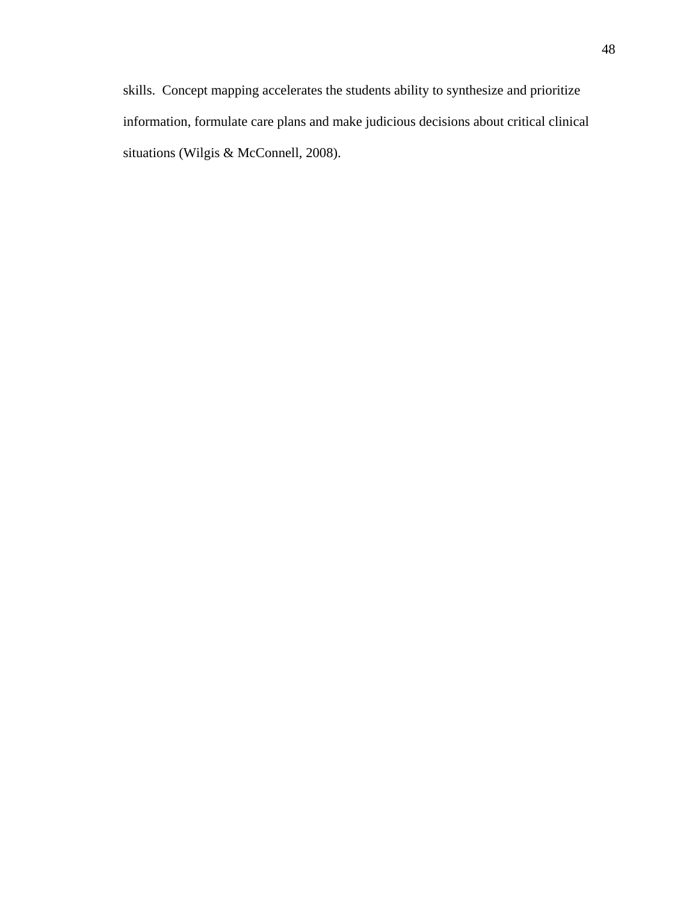skills. Concept mapping accelerates the students ability to synthesize and prioritize information, formulate care plans and make judicious decisions about critical clinical situations (Wilgis & McConnell, 2008).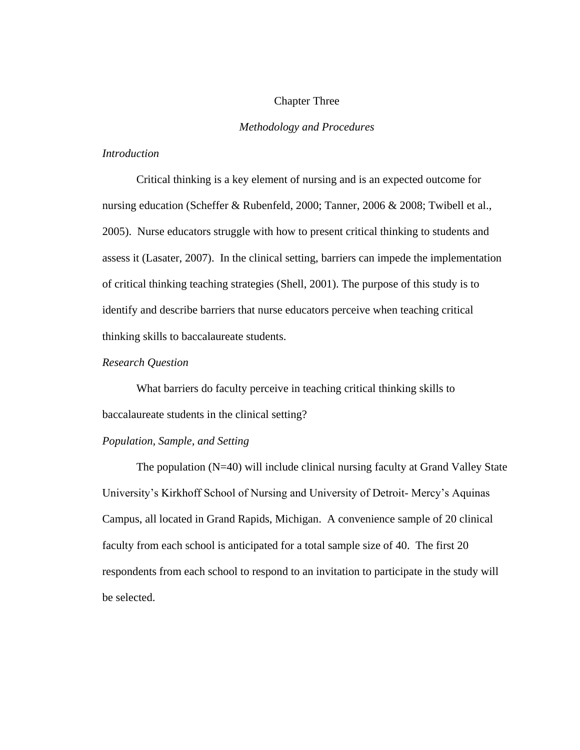# Chapter Three

## *Methodology and Procedures*

### *Introduction*

Critical thinking is a key element of nursing and is an expected outcome for nursing education (Scheffer & Rubenfeld, 2000; Tanner, 2006 & 2008; Twibell et al., 2005). Nurse educators struggle with how to present critical thinking to students and assess it (Lasater, 2007). In the clinical setting, barriers can impede the implementation of critical thinking teaching strategies (Shell, 2001). The purpose of this study is to identify and describe barriers that nurse educators perceive when teaching critical thinking skills to baccalaureate students.

### *Research Question*

What barriers do faculty perceive in teaching critical thinking skills to baccalaureate students in the clinical setting?

### *Population, Sample, and Setting*

The population (N=40) will include clinical nursing faculty at Grand Valley State University's Kirkhoff School of Nursing and University of Detroit- Mercy's Aquinas Campus, all located in Grand Rapids, Michigan. A convenience sample of 20 clinical faculty from each school is anticipated for a total sample size of 40. The first 20 respondents from each school to respond to an invitation to participate in the study will be selected.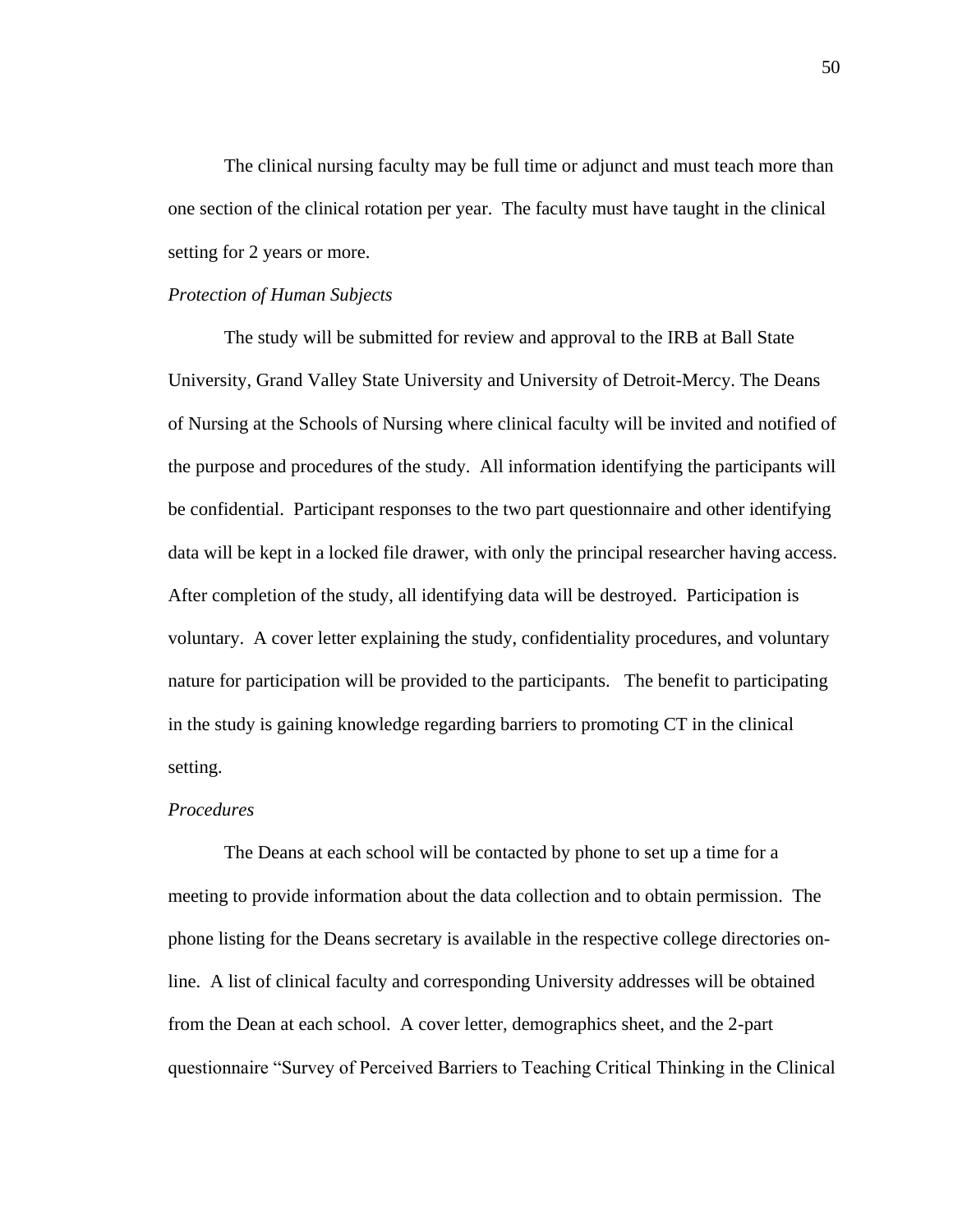The clinical nursing faculty may be full time or adjunct and must teach more than one section of the clinical rotation per year. The faculty must have taught in the clinical setting for 2 years or more.

*Protection of Human Subjects*

The study will be submitted for review and approval to the IRB at Ball State University, Grand Valley State University and University of Detroit-Mercy. The Deans of Nursing at the Schools of Nursing where clinical faculty will be invited and notified of the purpose and procedures of the study. All information identifying the participants will be confidential. Participant responses to the two part questionnaire and other identifying data will be kept in a locked file drawer, with only the principal researcher having access. After completion of the study, all identifying data will be destroyed. Participation is voluntary. A cover letter explaining the study, confidentiality procedures, and voluntary nature for participation will be provided to the participants. The benefit to participating in the study is gaining knowledge regarding barriers to promoting CT in the clinical setting.

*Procedures*

The Deans at each school will be contacted by phone to set up a time for a meeting to provide information about the data collection and to obtain permission. The phone listing for the Deans secretary is available in the respective college directories on-line. A list of clinical faculty and corresponding University addresses will be obtained from the Dean at each school. A cover letter, demographics sheet, and the 2-part questionnaire "Survey of Perceived Barriers to Teaching Critical Thinking in the Clinical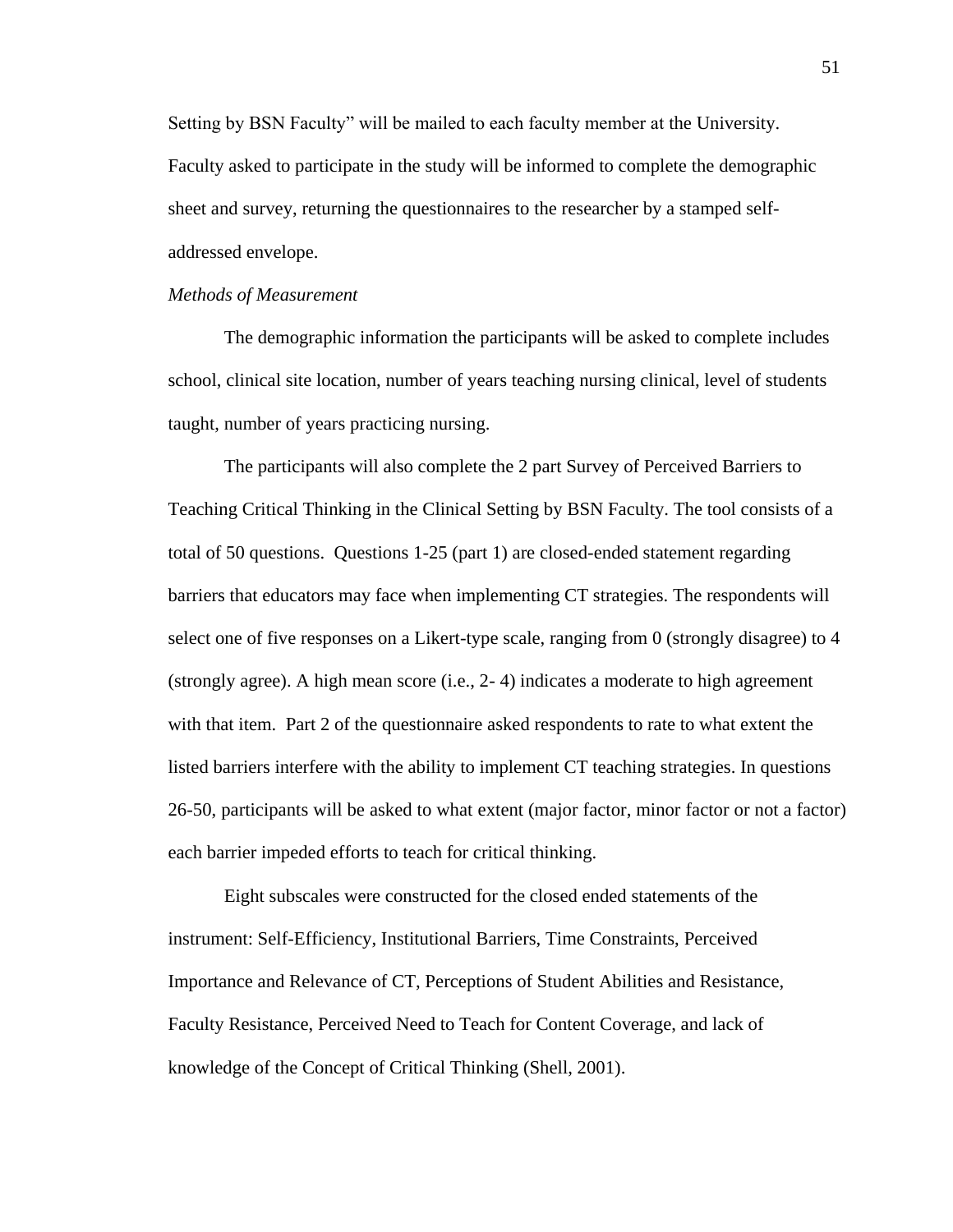Setting by BSN Faculty" will be mailed to each faculty member at the University. Faculty asked to participate in the study will be informed to complete the demographic sheet and survey, returning the questionnaires to the researcher by a stamped self-addressed envelope.

*Methods of Measurement*

The demographic information the participants will be asked to complete includes school, clinical site location, number of years teaching nursing clinical, level of students taught, number of years practicing nursing.

The participants will also complete the 2 part Survey of Perceived Barriers to Teaching Critical Thinking in the Clinical Setting by BSN Faculty. The tool consists of a total of 50 questions. Questions 1-25 (part 1) are closed-ended statement regarding barriers that educators may face when implementing CT strategies. The respondents will select one of five responses on a Likert-type scale, ranging from 0 (strongly disagree) to 4 (strongly agree). A high mean score (i.e., 2- 4) indicates a moderate to high agreement with that item. Part 2 of the questionnaire asked respondents to rate to what extent the listed barriers interfere with the ability to implement CT teaching strategies. In questions 26-50, participants will be asked to what extent (major factor, minor factor or not a factor) each barrier impeded efforts to teach for critical thinking.

Eight subscales were constructed for the closed ended statements of the instrument: Self-Efficiency, Institutional Barriers, Time Constraints, Perceived Importance and Relevance of CT, Perceptions of Student Abilities and Resistance, Faculty Resistance, Perceived Need to Teach for Content Coverage, and lack of knowledge of the Concept of Critical Thinking (Shell, 2001).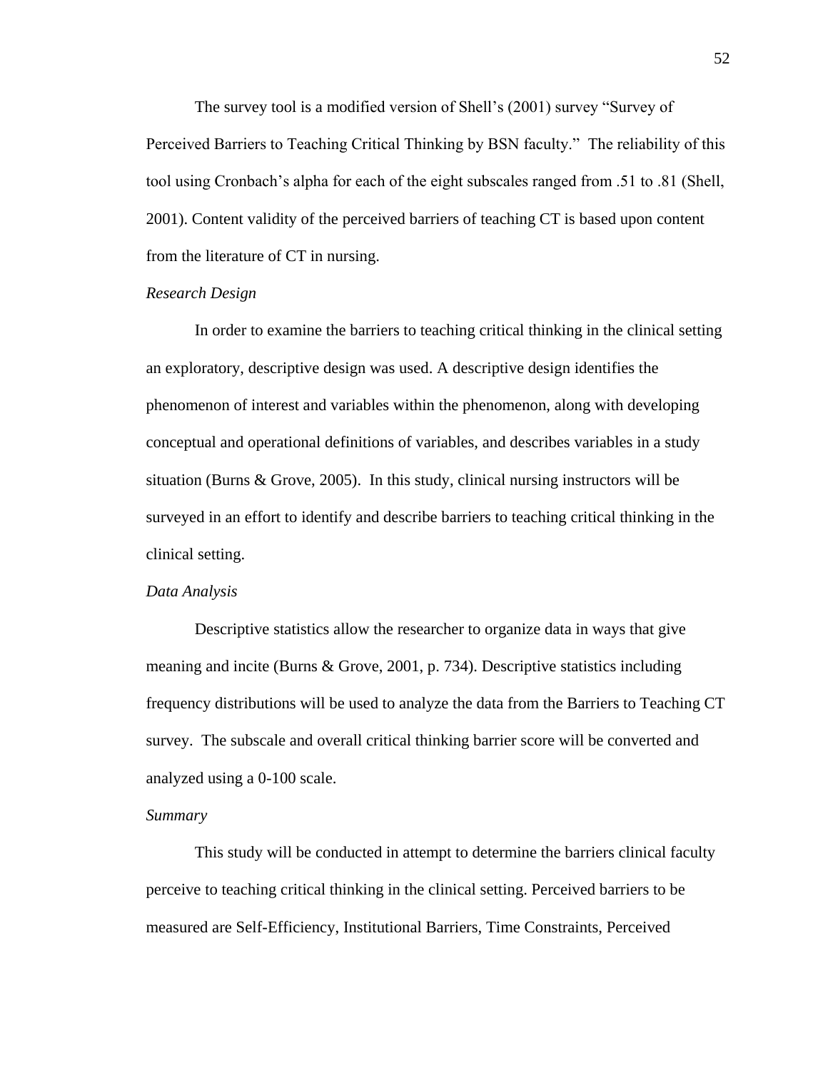The survey tool is a modified version of Shell's (2001) survey "Survey of Perceived Barriers to Teaching Critical Thinking by BSN faculty." The reliability of this tool using Cronbach's alpha for each of the eight subscales ranged from .51 to .81 (Shell, 2001). Content validity of the perceived barriers of teaching CT is based upon content from the literature of CT in nursing.

*Research Design*

In order to examine the barriers to teaching critical thinking in the clinical setting an exploratory, descriptive design was used. A descriptive design identifies the phenomenon of interest and variables within the phenomenon, along with developing conceptual and operational definitions of variables, and describes variables in a study situation (Burns & Grove, 2005). In this study, clinical nursing instructors will be surveyed in an effort to identify and describe barriers to teaching critical thinking in the clinical setting.

*Data Analysis*

Descriptive statistics allow the researcher to organize data in ways that give meaning and incite (Burns & Grove, 2001, p. 734). Descriptive statistics including frequency distributions will be used to analyze the data from the Barriers to Teaching CT survey. The subscale and overall critical thinking barrier score will be converted and analyzed using a 0-100 scale.

*Summary*

This study will be conducted in attempt to determine the barriers clinical faculty perceive to teaching critical thinking in the clinical setting. Perceived barriers to be measured are Self-Efficiency, Institutional Barriers, Time Constraints, Perceived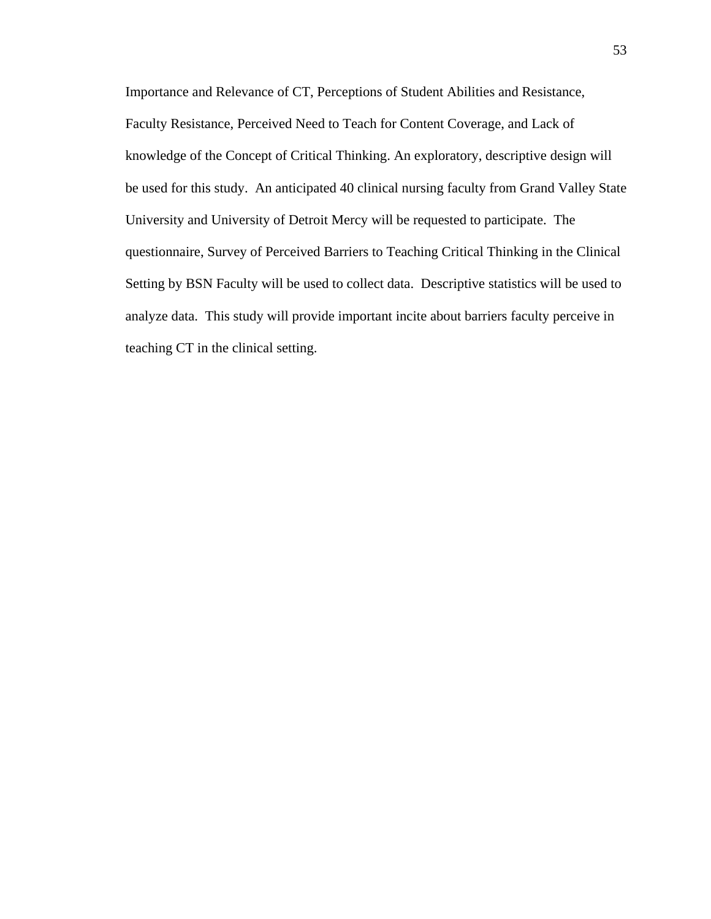Importance and Relevance of CT, Perceptions of Student Abilities and Resistance, Faculty Resistance, Perceived Need to Teach for Content Coverage, and Lack of knowledge of the Concept of Critical Thinking. An exploratory, descriptive design will be used for this study. An anticipated 40 clinical nursing faculty from Grand Valley State University and University of Detroit Mercy will be requested to participate. The questionnaire, Survey of Perceived Barriers to Teaching Critical Thinking in the Clinical Setting by BSN Faculty will be used to collect data. Descriptive statistics will be used to analyze data. This study will provide important incite about barriers faculty perceive in teaching CT in the clinical setting.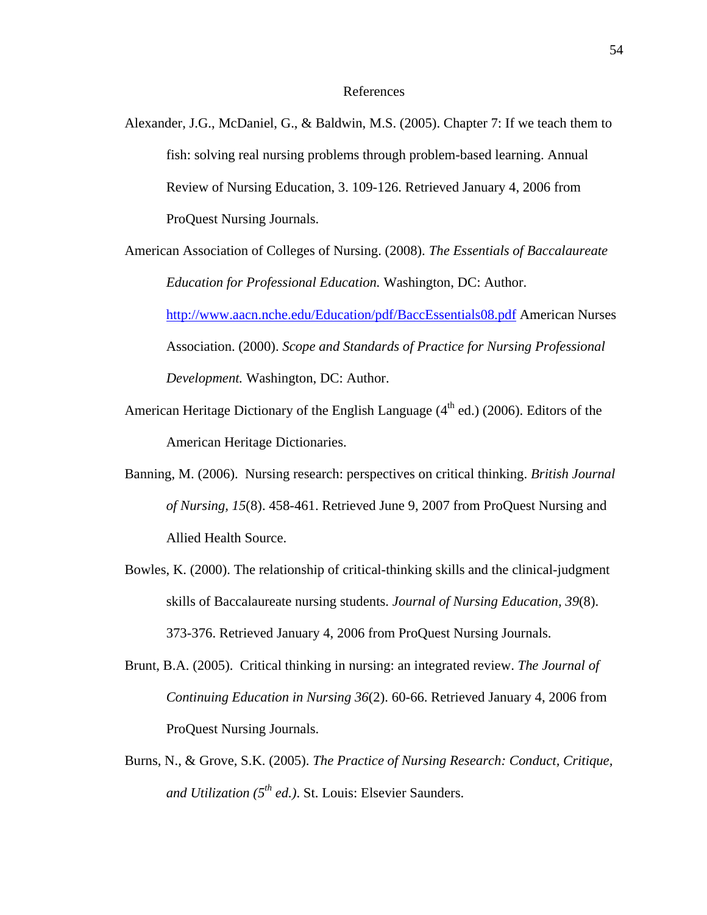# References

Alexander, J.G., McDaniel, G., & Baldwin, M.S. (2005). Chapter 7: If we teach them to fish: solving real nursing problems through problem-based learning. Annual Review of Nursing Education, 3. 109-126. Retrieved January 4, 2006 from ProQuest Nursing Journals.

American Association of Colleges of Nursing. (2008). *The Essentials of Baccalaureate Education for Professional Education.* Washington, DC: Author. [http://www.aacn.nche.edu/Education/pdf/BaccEssentials08.pdf](http://www.aacn.nche.edu/Education/pdf/BaccEssentials08.pdf) American Nurses Association. (2000). *Scope and Standards of Practice for Nursing Professional Development.* Washington, DC: Author.

American Heritage Dictionary of the English Language (4th ed.) (2006). Editors of the American Heritage Dictionaries.

Banning, M. (2006). Nursing research: perspectives on critical thinking. *British Journal of Nursing, 15*(8). 458-461. Retrieved June 9, 2007 from ProQuest Nursing and Allied Health Source.

Bowles, K. (2000). The relationship of critical-thinking skills and the clinical-judgment skills of Baccalaureate nursing students. *Journal of Nursing Education, 39*(8). 373-376. Retrieved January 4, 2006 from ProQuest Nursing Journals.

Brunt, B.A. (2005). Critical thinking in nursing: an integrated review. *The Journal of Continuing Education in Nursing 36*(2). 60-66. Retrieved January 4, 2006 from ProQuest Nursing Journals.

Burns, N., & Grove, S.K. (2005). *The Practice of Nursing Research: Conduct, Critique, and Utilization (5th ed.)*. St. Louis: Elsevier Saunders.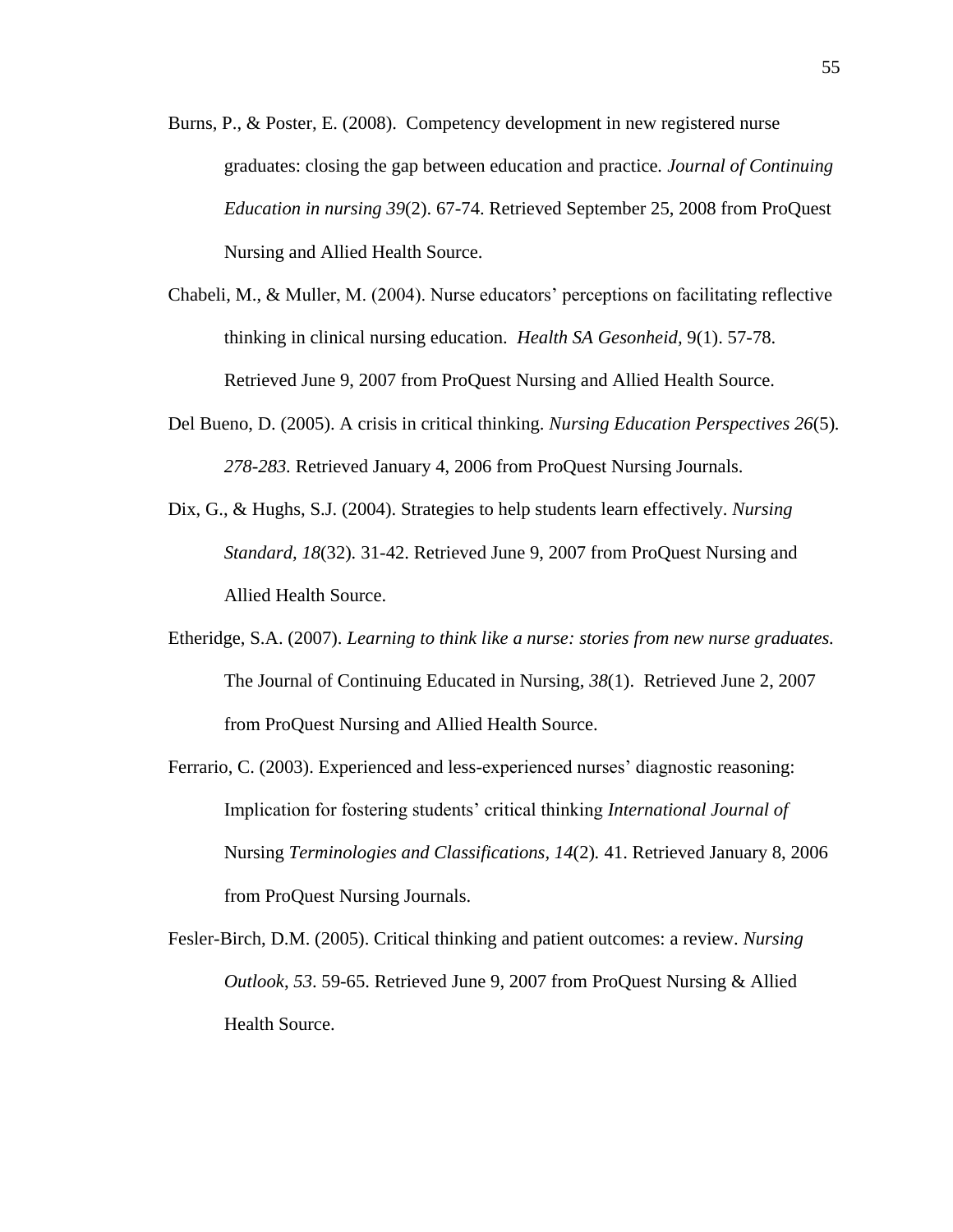Burns, P., & Poster, E. (2008). Competency development in new registered nurse graduates: closing the gap between education and practice. *Journal of Continuing Education in nursing 39*(2). 67-74. Retrieved September 25, 2008 from ProQuest Nursing and Allied Health Source.

Chabeli, M., & Muller, M. (2004). Nurse educators' perceptions on facilitating reflective thinking in clinical nursing education. *Health SA Gesonheid*, 9(1). 57-78. Retrieved June 9, 2007 from ProQuest Nursing and Allied Health Source.

Del Bueno, D. (2005). A crisis in critical thinking. *Nursing Education Perspectives 26*(5). *278-283.* Retrieved January 4, 2006 from ProQuest Nursing Journals.

Dix, G., & Hughs, S.J. (2004). Strategies to help students learn effectively. *Nursing Standard, 18*(32). 31-42. Retrieved June 9, 2007 from ProQuest Nursing and Allied Health Source.

Etheridge, S.A. (2007). *Learning to think like a nurse: stories from new nurse graduates.* The Journal of Continuing Educated in Nursing, *38*(1). Retrieved June 2, 2007 from ProQuest Nursing and Allied Health Source.

Ferrario, C. (2003). Experienced and less-experienced nurses' diagnostic reasoning: Implication for fostering students' critical thinking *International Journal of* Nursing *Terminologies and Classifications*, *14*(2). 41. Retrieved January 8, 2006 from ProQuest Nursing Journals.

Fesler-Birch, D.M. (2005). Critical thinking and patient outcomes: a review. *Nursing Outlook*, *53*. 59-65. Retrieved June 9, 2007 from ProQuest Nursing & Allied Health Source.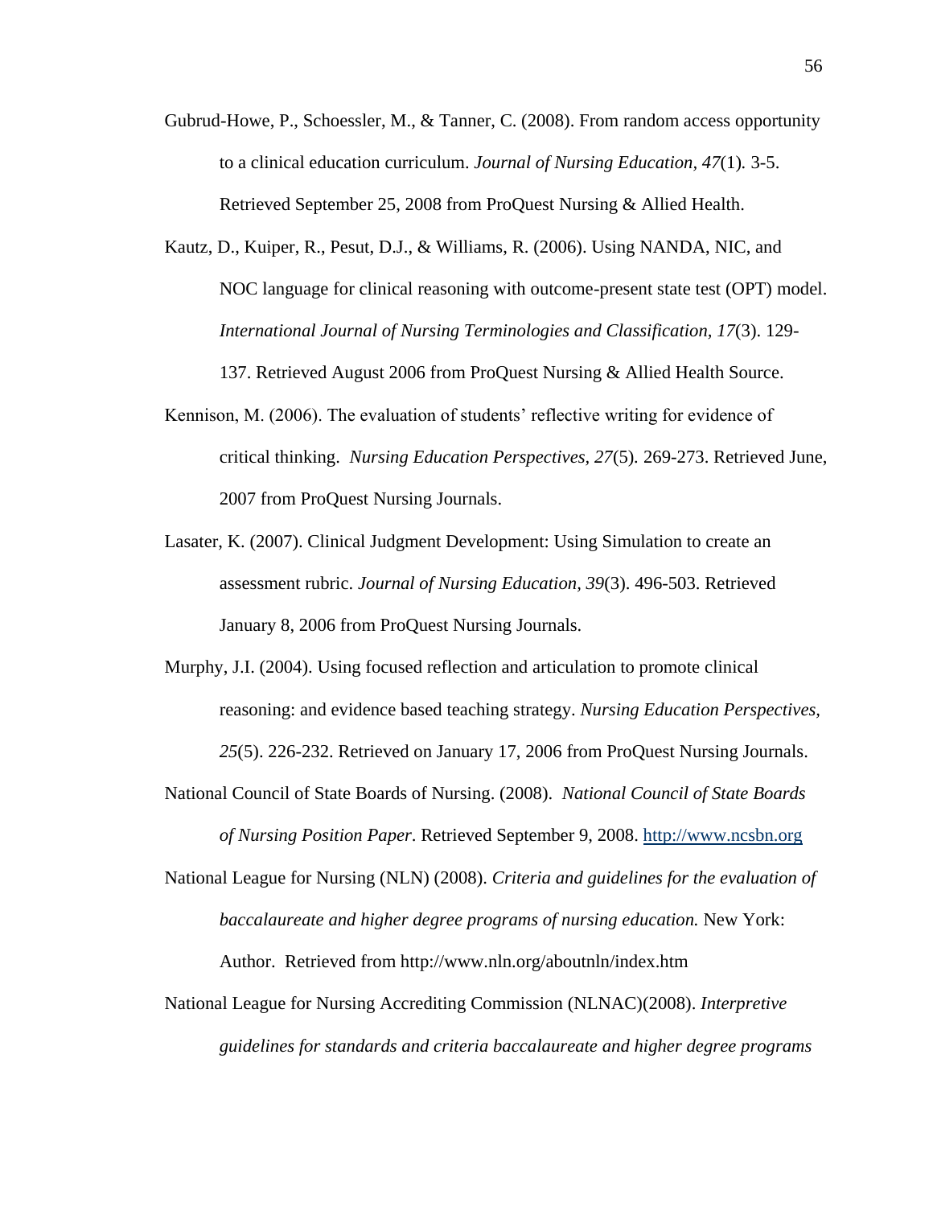Gubrud-Howe, P., Schoessler, M., & Tanner, C. (2008). From random access opportunity to a clinical education curriculum. *Journal of Nursing Education, 47*(1). 3-5. Retrieved September 25, 2008 from ProQuest Nursing & Allied Health.

Kautz, D., Kuiper, R., Pesut, D.J., & Williams, R. (2006). Using NANDA, NIC, and NOC language for clinical reasoning with outcome-present state test (OPT) model. *International Journal of Nursing Terminologies and Classification, 17*(3). 129-137. Retrieved August 2006 from ProQuest Nursing & Allied Health Source.

Kennison, M. (2006). The evaluation of students' reflective writing for evidence of critical thinking. *Nursing Education Perspectives, 27*(5). 269-273. Retrieved June, 2007 from ProQuest Nursing Journals.

Lasater, K. (2007). Clinical Judgment Development: Using Simulation to create an assessment rubric. *Journal of Nursing Education, 39*(3). 496-503. Retrieved January 8, 2006 from ProQuest Nursing Journals.

Murphy, J.I. (2004). Using focused reflection and articulation to promote clinical reasoning: and evidence based teaching strategy. *Nursing Education Perspectives, 25*(5). 226-232. Retrieved on January 17, 2006 from ProQuest Nursing Journals.

National Council of State Boards of Nursing. (2008). *National Council of State Boards of Nursing Position Paper*. Retrieved September 9, 2008. http://www.ncsbn.org

National League for Nursing (NLN) (2008). *Criteria and guidelines for the evaluation of baccalaureate and higher degree programs of nursing education.* New York: Author. Retrieved from http://www.nln.org/aboutnln/index.htm

National League for Nursing Accrediting Commission (NLNAC)(2008). *Interpretive guidelines for standards and criteria baccalaureate and higher degree programs*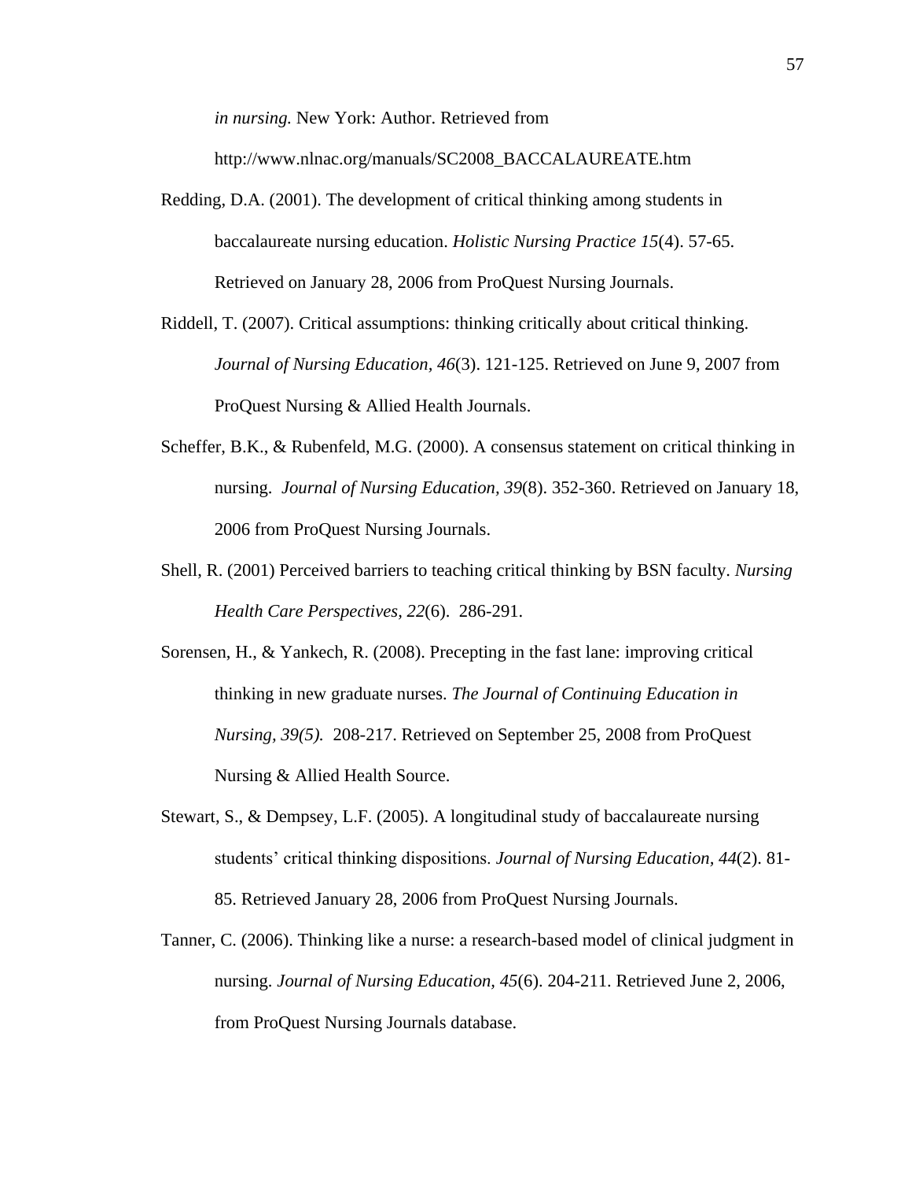*in nursing.* New York: Author. Retrieved from http://www.nlnac.org/manuals/SC2008_BACCALAUREATE.htm

Redding, D.A. (2001). The development of critical thinking among students in baccalaureate nursing education. *Holistic Nursing Practice 15*(4). 57-65. Retrieved on January 28, 2006 from ProQuest Nursing Journals.

Riddell, T. (2007). Critical assumptions: thinking critically about critical thinking. *Journal of Nursing Education, 46*(3). 121-125. Retrieved on June 9, 2007 from ProQuest Nursing & Allied Health Journals.

Scheffer, B.K., & Rubenfeld, M.G. (2000). A consensus statement on critical thinking in nursing. *Journal of Nursing Education, 39*(8). 352-360. Retrieved on January 18, 2006 from ProQuest Nursing Journals.

Shell, R. (2001) Perceived barriers to teaching critical thinking by BSN faculty. *Nursing Health Care Perspectives, 22*(6). 286-291.

Sorensen, H., & Yankech, R. (2008). Precepting in the fast lane: improving critical thinking in new graduate nurses. *The Journal of Continuing Education in Nursing, 39(5).* 208-217. Retrieved on September 25, 2008 from ProQuest Nursing & Allied Health Source.

Stewart, S., & Dempsey, L.F. (2005). A longitudinal study of baccalaureate nursing students' critical thinking dispositions. *Journal of Nursing Education, 44*(2). 81-85. Retrieved January 28, 2006 from ProQuest Nursing Journals.

Tanner, C. (2006). Thinking like a nurse: a research-based model of clinical judgment in nursing. *Journal of Nursing Education, 45*(6). 204-211. Retrieved June 2, 2006, from ProQuest Nursing Journals database.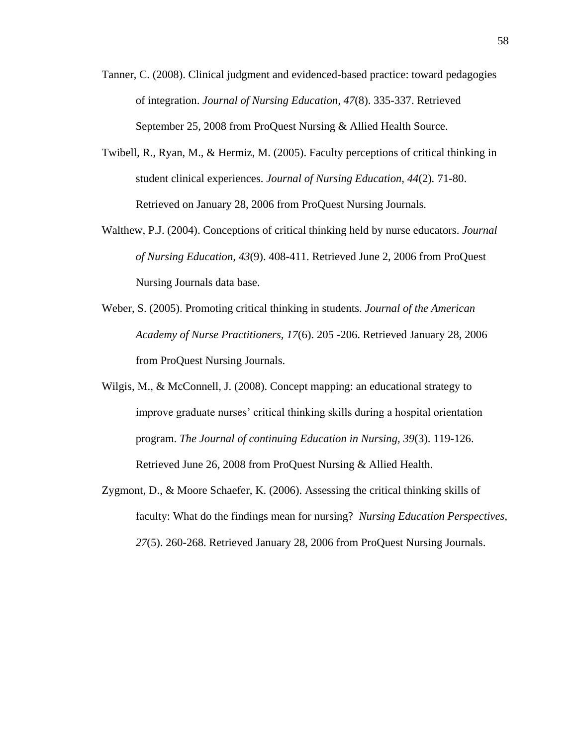Tanner, C. (2008). Clinical judgment and evidenced-based practice: toward pedagogies of integration. *Journal of Nursing Education, 47*(8). 335-337. Retrieved September 25, 2008 from ProQuest Nursing & Allied Health Source.

Twibell, R., Ryan, M., & Hermiz, M. (2005). Faculty perceptions of critical thinking in student clinical experiences. *Journal of Nursing Education, 44*(2). 71-80. Retrieved on January 28, 2006 from ProQuest Nursing Journals.

Walthew, P.J. (2004). Conceptions of critical thinking held by nurse educators. *Journal of Nursing Education, 43*(9). 408-411. Retrieved June 2, 2006 from ProQuest Nursing Journals data base.

Weber, S. (2005). Promoting critical thinking in students. *Journal of the American Academy of Nurse Practitioners, 17*(6). 205 -206. Retrieved January 28, 2006 from ProQuest Nursing Journals.

Wilgis, M., & McConnell, J. (2008). Concept mapping: an educational strategy to improve graduate nurses' critical thinking skills during a hospital orientation program. *The Journal of continuing Education in Nursing, 39*(3). 119-126. Retrieved June 26, 2008 from ProQuest Nursing & Allied Health.

Zygmont, D., & Moore Schaefer, K. (2006). Assessing the critical thinking skills of faculty: What do the findings mean for nursing? *Nursing Education Perspectives, 27*(5). 260-268. Retrieved January 28, 2006 from ProQuest Nursing Journals.